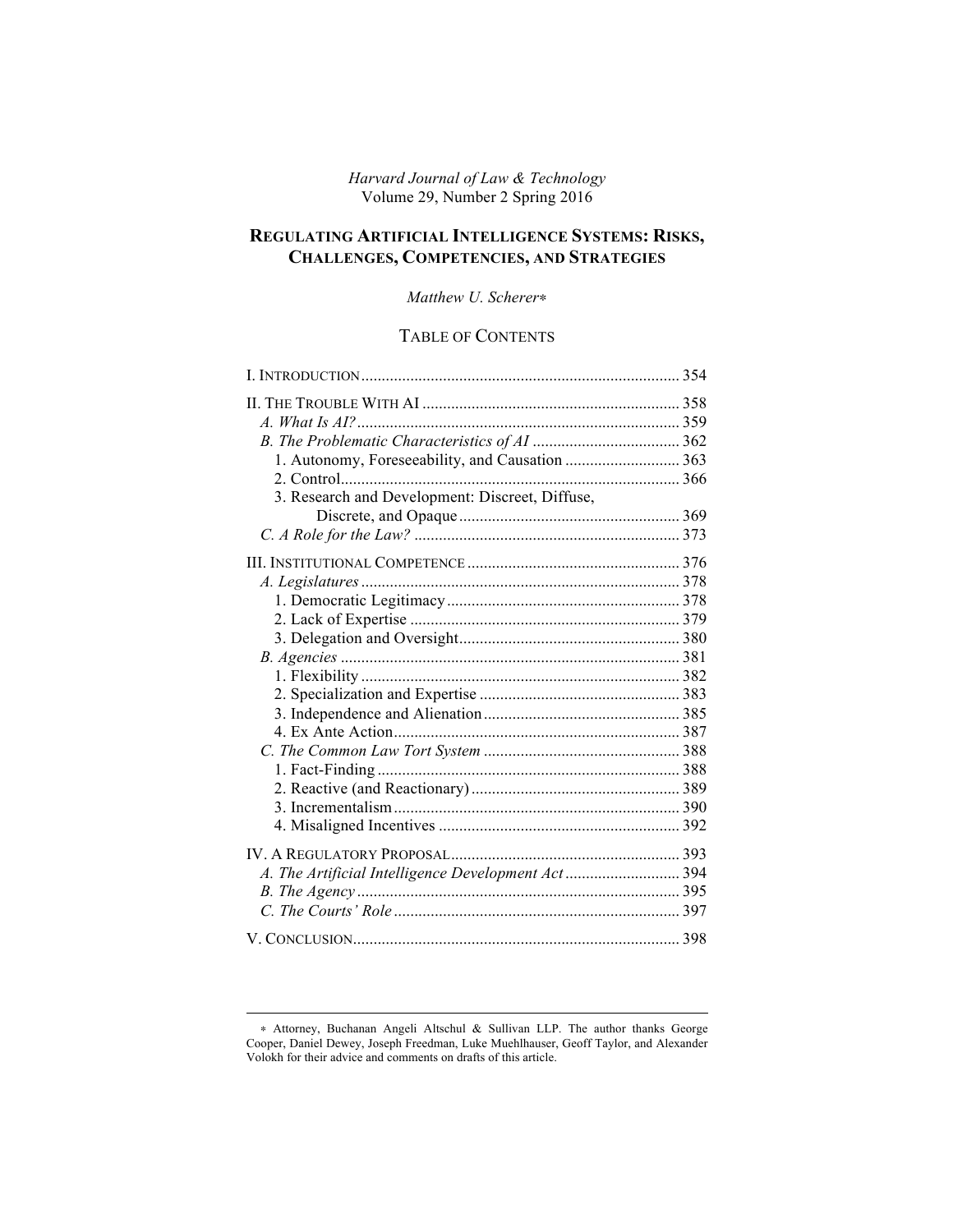*Harvard Journal of Law & Technology*
Volume 29, Number 2 Spring 2016

# REGULATING ARTIFICIAL INTELLIGENCE SYSTEMS: RISKS, CHALLENGES, COMPETENCIES, AND STRATEGIES

*Matthew U. Scherer*[*]

## TABLE OF CONTENTS

I. INTRODUCTION ........................................................................ 354

II. THE TROUBLE WITH AI ......................................................... 358
- *A. What Is AI?* .......................................................................... 359
- *B. The Problematic Characteristics of AI* .................................. 362
  - 1. Autonomy, Foreseeability, and Causation ........................... 363
  - 2. Control ................................................................................. 366
  - 3. Research and Development: Discreet, Diffuse, Discrete, and Opaque ..................................................... 369
- *C. A Role for the Law?* .............................................................. 373

III. INSTITUTIONAL COMPETENCE .............................................. 376
- *A. Legislatures* .......................................................................... 378
  - 1. Democratic Legitimacy ........................................................ 378
  - 2. Lack of Expertise ................................................................. 379
  - 3. Delegation and Oversight ..................................................... 380
- *B. Agencies* ............................................................................... 381
  - 1. Flexibility ............................................................................ 382
  - 2. Specialization and Expertise ................................................ 383
  - 3. Independence and Alienation ............................................... 385
  - 4. Ex Ante Action ..................................................................... 387
- *C. The Common Law Tort System* ............................................. 388
  - 1. Fact-Finding ......................................................................... 388
  - 2. Reactive (and Reactionary) .................................................. 389
  - 3. Incrementalism ..................................................................... 390
  - 4. Misaligned Incentives .......................................................... 392

IV. A REGULATORY PROPOSAL ................................................... 393
- *A. The Artificial Intelligence Development Act* .......................... 394
- *B. The Agency* ........................................................................... 395
- *C. The Courts' Role* .................................................................. 397

V. CONCLUSION ........................................................................... 398

---

[*] Attorney, Buchanan Angeli Altschul & Sullivan LLP. The author thanks George Cooper, Daniel Dewey, Joseph Freedman, Luke Muehlhauser, Geoff Taylor, and Alexander Volokh for their advice and comments on drafts of this article.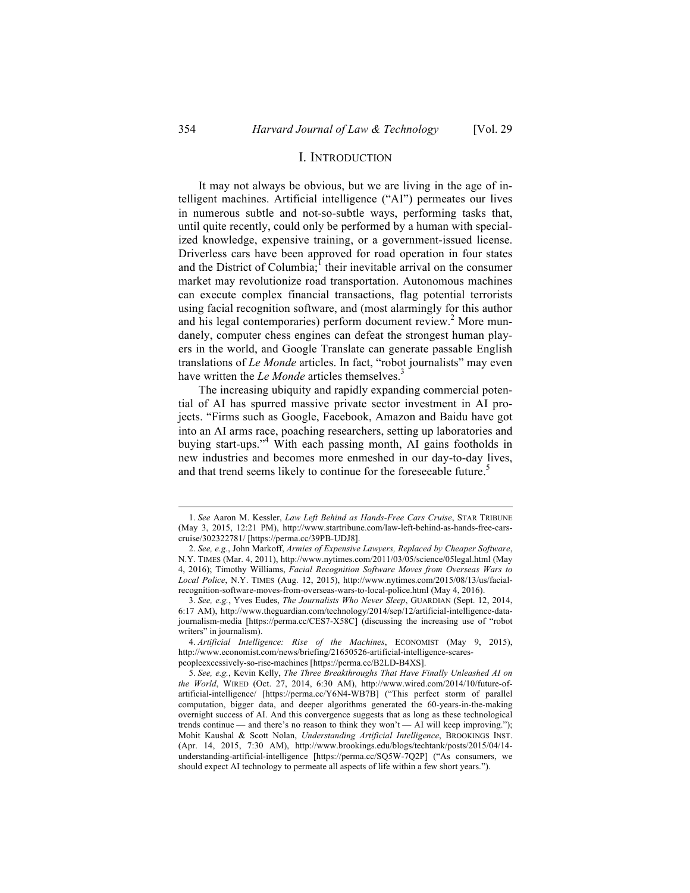## I. INTRODUCTION

It may not always be obvious, but we are living in the age of intelligent machines. Artificial intelligence ("AI") permeates our lives in numerous subtle and not-so-subtle ways, performing tasks that, until quite recently, could only be performed by a human with specialized knowledge, expensive training, or a government-issued license. Driverless cars have been approved for road operation in four states and the District of Columbia;[1] their inevitable arrival on the consumer market may revolutionize road transportation. Autonomous machines can execute complex financial transactions, flag potential terrorists using facial recognition software, and (most alarmingly for this author and his legal contemporaries) perform document review.[2] More mundanely, computer chess engines can defeat the strongest human players in the world, and Google Translate can generate passable English translations of *Le Monde* articles. In fact, "robot journalists" may even have written the *Le Monde* articles themselves.[3]

The increasing ubiquity and rapidly expanding commercial potential of AI has spurred massive private sector investment in AI projects. "Firms such as Google, Facebook, Amazon and Baidu have got into an AI arms race, poaching researchers, setting up laboratories and buying start-ups."[4] With each passing month, AI gains footholds in new industries and becomes more enmeshed in our day-to-day lives, and that trend seems likely to continue for the foreseeable future.[5]

---

1. *See* Aaron M. Kessler, *Law Left Behind as Hands-Free Cars Cruise*, STAR TRIBUNE (May 3, 2015, 12:21 PM), http://www.startribune.com/law-left-behind-as-hands-free-cars-cruise/302322781/ [https://perma.cc/39PB-UDJ8].

2. *See, e.g.*, John Markoff, *Armies of Expensive Lawyers, Replaced by Cheaper Software*, N.Y. TIMES (Mar. 4, 2011), http://www.nytimes.com/2011/03/05/science/05legal.html (May 4, 2016); Timothy Williams, *Facial Recognition Software Moves from Overseas Wars to Local Police*, N.Y. TIMES (Aug. 12, 2015), http://www.nytimes.com/2015/08/13/us/facial-recognition-software-moves-from-overseas-wars-to-local-police.html (May 4, 2016).

3. *See, e.g.*, Yves Eudes, *The Journalists Who Never Sleep*, GUARDIAN (Sept. 12, 2014, 6:17 AM), http://www.theguardian.com/technology/2014/sep/12/artificial-intelligence-data-journalism-media [https://perma.cc/CES7-X58C] (discussing the increasing use of "robot writers" in journalism).

4. *Artificial Intelligence: Rise of the Machines*, ECONOMIST (May 9, 2015), http://www.economist.com/news/briefing/21650526-artificial-intelligence-scares-peopleexcessively-so-rise-machines [https://perma.cc/B2LD-B4XS].

5. *See, e.g.*, Kevin Kelly, *The Three Breakthroughs That Have Finally Unleashed AI on the World*, WIRED (Oct. 27, 2014, 6:30 AM), http://www.wired.com/2014/10/future-of-artificial-intelligence/ [https://perma.cc/Y6N4-WB7B] ("This perfect storm of parallel computation, bigger data, and deeper algorithms generated the 60-years-in-the-making overnight success of AI. And this convergence suggests that as long as these technological trends continue — and there's no reason to think they won't — AI will keep improving."); Mohit Kaushal & Scott Nolan, *Understanding Artificial Intelligence*, BROOKINGS INST. (Apr. 14, 2015, 7:30 AM), http://www.brookings.edu/blogs/techtank/posts/2015/04/14-understanding-artificial-intelligence [https://perma.cc/SQ5W-7Q2P] ("As consumers, we should expect AI technology to permeate all aspects of life within a few short years.").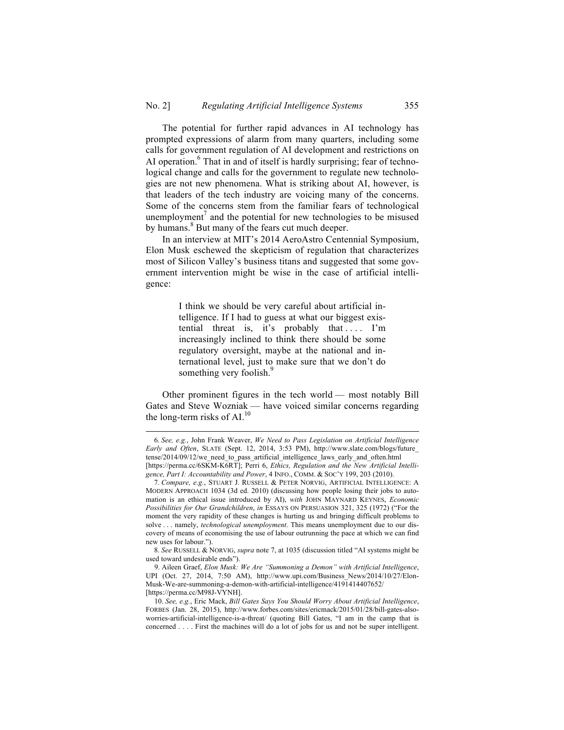The potential for further rapid advances in AI technology has prompted expressions of alarm from many quarters, including some calls for government regulation of AI development and restrictions on AI operation.[6] That in and of itself is hardly surprising; fear of technological change and calls for the government to regulate new technologies are not new phenomena. What is striking about AI, however, is that leaders of the tech industry are voicing many of the concerns. Some of the concerns stem from the familiar fears of technological unemployment[7] and the potential for new technologies to be misused by humans.[8] But many of the fears cut much deeper.

In an interview at MIT's 2014 AeroAstro Centennial Symposium, Elon Musk eschewed the skepticism of regulation that characterizes most of Silicon Valley's business titans and suggested that some government intervention might be wise in the case of artificial intelligence:

> I think we should be very careful about artificial intelligence. If I had to guess at what our biggest existential threat is, it's probably that . . . . I'm increasingly inclined to think there should be some regulatory oversight, maybe at the national and international level, just to make sure that we don't do something very foolish.[9]

Other prominent figures in the tech world — most notably Bill Gates and Steve Wozniak — have voiced similar concerns regarding the long-term risks of AI.[10]

---

6. *See, e.g.*, John Frank Weaver, *We Need to Pass Legislation on Artificial Intelligence Early and Often*, SLATE (Sept. 12, 2014, 3:53 PM), http://www.slate.com/blogs/future_tense/2014/09/12/we_need_to_pass_artificial_intelligence_laws_early_and_often.html [https://perma.cc/6SKM-K6RT]; Perri 6, *Ethics, Regulation and the New Artificial Intelligence, Part I: Accountability and Power*, 4 INFO., COMM. & SOC'Y 199, 203 (2010).

7. *Compare, e.g.*, STUART J. RUSSELL & PETER NORVIG, ARTIFICIAL INTELLIGENCE: A MODERN APPROACH 1034 (3d ed. 2010) (discussing how people losing their jobs to automation is an ethical issue introduced by AI), *with* JOHN MAYNARD KEYNES, *Economic Possibilities for Our Grandchildren*, *in* ESSAYS ON PERSUASION 321, 325 (1972) ("For the moment the very rapidity of these changes is hurting us and bringing difficult problems to solve . . . namely, *technological unemployment*. This means unemployment due to our discovery of means of economising the use of labour outrunning the pace at which we can find new uses for labour.").

8. *See* RUSSELL & NORVIG, *supra* note 7, at 1035 (discussion titled "AI systems might be used toward undesirable ends").

9. Aileen Graef, *Elon Musk: We Are "Summoning a Demon" with Artificial Intelligence*, UPI (Oct. 27, 2014, 7:50 AM), http://www.upi.com/Business_News/2014/10/27/Elon-Musk-We-are-summoning-a-demon-with-artificial-intelligence/4191414407652/ [https://perma.cc/M98J-VYNH].

10. *See, e.g.*, Eric Mack, *Bill Gates Says You Should Worry About Artificial Intelligence*, FORBES (Jan. 28, 2015), http://www.forbes.com/sites/ericmack/2015/01/28/bill-gates-also-worries-artificial-intelligence-is-a-threat/ (quoting Bill Gates, "I am in the camp that is concerned . . . . First the machines will do a lot of jobs for us and not be super intelligent.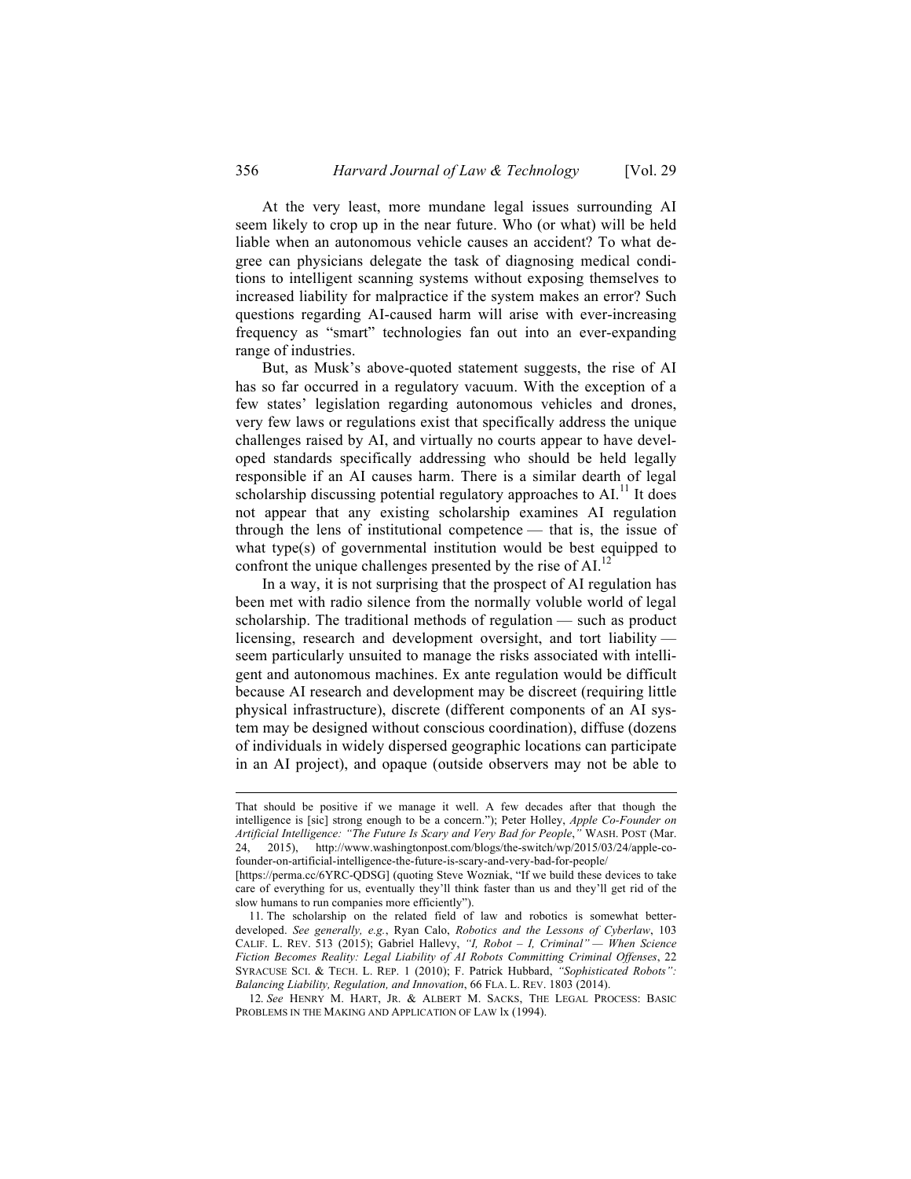At the very least, more mundane legal issues surrounding AI seem likely to crop up in the near future. Who (or what) will be held liable when an autonomous vehicle causes an accident? To what degree can physicians delegate the task of diagnosing medical conditions to intelligent scanning systems without exposing themselves to increased liability for malpractice if the system makes an error? Such questions regarding AI-caused harm will arise with ever-increasing frequency as "smart" technologies fan out into an ever-expanding range of industries.

But, as Musk's above-quoted statement suggests, the rise of AI has so far occurred in a regulatory vacuum. With the exception of a few states' legislation regarding autonomous vehicles and drones, very few laws or regulations exist that specifically address the unique challenges raised by AI, and virtually no courts appear to have developed standards specifically addressing who should be held legally responsible if an AI causes harm. There is a similar dearth of legal scholarship discussing potential regulatory approaches to AI.[11] It does not appear that any existing scholarship examines AI regulation through the lens of institutional competence — that is, the issue of what type(s) of governmental institution would be best equipped to confront the unique challenges presented by the rise of AI.[12]

In a way, it is not surprising that the prospect of AI regulation has been met with radio silence from the normally voluble world of legal scholarship. The traditional methods of regulation — such as product licensing, research and development oversight, and tort liability — seem particularly unsuited to manage the risks associated with intelligent and autonomous machines. Ex ante regulation would be difficult because AI research and development may be discreet (requiring little physical infrastructure), discrete (different components of an AI system may be designed without conscious coordination), diffuse (dozens of individuals in widely dispersed geographic locations can participate in an AI project), and opaque (outside observers may not be able to

---

That should be positive if we manage it well. A few decades after that though the intelligence is [sic] strong enough to be a concern."); Peter Holley, *Apple Co-Founder on Artificial Intelligence: "The Future Is Scary and Very Bad for People*,*"* WASH. POST (Mar. 24, 2015), http://www.washingtonpost.com/blogs/the-switch/wp/2015/03/24/apple-co-founder-on-artificial-intelligence-the-future-is-scary-and-very-bad-for-people/ [https://perma.cc/6YRC-QDSG] (quoting Steve Wozniak, "If we build these devices to take care of everything for us, eventually they'll think faster than us and they'll get rid of the slow humans to run companies more efficiently").

11. The scholarship on the related field of law and robotics is somewhat better-developed. *See generally, e.g.*, Ryan Calo, *Robotics and the Lessons of Cyberlaw*, 103 CALIF. L. REV. 513 (2015); Gabriel Hallevy, *"I, Robot – I, Criminal" — When Science Fiction Becomes Reality: Legal Liability of AI Robots Committing Criminal Offenses*, 22 SYRACUSE SCI. & TECH. L. REP. 1 (2010); F. Patrick Hubbard, *"Sophisticated Robots": Balancing Liability, Regulation, and Innovation*, 66 FLA. L. REV. 1803 (2014).

12. *See* HENRY M. HART, JR. & ALBERT M. SACKS, THE LEGAL PROCESS: BASIC PROBLEMS IN THE MAKING AND APPLICATION OF LAW lx (1994).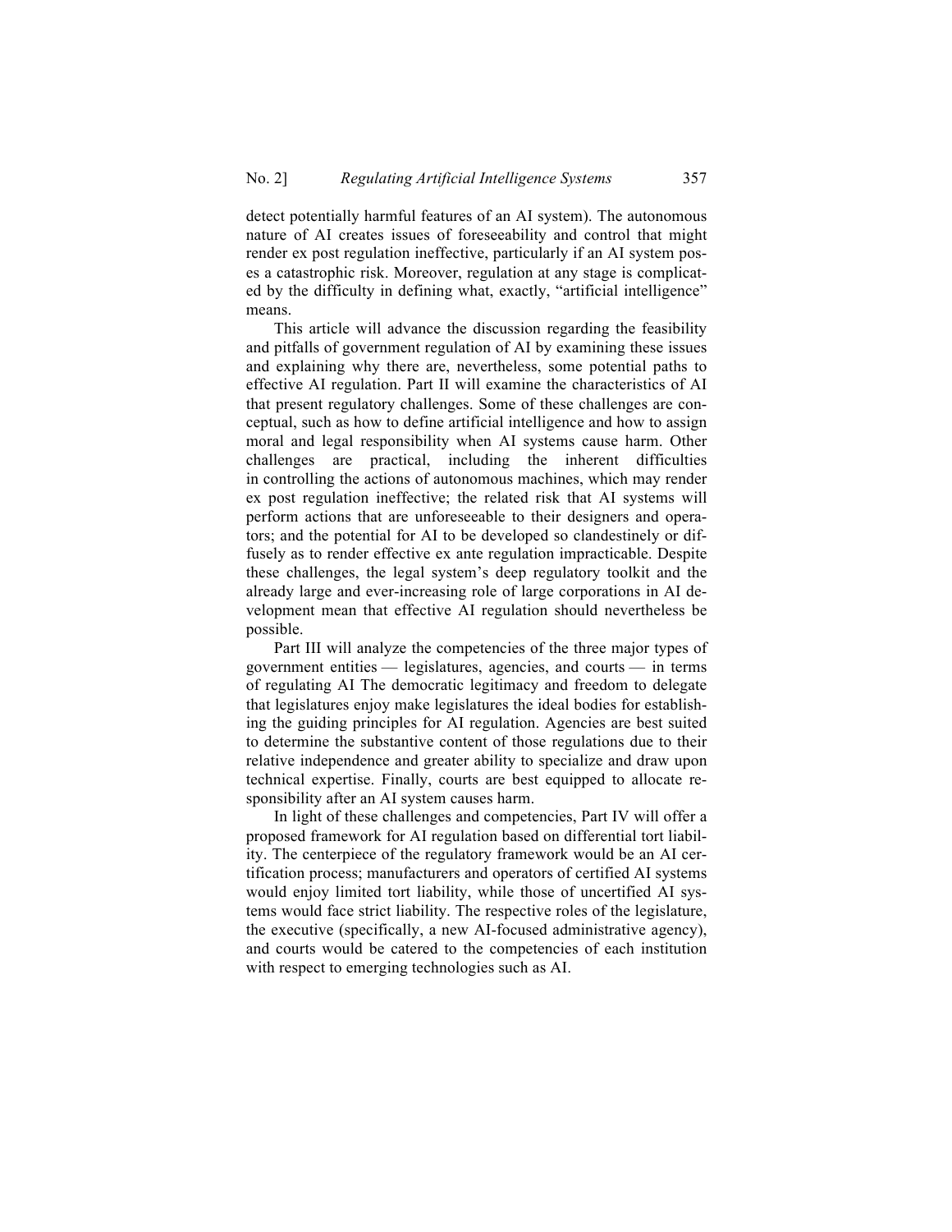detect potentially harmful features of an AI system). The autonomous nature of AI creates issues of foreseeability and control that might render ex post regulation ineffective, particularly if an AI system poses a catastrophic risk. Moreover, regulation at any stage is complicated by the difficulty in defining what, exactly, "artificial intelligence" means.

This article will advance the discussion regarding the feasibility and pitfalls of government regulation of AI by examining these issues and explaining why there are, nevertheless, some potential paths to effective AI regulation. Part II will examine the characteristics of AI that present regulatory challenges. Some of these challenges are conceptual, such as how to define artificial intelligence and how to assign moral and legal responsibility when AI systems cause harm. Other challenges are practical, including the inherent difficulties in controlling the actions of autonomous machines, which may render ex post regulation ineffective; the related risk that AI systems will perform actions that are unforeseeable to their designers and operators; and the potential for AI to be developed so clandestinely or diffusely as to render effective ex ante regulation impracticable. Despite these challenges, the legal system's deep regulatory toolkit and the already large and ever-increasing role of large corporations in AI development mean that effective AI regulation should nevertheless be possible.

Part III will analyze the competencies of the three major types of government entities — legislatures, agencies, and courts — in terms of regulating AI The democratic legitimacy and freedom to delegate that legislatures enjoy make legislatures the ideal bodies for establishing the guiding principles for AI regulation. Agencies are best suited to determine the substantive content of those regulations due to their relative independence and greater ability to specialize and draw upon technical expertise. Finally, courts are best equipped to allocate responsibility after an AI system causes harm.

In light of these challenges and competencies, Part IV will offer a proposed framework for AI regulation based on differential tort liability. The centerpiece of the regulatory framework would be an AI certification process; manufacturers and operators of certified AI systems would enjoy limited tort liability, while those of uncertified AI systems would face strict liability. The respective roles of the legislature, the executive (specifically, a new AI-focused administrative agency), and courts would be catered to the competencies of each institution with respect to emerging technologies such as AI.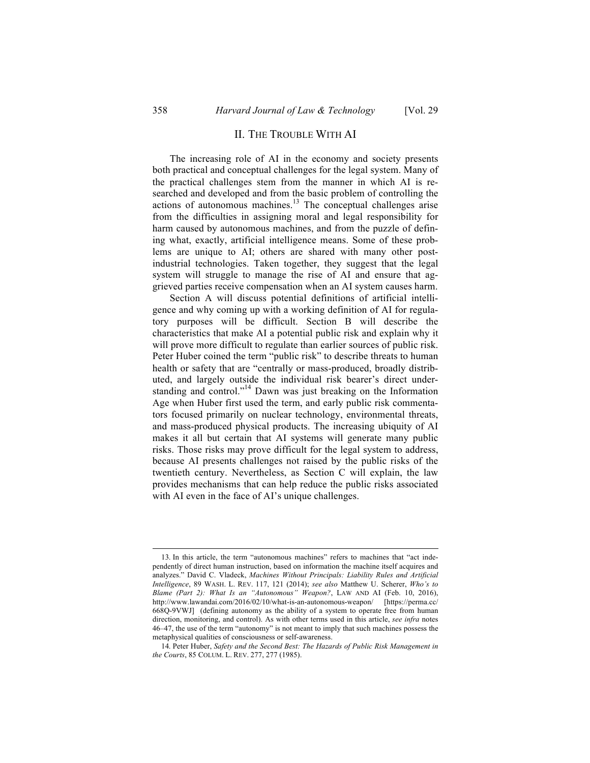## II. The Trouble With AI

The increasing role of AI in the economy and society presents both practical and conceptual challenges for the legal system. Many of the practical challenges stem from the manner in which AI is researched and developed and from the basic problem of controlling the actions of autonomous machines.[13] The conceptual challenges arise from the difficulties in assigning moral and legal responsibility for harm caused by autonomous machines, and from the puzzle of defining what, exactly, artificial intelligence means. Some of these problems are unique to AI; others are shared with many other post-industrial technologies. Taken together, they suggest that the legal system will struggle to manage the rise of AI and ensure that aggrieved parties receive compensation when an AI system causes harm.

Section A will discuss potential definitions of artificial intelligence and why coming up with a working definition of AI for regulatory purposes will be difficult. Section B will describe the characteristics that make AI a potential public risk and explain why it will prove more difficult to regulate than earlier sources of public risk. Peter Huber coined the term "public risk" to describe threats to human health or safety that are "centrally or mass-produced, broadly distributed, and largely outside the individual risk bearer's direct understanding and control."[14] Dawn was just breaking on the Information Age when Huber first used the term, and early public risk commentators focused primarily on nuclear technology, environmental threats, and mass-produced physical products. The increasing ubiquity of AI makes it all but certain that AI systems will generate many public risks. Those risks may prove difficult for the legal system to address, because AI presents challenges not raised by the public risks of the twentieth century. Nevertheless, as Section C will explain, the law provides mechanisms that can help reduce the public risks associated with AI even in the face of AI's unique challenges.

---

13. In this article, the term "autonomous machines" refers to machines that "act independently of direct human instruction, based on information the machine itself acquires and analyzes." David C. Vladeck, *Machines Without Principals: Liability Rules and Artificial Intelligence*, 89 WASH. L. REV. 117, 121 (2014); *see also* Matthew U. Scherer, *Who's to Blame (Part 2): What Is an "Autonomous" Weapon?*, LAW AND AI (Feb. 10, 2016), http://www.lawandai.com/2016/02/10/what-is-an-autonomous-weapon/ [https://perma.cc/668Q-9VWJ] (defining autonomy as the ability of a system to operate free from human direction, monitoring, and control). As with other terms used in this article, *see infra* notes 46–47, the use of the term "autonomy" is not meant to imply that such machines possess the metaphysical qualities of consciousness or self-awareness.

14. Peter Huber, *Safety and the Second Best: The Hazards of Public Risk Management in the Courts*, 85 COLUM. L. REV. 277, 277 (1985).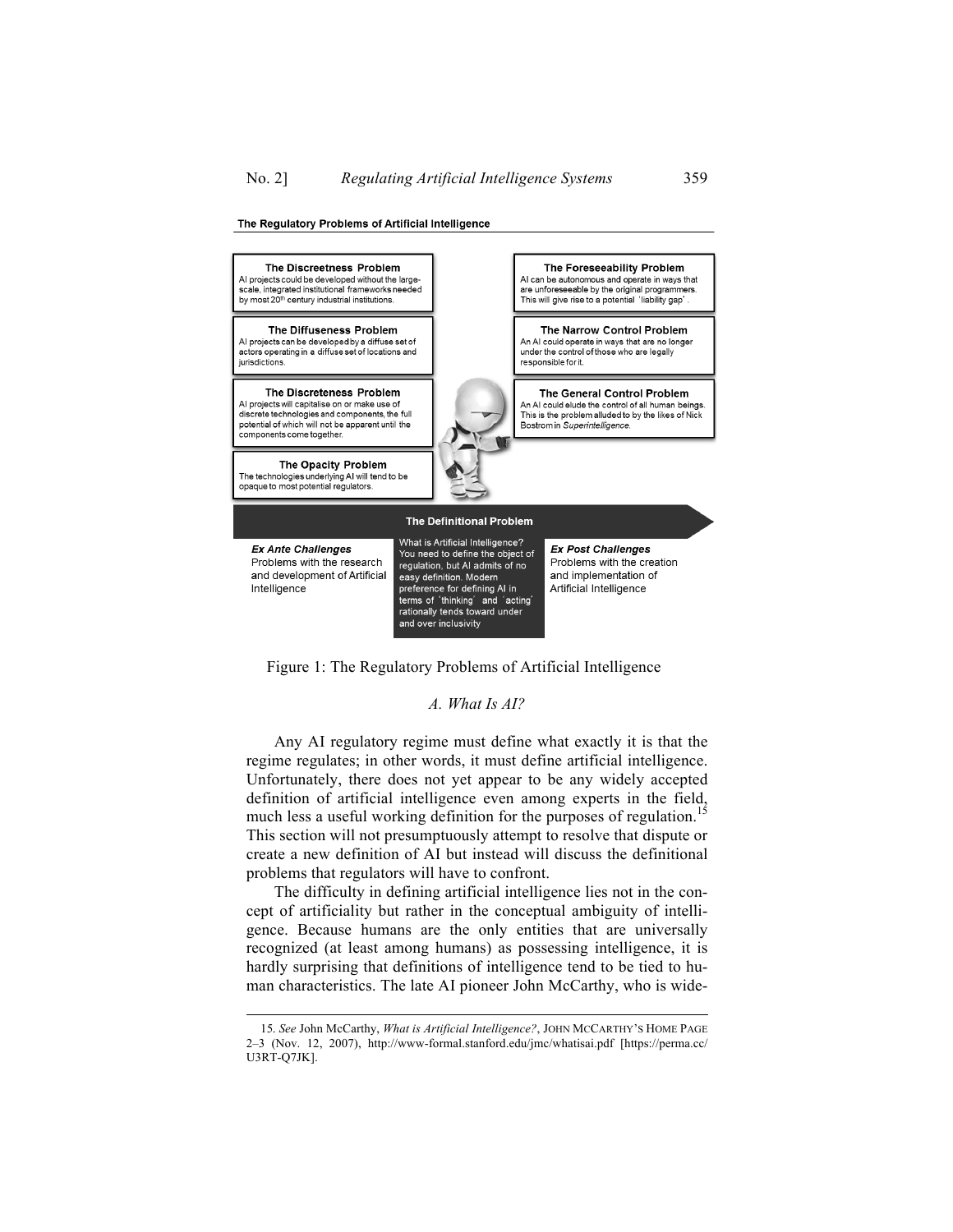**The Regulatory Problems of Artificial Intelligence**

**The Discreetness Problem**
AI projects could be developed without the large-scale, integrated institutional frameworks needed by most 20th century industrial institutions.

**The Diffuseness Problem**
AI projects can be developed by a diffuse set of actors operating in a diffuse set of locations and jurisdictions.

**The Discreteness Problem**
AI projects will capitalise on or make use of discrete technologies and components, the full potential of which will not be apparent until the components come together.

**The Opacity Problem**
The technologies underlying AI will tend to be opaque to most potential regulators.

**The Foreseeability Problem**
AI can be autonomous and operate in ways that are unforeseeable by the original programmers. This will give rise to a potential 'liability gap'.

**The Narrow Control Problem**
An AI could operate in ways that are no longer under the control of those who are legally responsible for it.

**The General Control Problem**
An AI could elude the control of all human beings. This is the problem alluded to by the likes of Nick Bostrom in *Superintelligence*.

**The Definitional Problem**

***Ex Ante Challenges***
Problems with the research and development of Artificial Intelligence

What is Artificial Intelligence? You need to define the object of regulation, but AI admits of no easy definition. Modern preference for defining AI in terms of 'thinking' and 'acting' rationally tends toward under and over inclusivity

***Ex Post Challenges***
Problems with the creation and implementation of Artificial Intelligence

Figure 1: The Regulatory Problems of Artificial Intelligence

### *A. What Is AI?*

Any AI regulatory regime must define what exactly it is that the regime regulates; in other words, it must define artificial intelligence. Unfortunately, there does not yet appear to be any widely accepted definition of artificial intelligence even among experts in the field, much less a useful working definition for the purposes of regulation.[15] This section will not presumptuously attempt to resolve that dispute or create a new definition of AI but instead will discuss the definitional problems that regulators will have to confront.

The difficulty in defining artificial intelligence lies not in the concept of artificiality but rather in the conceptual ambiguity of intelligence. Because humans are the only entities that are universally recognized (at least among humans) as possessing intelligence, it is hardly surprising that definitions of intelligence tend to be tied to human characteristics. The late AI pioneer John McCarthy, who is wide-

15. *See* John McCarthy, *What is Artificial Intelligence?*, JOHN MCCARTHY'S HOME PAGE 2–3 (Nov. 12, 2007), http://www-formal.stanford.edu/jmc/whatisai.pdf [https://perma.cc/U3RT-Q7JK].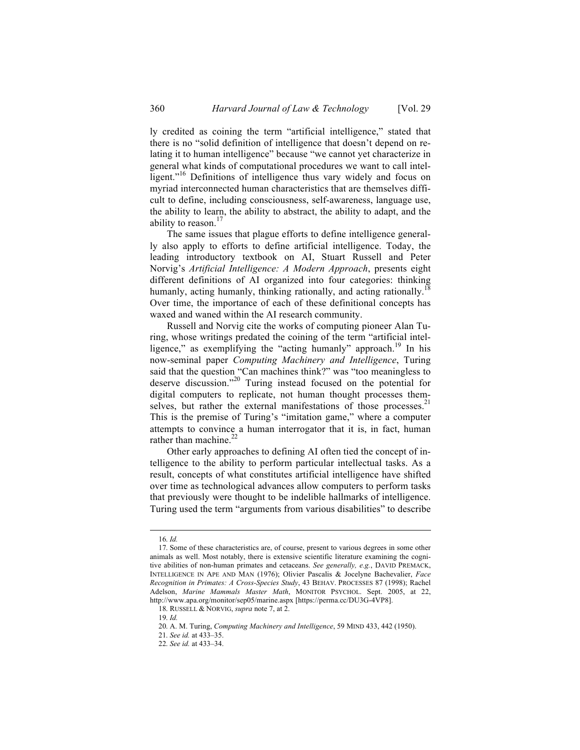ly credited as coining the term "artificial intelligence," stated that there is no "solid definition of intelligence that doesn't depend on relating it to human intelligence" because "we cannot yet characterize in general what kinds of computational procedures we want to call intelligent."[16] Definitions of intelligence thus vary widely and focus on myriad interconnected human characteristics that are themselves difficult to define, including consciousness, self-awareness, language use, the ability to learn, the ability to abstract, the ability to adapt, and the ability to reason.[17]

The same issues that plague efforts to define intelligence generally also apply to efforts to define artificial intelligence. Today, the leading introductory textbook on AI, Stuart Russell and Peter Norvig's *Artificial Intelligence: A Modern Approach*, presents eight different definitions of AI organized into four categories: thinking humanly, acting humanly, thinking rationally, and acting rationally.[18] Over time, the importance of each of these definitional concepts has waxed and waned within the AI research community.

Russell and Norvig cite the works of computing pioneer Alan Turing, whose writings predated the coining of the term "artificial intelligence," as exemplifying the "acting humanly" approach.[19] In his now-seminal paper *Computing Machinery and Intelligence*, Turing said that the question "Can machines think?" was "too meaningless to deserve discussion."[20] Turing instead focused on the potential for digital computers to replicate, not human thought processes themselves, but rather the external manifestations of those processes.[21] This is the premise of Turing's "imitation game," where a computer attempts to convince a human interrogator that it is, in fact, human rather than machine.[22]

Other early approaches to defining AI often tied the concept of intelligence to the ability to perform particular intellectual tasks. As a result, concepts of what constitutes artificial intelligence have shifted over time as technological advances allow computers to perform tasks that previously were thought to be indelible hallmarks of intelligence. Turing used the term "arguments from various disabilities" to describe

---

16. *Id.*

17. Some of these characteristics are, of course, present to various degrees in some other animals as well. Most notably, there is extensive scientific literature examining the cognitive abilities of non-human primates and cetaceans. *See generally, e.g.*, DAVID PREMACK, INTELLIGENCE IN APE AND MAN (1976); Olivier Pascalis & Jocelyne Bachevalier, *Face Recognition in Primates: A Cross-Species Study*, 43 BEHAV. PROCESSES 87 (1998); Rachel Adelson, *Marine Mammals Master Math*, MONITOR PSYCHOL. Sept. 2005, at 22, http://www.apa.org/monitor/sep05/marine.aspx [https://perma.cc/DU3G-4VP8].

18. RUSSELL & NORVIG, *supra* note 7, at 2.

19. *Id.*

20. A. M. Turing, *Computing Machinery and Intelligence*, 59 MIND 433, 442 (1950).

21. *See id.* at 433–35.

22. *See id.* at 433–34.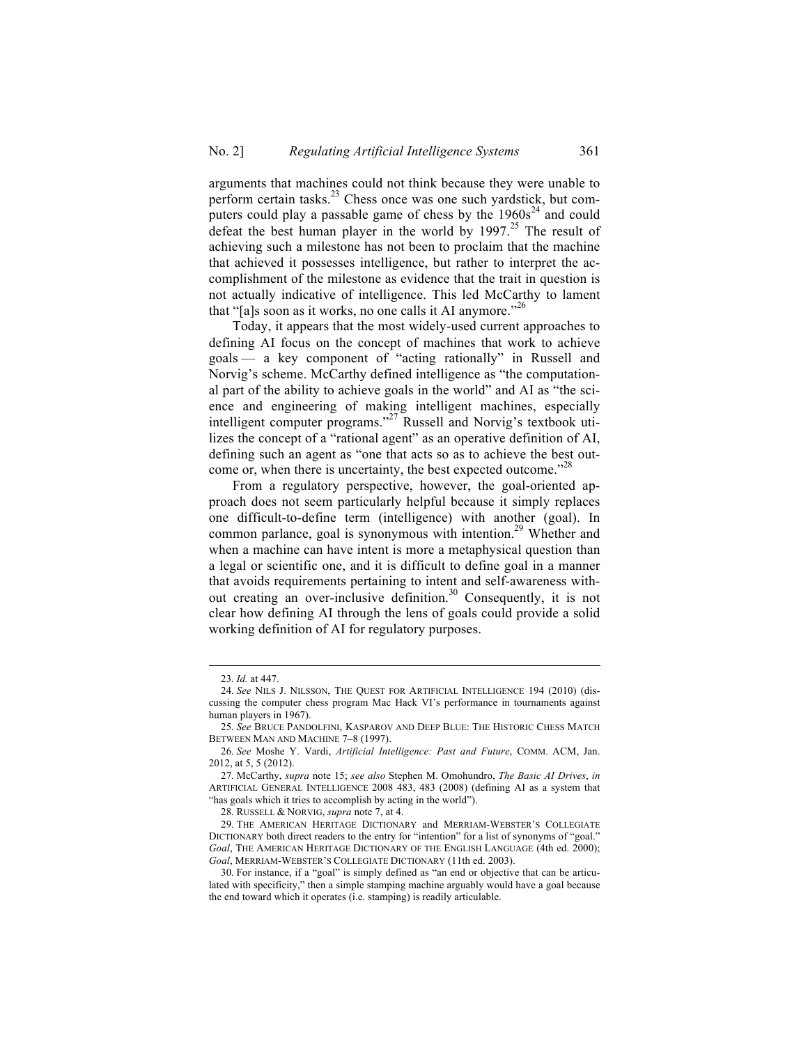arguments that machines could not think because they were unable to perform certain tasks.[23] Chess once was one such yardstick, but computers could play a passable game of chess by the 1960s[24] and could defeat the best human player in the world by 1997.[25] The result of achieving such a milestone has not been to proclaim that the machine that achieved it possesses intelligence, but rather to interpret the accomplishment of the milestone as evidence that the trait in question is not actually indicative of intelligence. This led McCarthy to lament that "[a]s soon as it works, no one calls it AI anymore."[26]

Today, it appears that the most widely-used current approaches to defining AI focus on the concept of machines that work to achieve goals — a key component of "acting rationally" in Russell and Norvig's scheme. McCarthy defined intelligence as "the computational part of the ability to achieve goals in the world" and AI as "the science and engineering of making intelligent machines, especially intelligent computer programs."[27] Russell and Norvig's textbook utilizes the concept of a "rational agent" as an operative definition of AI, defining such an agent as "one that acts so as to achieve the best outcome or, when there is uncertainty, the best expected outcome."[28]

From a regulatory perspective, however, the goal-oriented approach does not seem particularly helpful because it simply replaces one difficult-to-define term (intelligence) with another (goal). In common parlance, goal is synonymous with intention.[29] Whether and when a machine can have intent is more a metaphysical question than a legal or scientific one, and it is difficult to define goal in a manner that avoids requirements pertaining to intent and self-awareness without creating an over-inclusive definition.[30] Consequently, it is not clear how defining AI through the lens of goals could provide a solid working definition of AI for regulatory purposes.

---

23. *Id.* at 447.

24. *See* NILS J. NILSSON, THE QUEST FOR ARTIFICIAL INTELLIGENCE 194 (2010) (discussing the computer chess program Mac Hack VI's performance in tournaments against human players in 1967).

25. *See* BRUCE PANDOLFINI, KASPAROV AND DEEP BLUE: THE HISTORIC CHESS MATCH BETWEEN MAN AND MACHINE 7–8 (1997).

26. *See* Moshe Y. Vardi, *Artificial Intelligence: Past and Future*, COMM. ACM, Jan. 2012, at 5, 5 (2012).

27. McCarthy, *supra* note 15; *see also* Stephen M. Omohundro, *The Basic AI Drives*, *in* ARTIFICIAL GENERAL INTELLIGENCE 2008 483, 483 (2008) (defining AI as a system that "has goals which it tries to accomplish by acting in the world").

28. RUSSELL & NORVIG, *supra* note 7, at 4.

29. THE AMERICAN HERITAGE DICTIONARY and MERRIAM-WEBSTER'S COLLEGIATE DICTIONARY both direct readers to the entry for "intention" for a list of synonyms of "goal." *Goal*, THE AMERICAN HERITAGE DICTIONARY OF THE ENGLISH LANGUAGE (4th ed. 2000); *Goal*, MERRIAM-WEBSTER'S COLLEGIATE DICTIONARY (11th ed. 2003).

30. For instance, if a "goal" is simply defined as "an end or objective that can be articulated with specificity," then a simple stamping machine arguably would have a goal because the end toward which it operates (i.e. stamping) is readily articulable.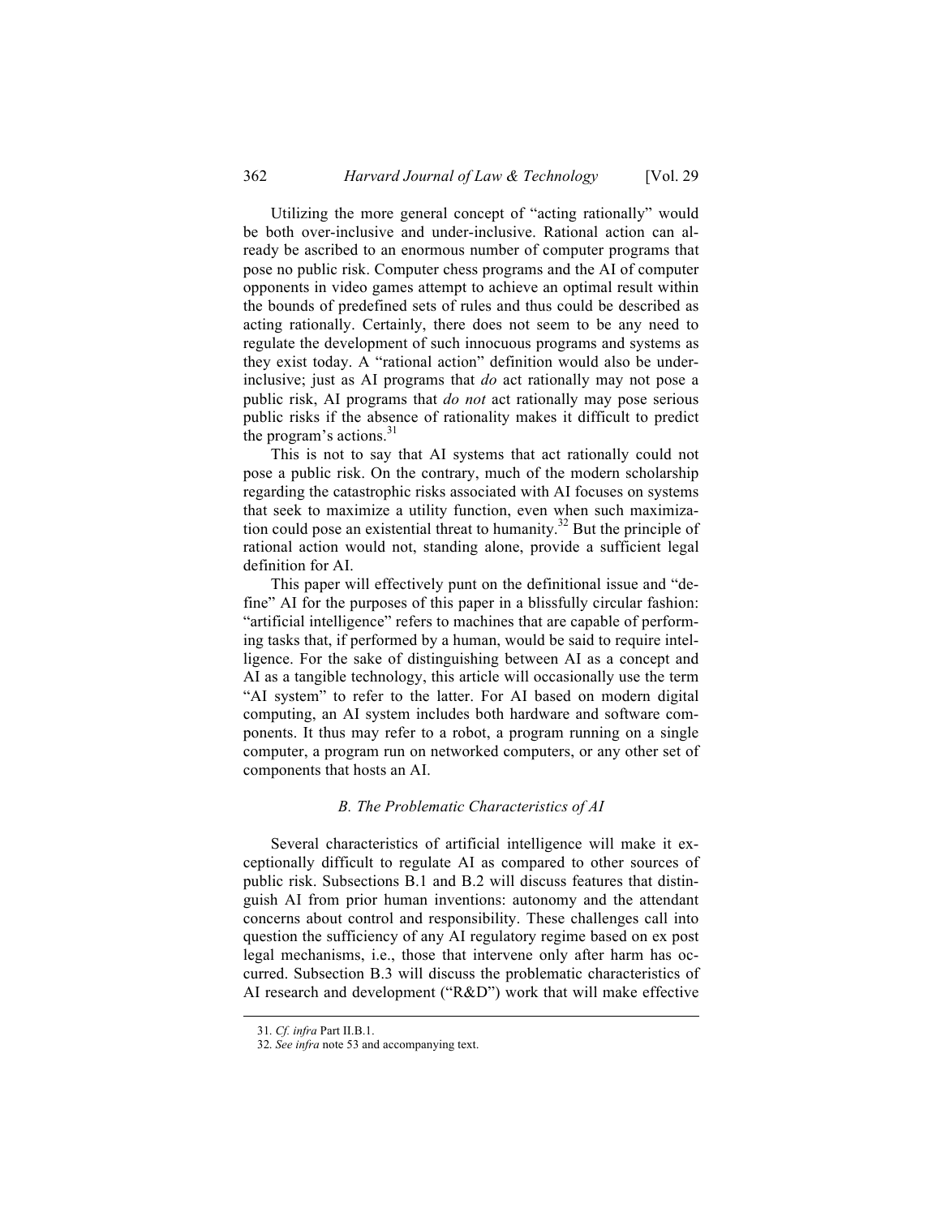Utilizing the more general concept of "acting rationally" would be both over-inclusive and under-inclusive. Rational action can already be ascribed to an enormous number of computer programs that pose no public risk. Computer chess programs and the AI of computer opponents in video games attempt to achieve an optimal result within the bounds of predefined sets of rules and thus could be described as acting rationally. Certainly, there does not seem to be any need to regulate the development of such innocuous programs and systems as they exist today. A "rational action" definition would also be under-inclusive; just as AI programs that *do* act rationally may not pose a public risk, AI programs that *do not* act rationally may pose serious public risks if the absence of rationality makes it difficult to predict the program's actions.[31]

This is not to say that AI systems that act rationally could not pose a public risk. On the contrary, much of the modern scholarship regarding the catastrophic risks associated with AI focuses on systems that seek to maximize a utility function, even when such maximization could pose an existential threat to humanity.[32] But the principle of rational action would not, standing alone, provide a sufficient legal definition for AI.

This paper will effectively punt on the definitional issue and "define" AI for the purposes of this paper in a blissfully circular fashion: "artificial intelligence" refers to machines that are capable of performing tasks that, if performed by a human, would be said to require intelligence. For the sake of distinguishing between AI as a concept and AI as a tangible technology, this article will occasionally use the term "AI system" to refer to the latter. For AI based on modern digital computing, an AI system includes both hardware and software components. It thus may refer to a robot, a program running on a single computer, a program run on networked computers, or any other set of components that hosts an AI.

### *B. The Problematic Characteristics of AI*

Several characteristics of artificial intelligence will make it exceptionally difficult to regulate AI as compared to other sources of public risk. Subsections B.1 and B.2 will discuss features that distinguish AI from prior human inventions: autonomy and the attendant concerns about control and responsibility. These challenges call into question the sufficiency of any AI regulatory regime based on ex post legal mechanisms, i.e., those that intervene only after harm has occurred. Subsection B.3 will discuss the problematic characteristics of AI research and development ("R&D") work that will make effective

31. *Cf. infra* Part II.B.1.

32. *See infra* note 53 and accompanying text.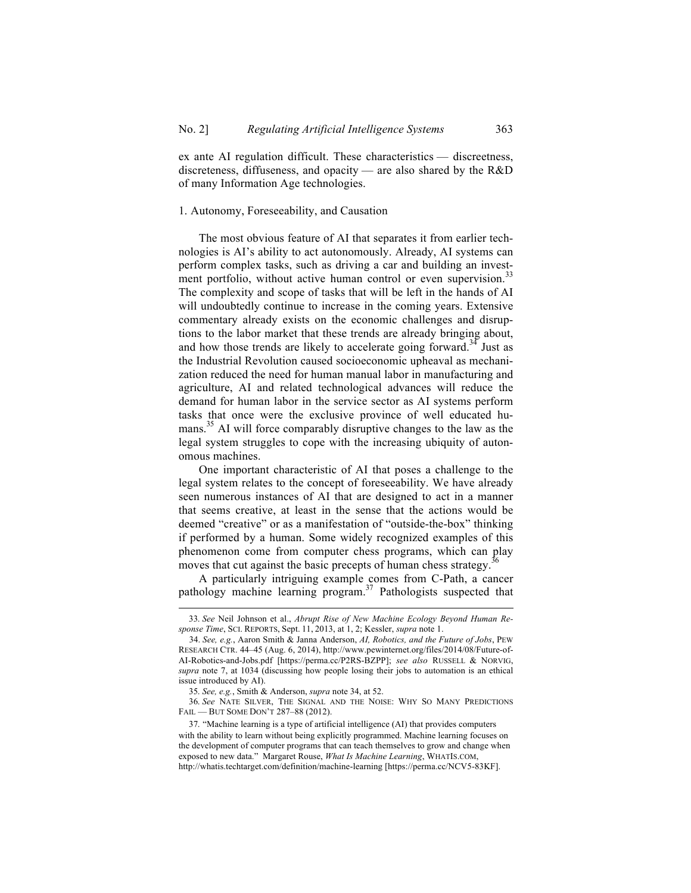ex ante AI regulation difficult. These characteristics — discreetness, discreteness, diffuseness, and opacity — are also shared by the R&D of many Information Age technologies.

### 1. Autonomy, Foreseeability, and Causation

The most obvious feature of AI that separates it from earlier technologies is AI's ability to act autonomously. Already, AI systems can perform complex tasks, such as driving a car and building an investment portfolio, without active human control or even supervision.[33] The complexity and scope of tasks that will be left in the hands of AI will undoubtedly continue to increase in the coming years. Extensive commentary already exists on the economic challenges and disruptions to the labor market that these trends are already bringing about, and how those trends are likely to accelerate going forward.[34] Just as the Industrial Revolution caused socioeconomic upheaval as mechanization reduced the need for human manual labor in manufacturing and agriculture, AI and related technological advances will reduce the demand for human labor in the service sector as AI systems perform tasks that once were the exclusive province of well educated humans.[35] AI will force comparably disruptive changes to the law as the legal system struggles to cope with the increasing ubiquity of autonomous machines.

One important characteristic of AI that poses a challenge to the legal system relates to the concept of foreseeability. We have already seen numerous instances of AI that are designed to act in a manner that seems creative, at least in the sense that the actions would be deemed "creative" or as a manifestation of "outside-the-box" thinking if performed by a human. Some widely recognized examples of this phenomenon come from computer chess programs, which can play moves that cut against the basic precepts of human chess strategy.[36]

A particularly intriguing example comes from C-Path, a cancer pathology machine learning program.[37] Pathologists suspected that

---

33. *See* Neil Johnson et al., *Abrupt Rise of New Machine Ecology Beyond Human Response Time*, SCI. REPORTS, Sept. 11, 2013, at 1, 2; Kessler, *supra* note 1.

34. *See, e.g.*, Aaron Smith & Janna Anderson, *AI, Robotics, and the Future of Jobs*, PEW RESEARCH CTR. 44–45 (Aug. 6, 2014), http://www.pewinternet.org/files/2014/08/Future-of-AI-Robotics-and-Jobs.pdf [https://perma.cc/P2RS-BZPP]; *see also* RUSSELL & NORVIG, *supra* note 7, at 1034 (discussing how people losing their jobs to automation is an ethical issue introduced by AI).

35. *See, e.g.*, Smith & Anderson, *supra* note 34, at 52.

36. *See* NATE SILVER, THE SIGNAL AND THE NOISE: WHY SO MANY PREDICTIONS FAIL — BUT SOME DON'T 287–88 (2012).

37. "Machine learning is a type of artificial intelligence (AI) that provides computers with the ability to learn without being explicitly programmed. Machine learning focuses on the development of computer programs that can teach themselves to grow and change when exposed to new data." Margaret Rouse, *What Is Machine Learning*, WHATIS.COM, http://whatis.techtarget.com/definition/machine-learning [https://perma.cc/NCV5-83KF].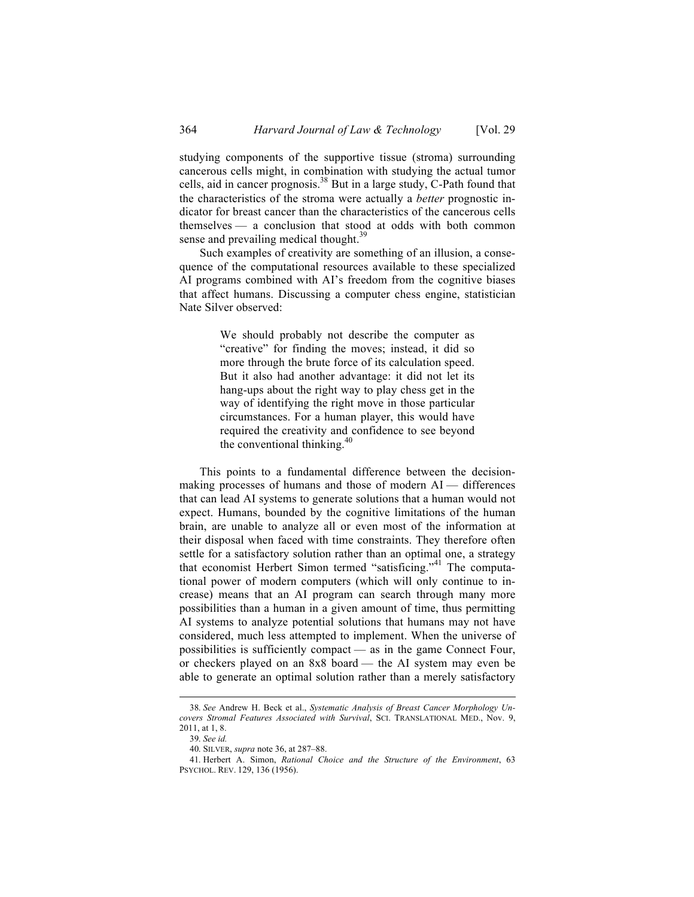studying components of the supportive tissue (stroma) surrounding cancerous cells might, in combination with studying the actual tumor cells, aid in cancer prognosis.[38] But in a large study, C-Path found that the characteristics of the stroma were actually a *better* prognostic indicator for breast cancer than the characteristics of the cancerous cells themselves — a conclusion that stood at odds with both common sense and prevailing medical thought.[39]

Such examples of creativity are something of an illusion, a consequence of the computational resources available to these specialized AI programs combined with AI's freedom from the cognitive biases that affect humans. Discussing a computer chess engine, statistician Nate Silver observed:

> We should probably not describe the computer as "creative" for finding the moves; instead, it did so more through the brute force of its calculation speed. But it also had another advantage: it did not let its hang-ups about the right way to play chess get in the way of identifying the right move in those particular circumstances. For a human player, this would have required the creativity and confidence to see beyond the conventional thinking.[40]

This points to a fundamental difference between the decision-making processes of humans and those of modern AI — differences that can lead AI systems to generate solutions that a human would not expect. Humans, bounded by the cognitive limitations of the human brain, are unable to analyze all or even most of the information at their disposal when faced with time constraints. They therefore often settle for a satisfactory solution rather than an optimal one, a strategy that economist Herbert Simon termed "satisficing."[41] The computational power of modern computers (which will only continue to increase) means that an AI program can search through many more possibilities than a human in a given amount of time, thus permitting AI systems to analyze potential solutions that humans may not have considered, much less attempted to implement. When the universe of possibilities is sufficiently compact — as in the game Connect Four, or checkers played on an 8x8 board — the AI system may even be able to generate an optimal solution rather than a merely satisfactory

---

38. *See* Andrew H. Beck et al., *Systematic Analysis of Breast Cancer Morphology Uncovers Stromal Features Associated with Survival*, SCI. TRANSLATIONAL MED., Nov. 9, 2011, at 1, 8.

39. *See id.*

40. SILVER, *supra* note 36, at 287–88.

41. Herbert A. Simon, *Rational Choice and the Structure of the Environment*, 63 PSYCHOL. REV. 129, 136 (1956).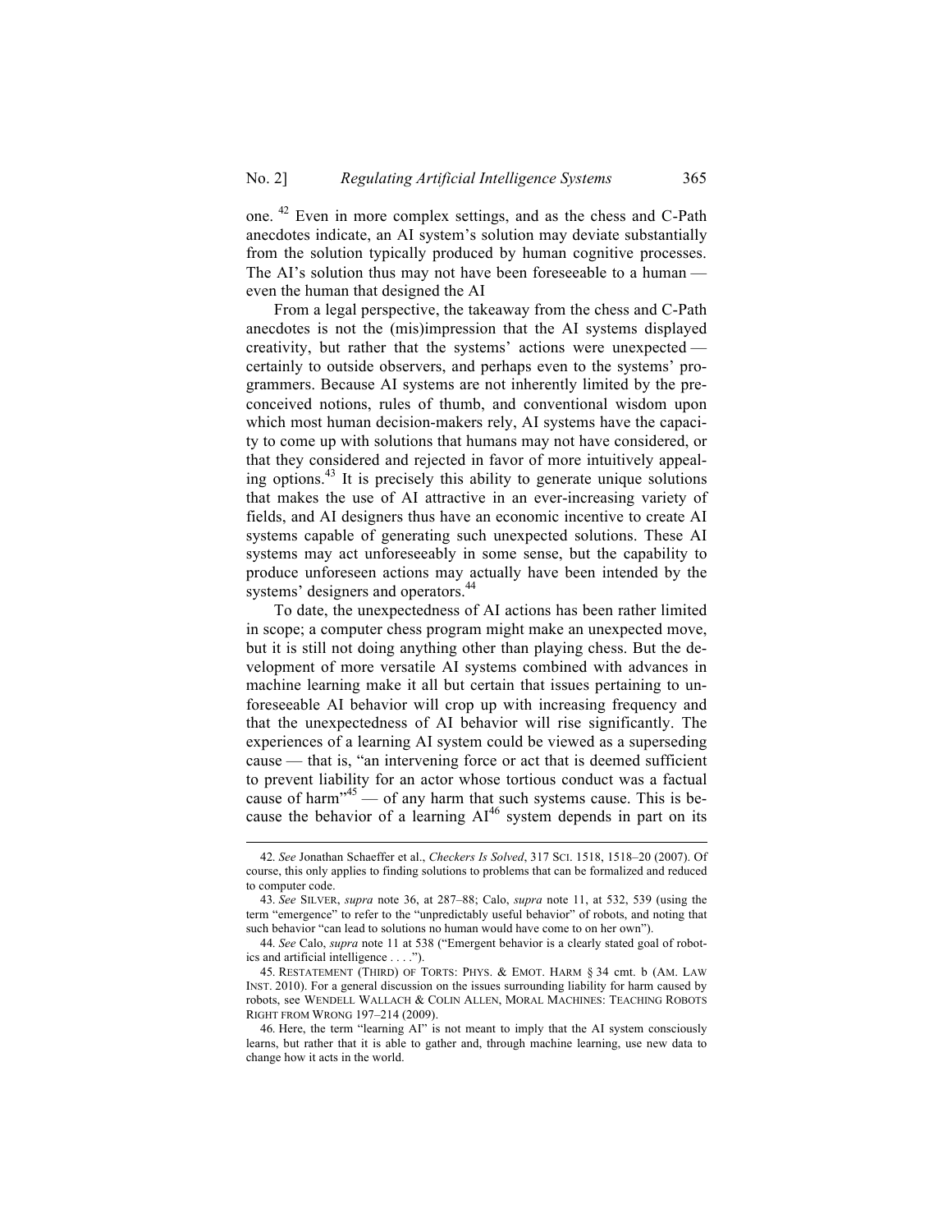one. [42] Even in more complex settings, and as the chess and C-Path anecdotes indicate, an AI system's solution may deviate substantially from the solution typically produced by human cognitive processes. The AI's solution thus may not have been foreseeable to a human — even the human that designed the AI

From a legal perspective, the takeaway from the chess and C-Path anecdotes is not the (mis)impression that the AI systems displayed creativity, but rather that the systems' actions were unexpected — certainly to outside observers, and perhaps even to the systems' programmers. Because AI systems are not inherently limited by the preconceived notions, rules of thumb, and conventional wisdom upon which most human decision-makers rely, AI systems have the capacity to come up with solutions that humans may not have considered, or that they considered and rejected in favor of more intuitively appealing options.[43] It is precisely this ability to generate unique solutions that makes the use of AI attractive in an ever-increasing variety of fields, and AI designers thus have an economic incentive to create AI systems capable of generating such unexpected solutions. These AI systems may act unforeseeably in some sense, but the capability to produce unforeseen actions may actually have been intended by the systems' designers and operators.[44]

To date, the unexpectedness of AI actions has been rather limited in scope; a computer chess program might make an unexpected move, but it is still not doing anything other than playing chess. But the development of more versatile AI systems combined with advances in machine learning make it all but certain that issues pertaining to unforeseeable AI behavior will crop up with increasing frequency and that the unexpectedness of AI behavior will rise significantly. The experiences of a learning AI system could be viewed as a superseding cause — that is, "an intervening force or act that is deemed sufficient to prevent liability for an actor whose tortious conduct was a factual cause of harm"[45] — of any harm that such systems cause. This is because the behavior of a learning AI[46] system depends in part on its

---

42. *See* Jonathan Schaeffer et al., *Checkers Is Solved*, 317 SCI. 1518, 1518–20 (2007). Of course, this only applies to finding solutions to problems that can be formalized and reduced to computer code.

43. *See* SILVER, *supra* note 36, at 287–88; Calo, *supra* note 11, at 532, 539 (using the term "emergence" to refer to the "unpredictably useful behavior" of robots, and noting that such behavior "can lead to solutions no human would have come to on her own").

44. *See* Calo, *supra* note 11 at 538 ("Emergent behavior is a clearly stated goal of robotics and artificial intelligence . . . .").

45. RESTATEMENT (THIRD) OF TORTS: PHYS. & EMOT. HARM § 34 cmt. b (AM. LAW INST. 2010). For a general discussion on the issues surrounding liability for harm caused by robots, see WENDELL WALLACH & COLIN ALLEN, MORAL MACHINES: TEACHING ROBOTS RIGHT FROM WRONG 197–214 (2009).

46. Here, the term "learning AI" is not meant to imply that the AI system consciously learns, but rather that it is able to gather and, through machine learning, use new data to change how it acts in the world.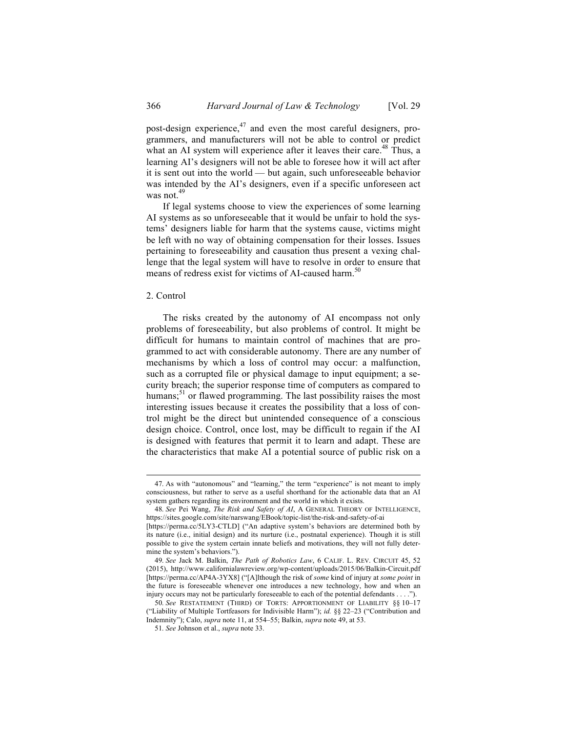post-design experience,[47] and even the most careful designers, programmers, and manufacturers will not be able to control or predict what an AI system will experience after it leaves their care.[48] Thus, a learning AI's designers will not be able to foresee how it will act after it is sent out into the world — but again, such unforeseeable behavior was intended by the AI's designers, even if a specific unforeseen act was not.[49]

If legal systems choose to view the experiences of some learning AI systems as so unforeseeable that it would be unfair to hold the systems' designers liable for harm that the systems cause, victims might be left with no way of obtaining compensation for their losses. Issues pertaining to foreseeability and causation thus present a vexing challenge that the legal system will have to resolve in order to ensure that means of redress exist for victims of AI-caused harm.[50]

### 2. Control

The risks created by the autonomy of AI encompass not only problems of foreseeability, but also problems of control. It might be difficult for humans to maintain control of machines that are programmed to act with considerable autonomy. There are any number of mechanisms by which a loss of control may occur: a malfunction, such as a corrupted file or physical damage to input equipment; a security breach; the superior response time of computers as compared to humans;[51] or flawed programming. The last possibility raises the most interesting issues because it creates the possibility that a loss of control might be the direct but unintended consequence of a conscious design choice. Control, once lost, may be difficult to regain if the AI is designed with features that permit it to learn and adapt. These are the characteristics that make AI a potential source of public risk on a

---

47. As with "autonomous" and "learning," the term "experience" is not meant to imply consciousness, but rather to serve as a useful shorthand for the actionable data that an AI system gathers regarding its environment and the world in which it exists.

48. *See* Pei Wang, *The Risk and Safety of AI*, A GENERAL THEORY OF INTELLIGENCE, https://sites.google.com/site/narswang/EBook/topic-list/the-risk-and-safety-of-ai [https://perma.cc/5LY3-CTLD] ("An adaptive system's behaviors are determined both by its nature (i.e., initial design) and its nurture (i.e., postnatal experience). Though it is still possible to give the system certain innate beliefs and motivations, they will not fully determine the system's behaviors.").

49. *See* Jack M. Balkin, *The Path of Robotics Law*, 6 CALIF. L. REV. CIRCUIT 45, 52 (2015), http://www.californialawreview.org/wp-content/uploads/2015/06/Balkin-Circuit.pdf [https://perma.cc/AP4A-3YX8] ("[A]lthough the risk of *some* kind of injury at *some point* in the future is foreseeable whenever one introduces a new technology, how and when an injury occurs may not be particularly foreseeable to each of the potential defendants . . . .").

50. *See* RESTATEMENT (THIRD) OF TORTS: APPORTIONMENT OF LIABILITY §§ 10–17 ("Liability of Multiple Tortfeasors for Indivisible Harm"); *id.* §§ 22–23 ("Contribution and Indemnity"); Calo, *supra* note 11, at 554–55; Balkin, *supra* note 49, at 53.

51. *See* Johnson et al., *supra* note 33.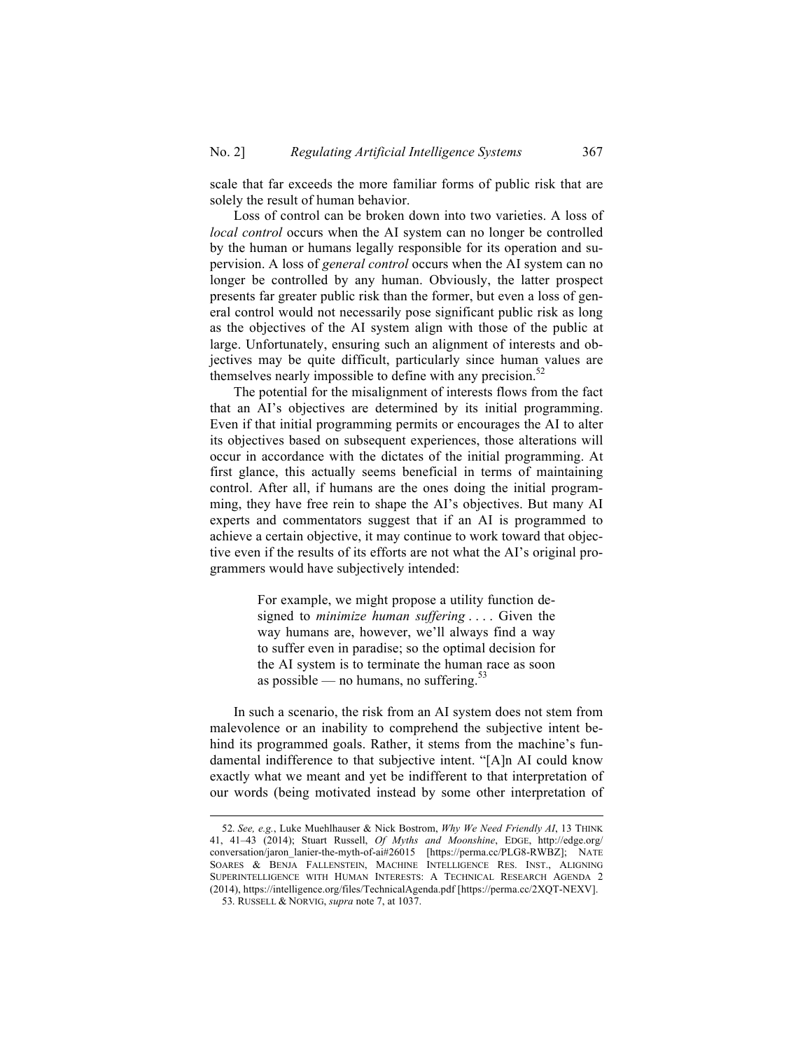scale that far exceeds the more familiar forms of public risk that are solely the result of human behavior.

Loss of control can be broken down into two varieties. A loss of *local control* occurs when the AI system can no longer be controlled by the human or humans legally responsible for its operation and supervision. A loss of *general control* occurs when the AI system can no longer be controlled by any human. Obviously, the latter prospect presents far greater public risk than the former, but even a loss of general control would not necessarily pose significant public risk as long as the objectives of the AI system align with those of the public at large. Unfortunately, ensuring such an alignment of interests and objectives may be quite difficult, particularly since human values are themselves nearly impossible to define with any precision.[52]

The potential for the misalignment of interests flows from the fact that an AI's objectives are determined by its initial programming. Even if that initial programming permits or encourages the AI to alter its objectives based on subsequent experiences, those alterations will occur in accordance with the dictates of the initial programming. At first glance, this actually seems beneficial in terms of maintaining control. After all, if humans are the ones doing the initial programming, they have free rein to shape the AI's objectives. But many AI experts and commentators suggest that if an AI is programmed to achieve a certain objective, it may continue to work toward that objective even if the results of its efforts are not what the AI's original programmers would have subjectively intended:

> For example, we might propose a utility function designed to *minimize human suffering* . . . . Given the way humans are, however, we'll always find a way to suffer even in paradise; so the optimal decision for the AI system is to terminate the human race as soon as possible — no humans, no suffering.[53]

In such a scenario, the risk from an AI system does not stem from malevolence or an inability to comprehend the subjective intent behind its programmed goals. Rather, it stems from the machine's fundamental indifference to that subjective intent. "[A]n AI could know exactly what we meant and yet be indifferent to that interpretation of our words (being motivated instead by some other interpretation of

---

52. *See, e.g.*, Luke Muehlhauser & Nick Bostrom, *Why We Need Friendly AI*, 13 THINK 41, 41–43 (2014); Stuart Russell, *Of Myths and Moonshine*, EDGE, http://edge.org/conversation/jaron_lanier-the-myth-of-ai#26015 [https://perma.cc/PLG8-RWBZ]; NATE SOARES & BENJA FALLENSTEIN, MACHINE INTELLIGENCE RES. INST., ALIGNING SUPERINTELLIGENCE WITH HUMAN INTERESTS: A TECHNICAL RESEARCH AGENDA 2 (2014), https://intelligence.org/files/TechnicalAgenda.pdf [https://perma.cc/2XQT-NEXV].

53. RUSSELL & NORVIG, *supra* note 7, at 1037.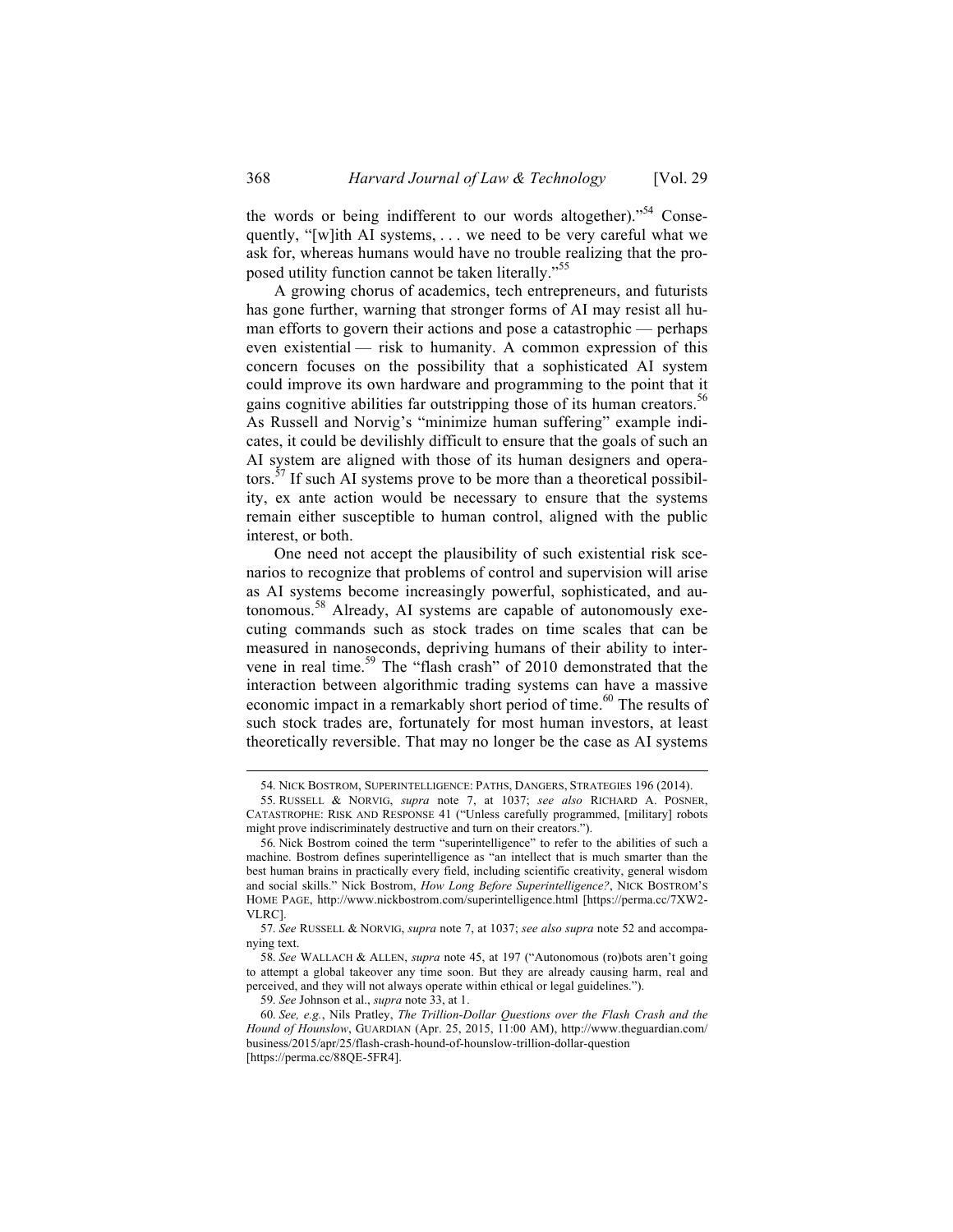the words or being indifferent to our words altogether)."[54] Consequently, "[w]ith AI systems, . . . we need to be very careful what we ask for, whereas humans would have no trouble realizing that the proposed utility function cannot be taken literally."[55]

A growing chorus of academics, tech entrepreneurs, and futurists has gone further, warning that stronger forms of AI may resist all human efforts to govern their actions and pose a catastrophic — perhaps even existential — risk to humanity. A common expression of this concern focuses on the possibility that a sophisticated AI system could improve its own hardware and programming to the point that it gains cognitive abilities far outstripping those of its human creators.[56] As Russell and Norvig's "minimize human suffering" example indicates, it could be devilishly difficult to ensure that the goals of such an AI system are aligned with those of its human designers and operators.[57] If such AI systems prove to be more than a theoretical possibility, ex ante action would be necessary to ensure that the systems remain either susceptible to human control, aligned with the public interest, or both.

One need not accept the plausibility of such existential risk scenarios to recognize that problems of control and supervision will arise as AI systems become increasingly powerful, sophisticated, and autonomous.[58] Already, AI systems are capable of autonomously executing commands such as stock trades on time scales that can be measured in nanoseconds, depriving humans of their ability to intervene in real time.[59] The "flash crash" of 2010 demonstrated that the interaction between algorithmic trading systems can have a massive economic impact in a remarkably short period of time.[60] The results of such stock trades are, fortunately for most human investors, at least theoretically reversible. That may no longer be the case as AI systems

---

54. NICK BOSTROM, SUPERINTELLIGENCE: PATHS, DANGERS, STRATEGIES 196 (2014).

55. RUSSELL & NORVIG, *supra* note 7, at 1037; *see also* RICHARD A. POSNER, CATASTROPHE: RISK AND RESPONSE 41 ("Unless carefully programmed, [military] robots might prove indiscriminately destructive and turn on their creators.").

56. Nick Bostrom coined the term "superintelligence" to refer to the abilities of such a machine. Bostrom defines superintelligence as "an intellect that is much smarter than the best human brains in practically every field, including scientific creativity, general wisdom and social skills." Nick Bostrom, *How Long Before Superintelligence?*, NICK BOSTROM'S HOME PAGE, http://www.nickbostrom.com/superintelligence.html [https://perma.cc/7XW2-VLRC].

57. *See* RUSSELL & NORVIG, *supra* note 7, at 1037; *see also supra* note 52 and accompanying text.

58. *See* WALLACH & ALLEN, *supra* note 45, at 197 ("Autonomous (ro)bots aren't going to attempt a global takeover any time soon. But they are already causing harm, real and perceived, and they will not always operate within ethical or legal guidelines.").

59. *See* Johnson et al., *supra* note 33, at 1.

60. *See, e.g.*, Nils Pratley, *The Trillion-Dollar Questions over the Flash Crash and the Hound of Hounslow*, GUARDIAN (Apr. 25, 2015, 11:00 AM), http://www.theguardian.com/business/2015/apr/25/flash-crash-hound-of-hounslow-trillion-dollar-question [https://perma.cc/88QE-5FR4].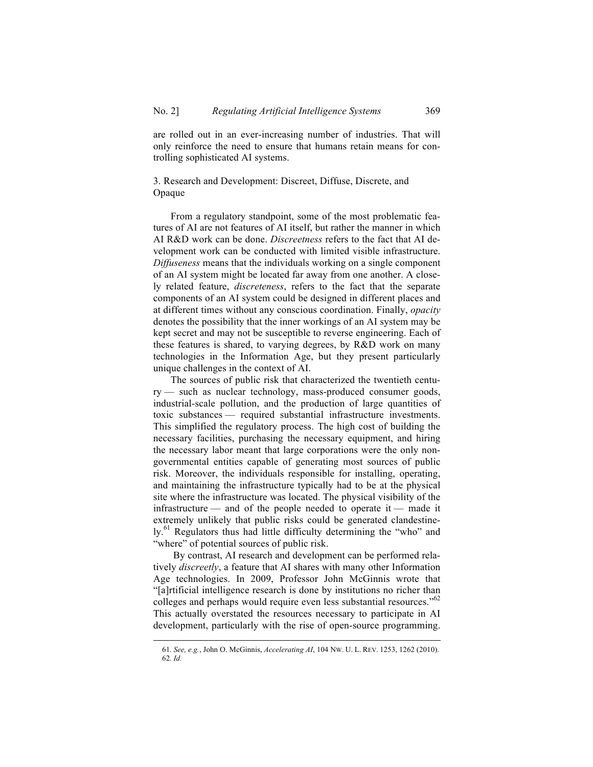are rolled out in an ever-increasing number of industries. That will only reinforce the need to ensure that humans retain means for controlling sophisticated AI systems.

### 3. Research and Development: Discreet, Diffuse, Discrete, and Opaque

From a regulatory standpoint, some of the most problematic features of AI are not features of AI itself, but rather the manner in which AI R&D work can be done. *Discreetness* refers to the fact that AI development work can be conducted with limited visible infrastructure. *Diffuseness* means that the individuals working on a single component of an AI system might be located far away from one another. A closely related feature, *discreteness*, refers to the fact that the separate components of an AI system could be designed in different places and at different times without any conscious coordination. Finally, *opacity* denotes the possibility that the inner workings of an AI system may be kept secret and may not be susceptible to reverse engineering. Each of these features is shared, to varying degrees, by R&D work on many technologies in the Information Age, but they present particularly unique challenges in the context of AI.

The sources of public risk that characterized the twentieth century — such as nuclear technology, mass-produced consumer goods, industrial-scale pollution, and the production of large quantities of toxic substances — required substantial infrastructure investments. This simplified the regulatory process. The high cost of building the necessary facilities, purchasing the necessary equipment, and hiring the necessary labor meant that large corporations were the only non-governmental entities capable of generating most sources of public risk. Moreover, the individuals responsible for installing, operating, and maintaining the infrastructure typically had to be at the physical site where the infrastructure was located. The physical visibility of the infrastructure — and of the people needed to operate it — made it extremely unlikely that public risks could be generated clandestinely.[61] Regulators thus had little difficulty determining the "who" and "where" of potential sources of public risk.

By contrast, AI research and development can be performed relatively *discreetly*, a feature that AI shares with many other Information Age technologies. In 2009, Professor John McGinnis wrote that "[a]rtificial intelligence research is done by institutions no richer than colleges and perhaps would require even less substantial resources."[62] This actually overstated the resources necessary to participate in AI development, particularly with the rise of open-source programming.

---

61. *See, e.g.*, John O. McGinnis, *Accelerating AI*, 104 NW. U. L. REV. 1253, 1262 (2010).

62. *Id.*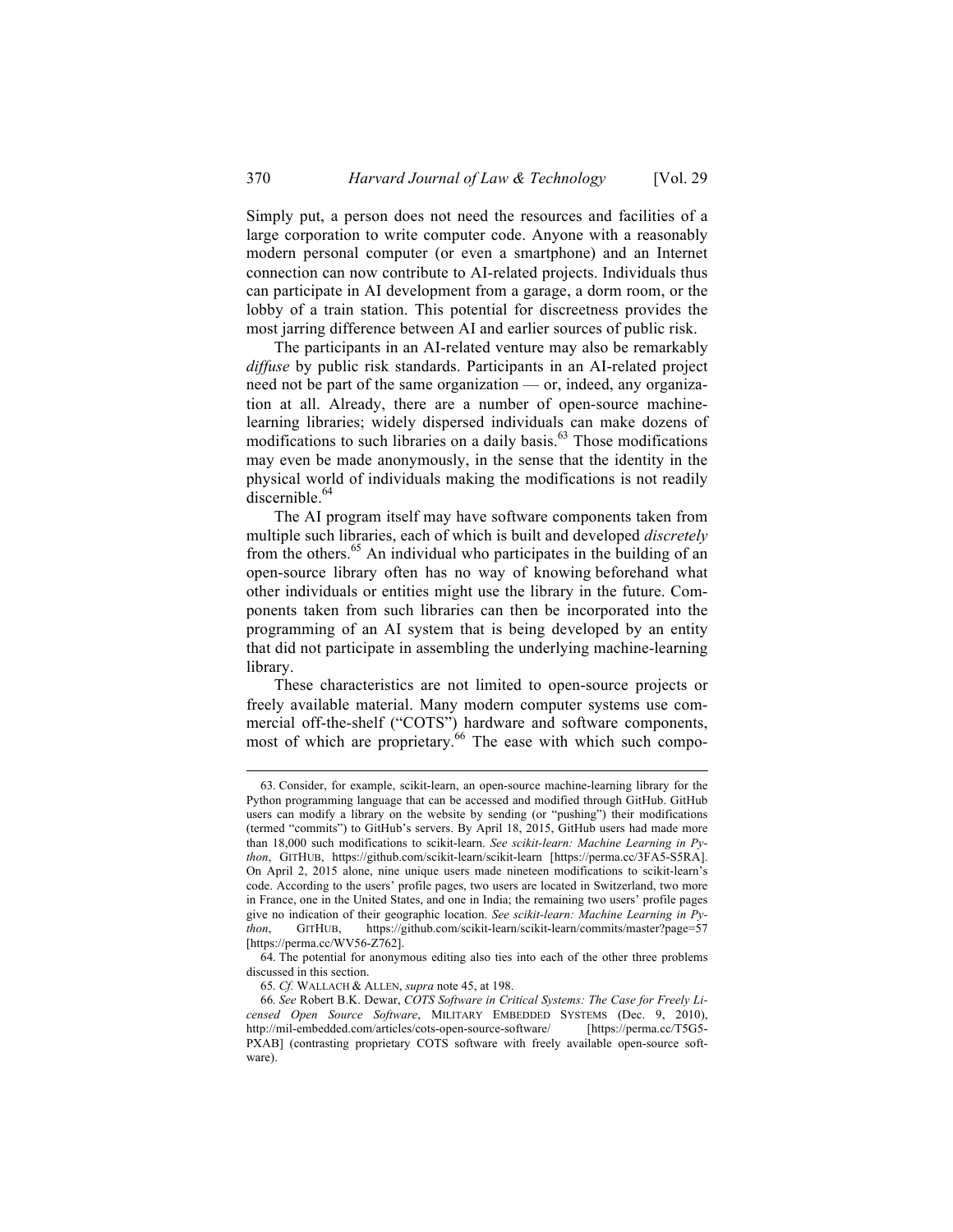Simply put, a person does not need the resources and facilities of a large corporation to write computer code. Anyone with a reasonably modern personal computer (or even a smartphone) and an Internet connection can now contribute to AI-related projects. Individuals thus can participate in AI development from a garage, a dorm room, or the lobby of a train station. This potential for discreetness provides the most jarring difference between AI and earlier sources of public risk.

The participants in an AI-related venture may also be remarkably *diffuse* by public risk standards. Participants in an AI-related project need not be part of the same organization — or, indeed, any organization at all. Already, there are a number of open-source machine-learning libraries; widely dispersed individuals can make dozens of modifications to such libraries on a daily basis.[63] Those modifications may even be made anonymously, in the sense that the identity in the physical world of individuals making the modifications is not readily discernible.[64]

The AI program itself may have software components taken from multiple such libraries, each of which is built and developed *discretely* from the others.[65] An individual who participates in the building of an open-source library often has no way of knowing beforehand what other individuals or entities might use the library in the future. Components taken from such libraries can then be incorporated into the programming of an AI system that is being developed by an entity that did not participate in assembling the underlying machine-learning library.

These characteristics are not limited to open-source projects or freely available material. Many modern computer systems use commercial off-the-shelf ("COTS") hardware and software components, most of which are proprietary.[66] The ease with which such compo-

---

63. Consider, for example, scikit-learn, an open-source machine-learning library for the Python programming language that can be accessed and modified through GitHub. GitHub users can modify a library on the website by sending (or "pushing") their modifications (termed "commits") to GitHub's servers. By April 18, 2015, GitHub users had made more than 18,000 such modifications to scikit-learn. *See scikit-learn: Machine Learning in Python*, GITHUB, https://github.com/scikit-learn/scikit-learn [https://perma.cc/3FA5-S5RA]. On April 2, 2015 alone, nine unique users made nineteen modifications to scikit-learn's code. According to the users' profile pages, two users are located in Switzerland, two more in France, one in the United States, and one in India; the remaining two users' profile pages give no indication of their geographic location. *See scikit-learn: Machine Learning in Python*, GITHUB, https://github.com/scikit-learn/scikit-learn/commits/master?page=57 [https://perma.cc/WV56-Z762].

64. The potential for anonymous editing also ties into each of the other three problems discussed in this section.

65. *Cf.* WALLACH & ALLEN, *supra* note 45, at 198.

66. *See* Robert B.K. Dewar, *COTS Software in Critical Systems: The Case for Freely Licensed Open Source Software*, MILITARY EMBEDDED SYSTEMS (Dec. 9, 2010), http://mil-embedded.com/articles/cots-open-source-software/ [https://perma.cc/T5G5-PXAB] (contrasting proprietary COTS software with freely available open-source software).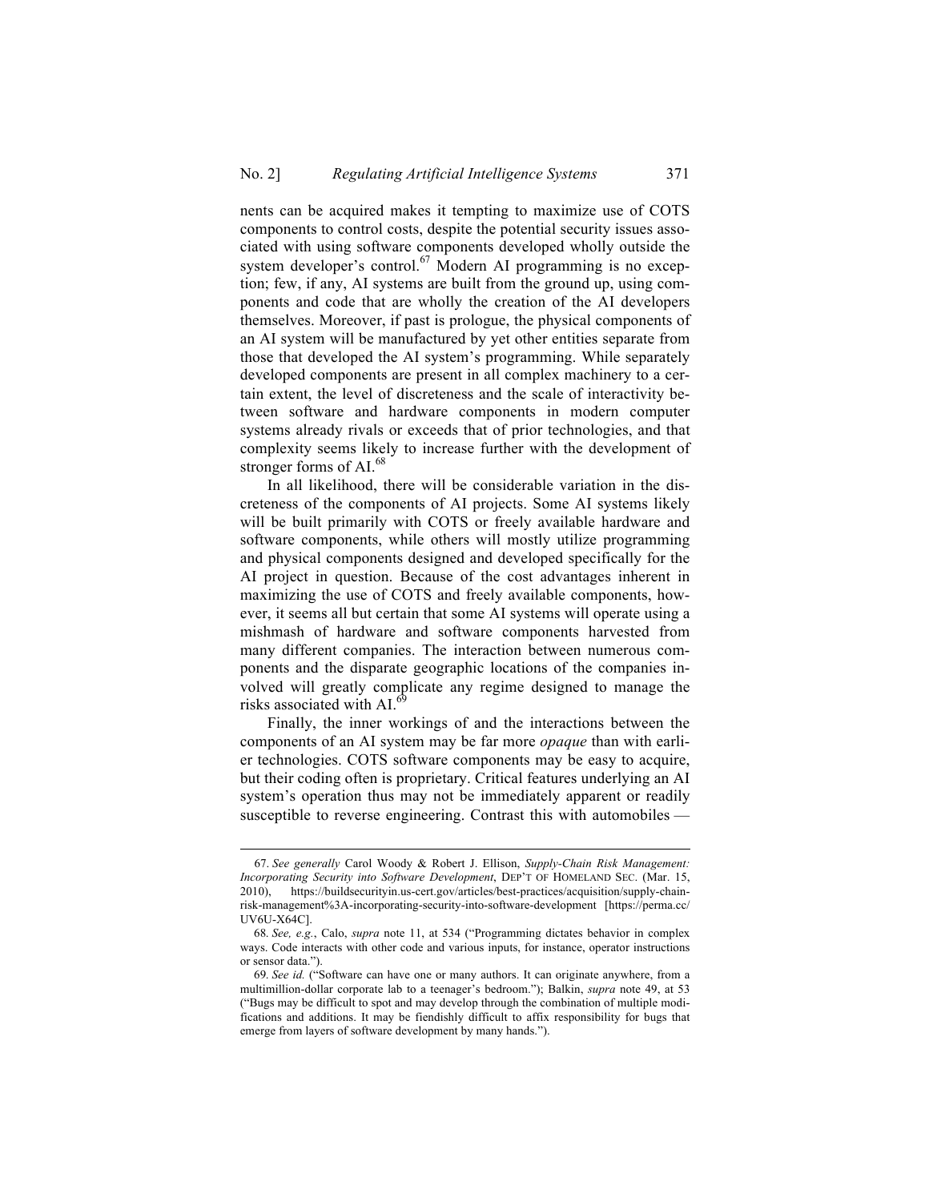nents can be acquired makes it tempting to maximize use of COTS components to control costs, despite the potential security issues associated with using software components developed wholly outside the system developer's control.[67] Modern AI programming is no exception; few, if any, AI systems are built from the ground up, using components and code that are wholly the creation of the AI developers themselves. Moreover, if past is prologue, the physical components of an AI system will be manufactured by yet other entities separate from those that developed the AI system's programming. While separately developed components are present in all complex machinery to a certain extent, the level of discreteness and the scale of interactivity between software and hardware components in modern computer systems already rivals or exceeds that of prior technologies, and that complexity seems likely to increase further with the development of stronger forms of AI.[68]

In all likelihood, there will be considerable variation in the discreteness of the components of AI projects. Some AI systems likely will be built primarily with COTS or freely available hardware and software components, while others will mostly utilize programming and physical components designed and developed specifically for the AI project in question. Because of the cost advantages inherent in maximizing the use of COTS and freely available components, however, it seems all but certain that some AI systems will operate using a mishmash of hardware and software components harvested from many different companies. The interaction between numerous components and the disparate geographic locations of the companies involved will greatly complicate any regime designed to manage the risks associated with AI.[69]

Finally, the inner workings of and the interactions between the components of an AI system may be far more *opaque* than with earlier technologies. COTS software components may be easy to acquire, but their coding often is proprietary. Critical features underlying an AI system's operation thus may not be immediately apparent or readily susceptible to reverse engineering. Contrast this with automobiles —

---

67. *See generally* Carol Woody & Robert J. Ellison, *Supply-Chain Risk Management: Incorporating Security into Software Development*, DEP'T OF HOMELAND SEC. (Mar. 15, 2010), https://buildsecurityin.us-cert.gov/articles/best-practices/acquisition/supply-chain-risk-management%3A-incorporating-security-into-software-development [https://perma.cc/UV6U-X64C].

68. *See, e.g.*, Calo, *supra* note 11, at 534 ("Programming dictates behavior in complex ways. Code interacts with other code and various inputs, for instance, operator instructions or sensor data.").

69. *See id.* ("Software can have one or many authors. It can originate anywhere, from a multimillion-dollar corporate lab to a teenager's bedroom."); Balkin, *supra* note 49, at 53 ("Bugs may be difficult to spot and may develop through the combination of multiple modifications and additions. It may be fiendishly difficult to affix responsibility for bugs that emerge from layers of software development by many hands.").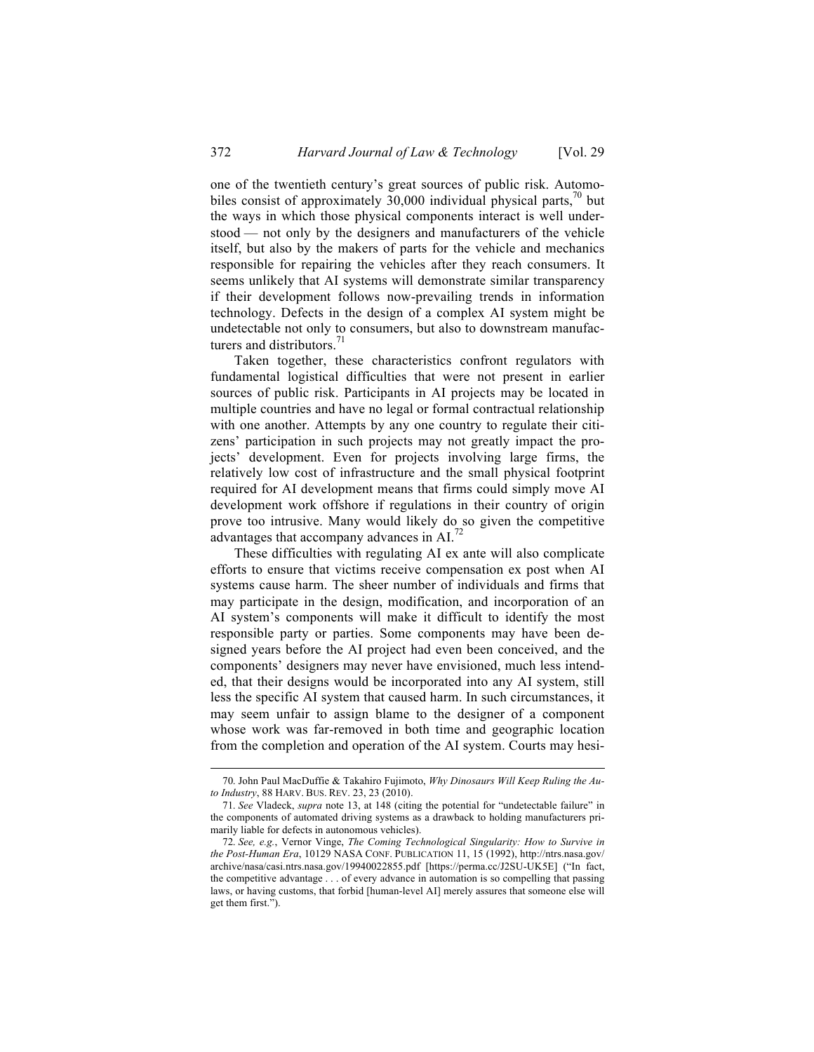one of the twentieth century's great sources of public risk. Automobiles consist of approximately 30,000 individual physical parts,[70] but the ways in which those physical components interact is well understood — not only by the designers and manufacturers of the vehicle itself, but also by the makers of parts for the vehicle and mechanics responsible for repairing the vehicles after they reach consumers. It seems unlikely that AI systems will demonstrate similar transparency if their development follows now-prevailing trends in information technology. Defects in the design of a complex AI system might be undetectable not only to consumers, but also to downstream manufacturers and distributors.[71]

Taken together, these characteristics confront regulators with fundamental logistical difficulties that were not present in earlier sources of public risk. Participants in AI projects may be located in multiple countries and have no legal or formal contractual relationship with one another. Attempts by any one country to regulate their citizens' participation in such projects may not greatly impact the projects' development. Even for projects involving large firms, the relatively low cost of infrastructure and the small physical footprint required for AI development means that firms could simply move AI development work offshore if regulations in their country of origin prove too intrusive. Many would likely do so given the competitive advantages that accompany advances in AI.[72]

These difficulties with regulating AI ex ante will also complicate efforts to ensure that victims receive compensation ex post when AI systems cause harm. The sheer number of individuals and firms that may participate in the design, modification, and incorporation of an AI system's components will make it difficult to identify the most responsible party or parties. Some components may have been designed years before the AI project had even been conceived, and the components' designers may never have envisioned, much less intended, that their designs would be incorporated into any AI system, still less the specific AI system that caused harm. In such circumstances, it may seem unfair to assign blame to the designer of a component whose work was far-removed in both time and geographic location from the completion and operation of the AI system. Courts may hesi-

---

70. John Paul MacDuffie & Takahiro Fujimoto, *Why Dinosaurs Will Keep Ruling the Auto Industry*, 88 HARV. BUS. REV. 23, 23 (2010).

71. *See* Vladeck, *supra* note 13, at 148 (citing the potential for "undetectable failure" in the components of automated driving systems as a drawback to holding manufacturers primarily liable for defects in autonomous vehicles).

72. *See, e.g.*, Vernor Vinge, *The Coming Technological Singularity: How to Survive in the Post-Human Era*, 10129 NASA CONF. PUBLICATION 11, 15 (1992), http://ntrs.nasa.gov/archive/nasa/casi.ntrs.nasa.gov/19940022855.pdf [https://perma.cc/J2SU-UK5E] ("In fact, the competitive advantage . . . of every advance in automation is so compelling that passing laws, or having customs, that forbid [human-level AI] merely assures that someone else will get them first.").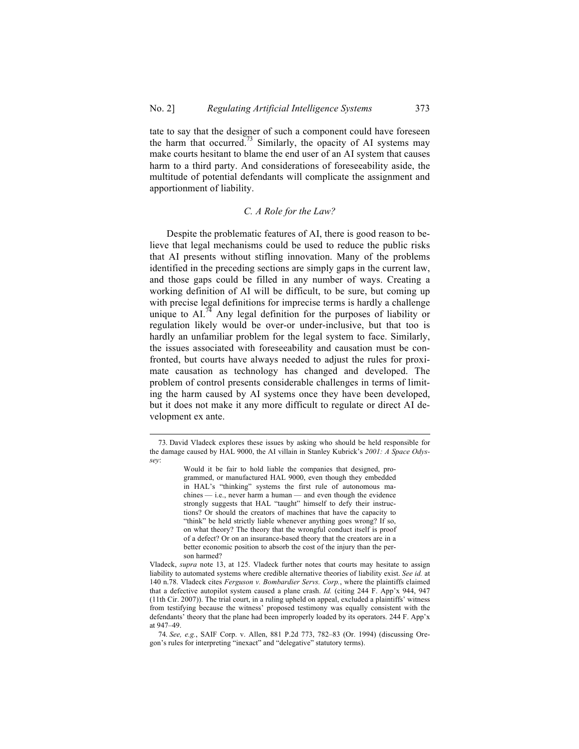tate to say that the designer of such a component could have foreseen the harm that occurred.[73] Similarly, the opacity of AI systems may make courts hesitant to blame the end user of an AI system that causes harm to a third party. And considerations of foreseeability aside, the multitude of potential defendants will complicate the assignment and apportionment of liability.

### *C. A Role for the Law?*

Despite the problematic features of AI, there is good reason to believe that legal mechanisms could be used to reduce the public risks that AI presents without stifling innovation. Many of the problems identified in the preceding sections are simply gaps in the current law, and those gaps could be filled in any number of ways. Creating a working definition of AI will be difficult, to be sure, but coming up with precise legal definitions for imprecise terms is hardly a challenge unique to AI.[74] Any legal definition for the purposes of liability or regulation likely would be over-or under-inclusive, but that too is hardly an unfamiliar problem for the legal system to face. Similarly, the issues associated with foreseeability and causation must be confronted, but courts have always needed to adjust the rules for proximate causation as technology has changed and developed. The problem of control presents considerable challenges in terms of limiting the harm caused by AI systems once they have been developed, but it does not make it any more difficult to regulate or direct AI development ex ante.

---

73. David Vladeck explores these issues by asking who should be held responsible for the damage caused by HAL 9000, the AI villain in Stanley Kubrick's *2001: A Space Odyssey*:

> Would it be fair to hold liable the companies that designed, programmed, or manufactured HAL 9000, even though they embedded in HAL's "thinking" systems the first rule of autonomous machines — i.e., never harm a human — and even though the evidence strongly suggests that HAL "taught" himself to defy their instructions? Or should the creators of machines that have the capacity to "think" be held strictly liable whenever anything goes wrong? If so, on what theory? The theory that the wrongful conduct itself is proof of a defect? Or on an insurance-based theory that the creators are in a better economic position to absorb the cost of the injury than the person harmed?

Vladeck, *supra* note 13, at 125. Vladeck further notes that courts may hesitate to assign liability to automated systems where credible alternative theories of liability exist. *See id.* at 140 n.78. Vladeck cites *Ferguson v. Bombardier Servs. Corp.*, where the plaintiffs claimed that a defective autopilot system caused a plane crash. *Id.* (citing 244 F. App'x 944, 947 (11th Cir. 2007)). The trial court, in a ruling upheld on appeal, excluded a plaintiffs' witness from testifying because the witness' proposed testimony was equally consistent with the defendants' theory that the plane had been improperly loaded by its operators. 244 F. App'x at 947–49.

74. *See, e.g.*, SAIF Corp. v. Allen, 881 P.2d 773, 782–83 (Or. 1994) (discussing Oregon's rules for interpreting "inexact" and "delegative" statutory terms).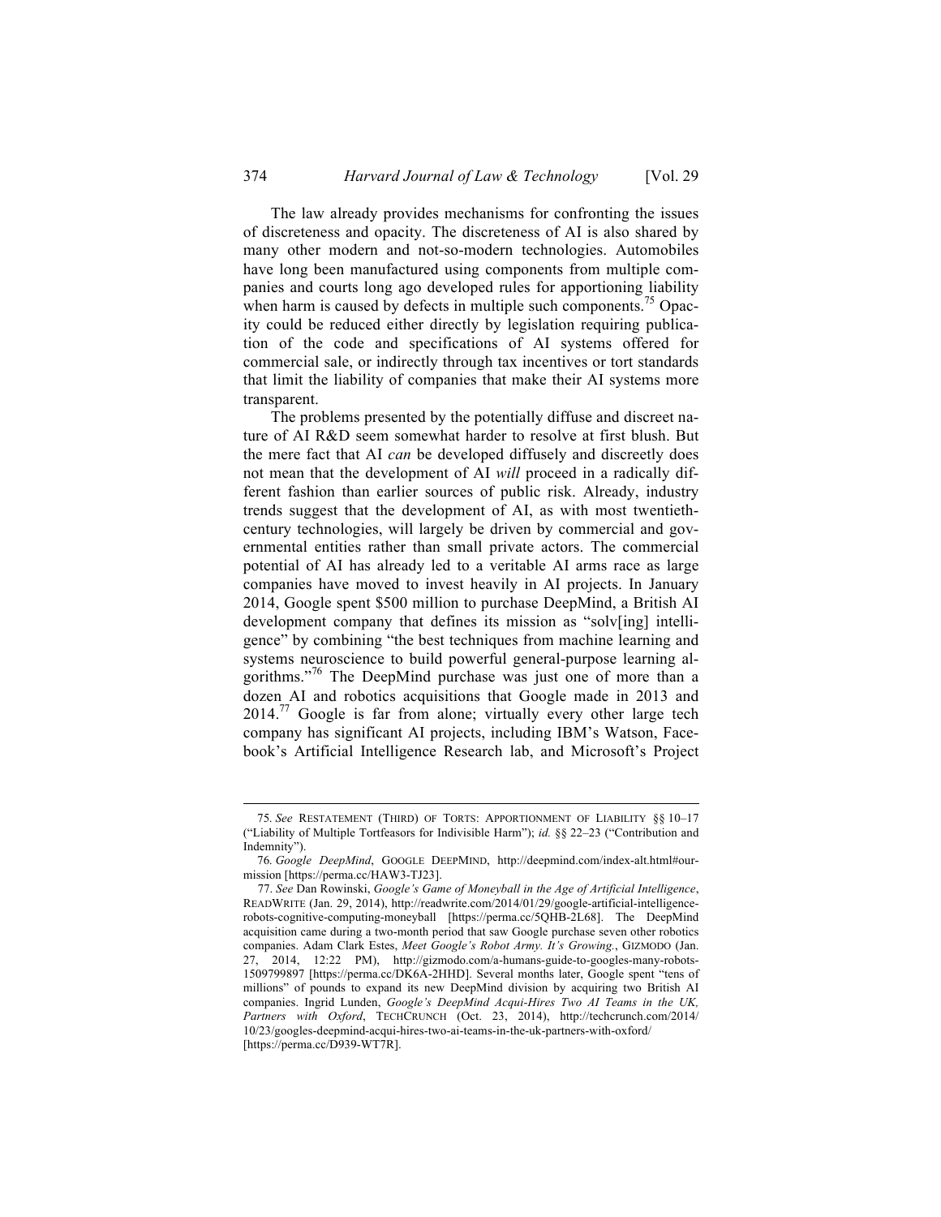The law already provides mechanisms for confronting the issues of discreteness and opacity. The discreteness of AI is also shared by many other modern and not-so-modern technologies. Automobiles have long been manufactured using components from multiple companies and courts long ago developed rules for apportioning liability when harm is caused by defects in multiple such components.[75] Opacity could be reduced either directly by legislation requiring publication of the code and specifications of AI systems offered for commercial sale, or indirectly through tax incentives or tort standards that limit the liability of companies that make their AI systems more transparent.

The problems presented by the potentially diffuse and discreet nature of AI R&D seem somewhat harder to resolve at first blush. But the mere fact that AI *can* be developed diffusely and discreetly does not mean that the development of AI *will* proceed in a radically different fashion than earlier sources of public risk. Already, industry trends suggest that the development of AI, as with most twentieth-century technologies, will largely be driven by commercial and governmental entities rather than small private actors. The commercial potential of AI has already led to a veritable AI arms race as large companies have moved to invest heavily in AI projects. In January 2014, Google spent $500 million to purchase DeepMind, a British AI development company that defines its mission as "solv[ing] intelligence" by combining "the best techniques from machine learning and systems neuroscience to build powerful general-purpose learning algorithms."[76] The DeepMind purchase was just one of more than a dozen AI and robotics acquisitions that Google made in 2013 and 2014.[77] Google is far from alone; virtually every other large tech company has significant AI projects, including IBM's Watson, Facebook's Artificial Intelligence Research lab, and Microsoft's Project

---

75. *See* RESTATEMENT (THIRD) OF TORTS: APPORTIONMENT OF LIABILITY §§ 10–17 ("Liability of Multiple Tortfeasors for Indivisible Harm"); *id.* §§ 22–23 ("Contribution and Indemnity").

76. *Google DeepMind*, GOOGLE DEEPMIND, http://deepmind.com/index-alt.html#our-mission [https://perma.cc/HAW3-TJ23].

77. *See* Dan Rowinski, *Google's Game of Moneyball in the Age of Artificial Intelligence*, READWRITE (Jan. 29, 2014), http://readwrite.com/2014/01/29/google-artificial-intelligence-robots-cognitive-computing-moneyball [https://perma.cc/5QHB-2L68]. The DeepMind acquisition came during a two-month period that saw Google purchase seven other robotics companies. Adam Clark Estes, *Meet Google's Robot Army. It's Growing.*, GIZMODO (Jan. 27, 2014, 12:22 PM), http://gizmodo.com/a-humans-guide-to-googles-many-robots-1509799897 [https://perma.cc/DK6A-2HHD]. Several months later, Google spent "tens of millions" of pounds to expand its new DeepMind division by acquiring two British AI companies. Ingrid Lunden, *Google's DeepMind Acqui-Hires Two AI Teams in the UK, Partners with Oxford*, TECHCRUNCH (Oct. 23, 2014), http://techcrunch.com/2014/10/23/googles-deepmind-acqui-hires-two-ai-teams-in-the-uk-partners-with-oxford/ [https://perma.cc/D939-WT7R].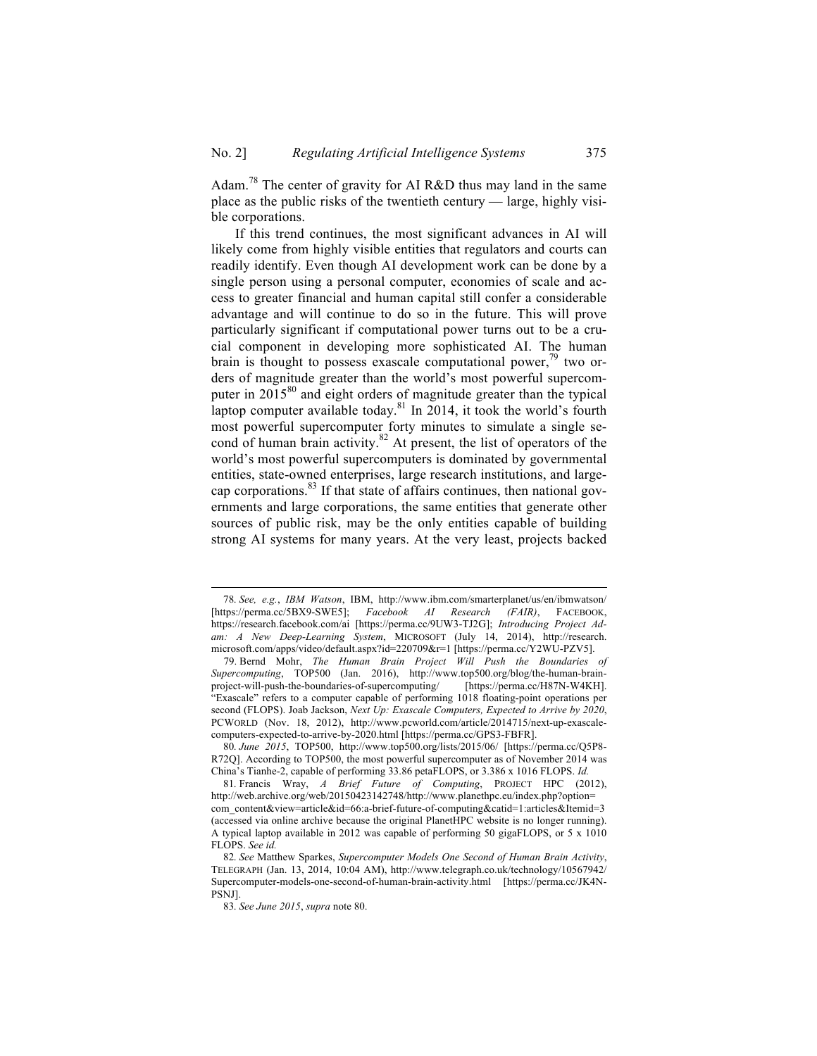Adam.[78] The center of gravity for AI R&D thus may land in the same place as the public risks of the twentieth century — large, highly visible corporations.

If this trend continues, the most significant advances in AI will likely come from highly visible entities that regulators and courts can readily identify. Even though AI development work can be done by a single person using a personal computer, economies of scale and access to greater financial and human capital still confer a considerable advantage and will continue to do so in the future. This will prove particularly significant if computational power turns out to be a crucial component in developing more sophisticated AI. The human brain is thought to possess exascale computational power,[79] two orders of magnitude greater than the world's most powerful supercomputer in 2015[80] and eight orders of magnitude greater than the typical laptop computer available today.[81] In 2014, it took the world's fourth most powerful supercomputer forty minutes to simulate a single second of human brain activity.[82] At present, the list of operators of the world's most powerful supercomputers is dominated by governmental entities, state-owned enterprises, large research institutions, and large-cap corporations.[83] If that state of affairs continues, then national governments and large corporations, the same entities that generate other sources of public risk, may be the only entities capable of building strong AI systems for many years. At the very least, projects backed

---

78. *See, e.g.*, *IBM Watson*, IBM, http://www.ibm.com/smarterplanet/us/en/ibmwatson/ [https://perma.cc/5BX9-SWE5]; *Facebook AI Research (FAIR)*, FACEBOOK, https://research.facebook.com/ai [https://perma.cc/9UW3-TJ2G]; *Introducing Project Adam: A New Deep-Learning System*, MICROSOFT (July 14, 2014), http://research.microsoft.com/apps/video/default.aspx?id=220709&r=1 [https://perma.cc/Y2WU-PZV5].

79. Bernd Mohr, *The Human Brain Project Will Push the Boundaries of Supercomputing*, TOP500 (Jan. 2016), http://www.top500.org/blog/the-human-brain-project-will-push-the-boundaries-of-supercomputing/ [https://perma.cc/H87N-W4KH]. "Exascale" refers to a computer capable of performing 1018 floating-point operations per second (FLOPS). Joab Jackson, *Next Up: Exascale Computers, Expected to Arrive by 2020*, PCWORLD (Nov. 18, 2012), http://www.pcworld.com/article/2014715/next-up-exascale-computers-expected-to-arrive-by-2020.html [https://perma.cc/GPS3-FBFR].

80. *June 2015*, TOP500, http://www.top500.org/lists/2015/06/ [https://perma.cc/Q5P8-R72Q]. According to TOP500, the most powerful supercomputer as of November 2014 was China's Tianhe-2, capable of performing 33.86 petaFLOPS, or 3.386 x 1016 FLOPS. *Id.*

81. Francis Wray, *A Brief Future of Computing*, PROJECT HPC (2012), http://web.archive.org/web/20150423142748/http://www.planethpc.eu/index.php?option=com_content&view=article&id=66:a-brief-future-of-computing&catid=1:articles&Itemid=3 (accessed via online archive because the original PlanetHPC website is no longer running). A typical laptop available in 2012 was capable of performing 50 gigaFLOPS, or 5 x 1010 FLOPS. *See id.*

82. *See* Matthew Sparkes, *Supercomputer Models One Second of Human Brain Activity*, TELEGRAPH (Jan. 13, 2014, 10:04 AM), http://www.telegraph.co.uk/technology/10567942/Supercomputer-models-one-second-of-human-brain-activity.html [https://perma.cc/JK4N-PSNJ].

83. *See June 2015*, *supra* note 80.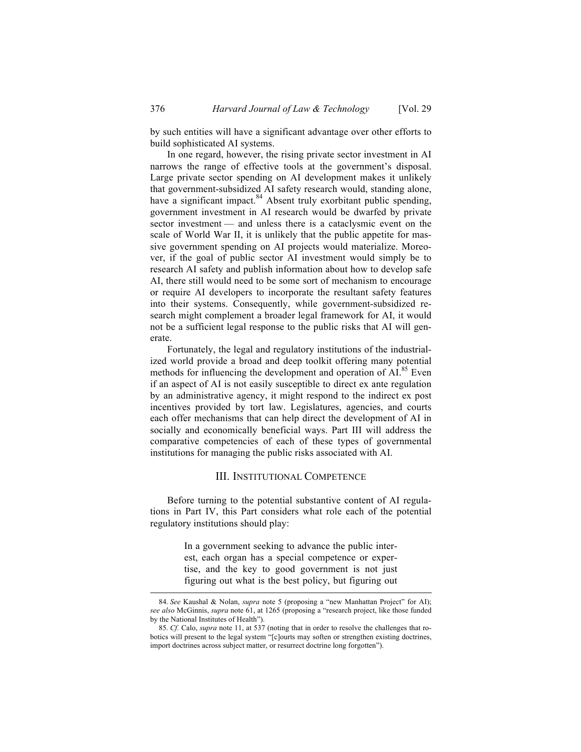by such entities will have a significant advantage over other efforts to build sophisticated AI systems.

In one regard, however, the rising private sector investment in AI narrows the range of effective tools at the government's disposal. Large private sector spending on AI development makes it unlikely that government-subsidized AI safety research would, standing alone, have a significant impact.[84] Absent truly exorbitant public spending, government investment in AI research would be dwarfed by private sector investment — and unless there is a cataclysmic event on the scale of World War II, it is unlikely that the public appetite for massive government spending on AI projects would materialize. Moreover, if the goal of public sector AI investment would simply be to research AI safety and publish information about how to develop safe AI, there still would need to be some sort of mechanism to encourage or require AI developers to incorporate the resultant safety features into their systems. Consequently, while government-subsidized research might complement a broader legal framework for AI, it would not be a sufficient legal response to the public risks that AI will generate.

Fortunately, the legal and regulatory institutions of the industrialized world provide a broad and deep toolkit offering many potential methods for influencing the development and operation of AI.[85] Even if an aspect of AI is not easily susceptible to direct ex ante regulation by an administrative agency, it might respond to the indirect ex post incentives provided by tort law. Legislatures, agencies, and courts each offer mechanisms that can help direct the development of AI in socially and economically beneficial ways. Part III will address the comparative competencies of each of these types of governmental institutions for managing the public risks associated with AI.

## III. Institutional Competence

Before turning to the potential substantive content of AI regulations in Part IV, this Part considers what role each of the potential regulatory institutions should play:

> In a government seeking to advance the public interest, each organ has a special competence or expertise, and the key to good government is not just figuring out what is the best policy, but figuring out

---

84. *See* Kaushal & Nolan, *supra* note 5 (proposing a "new Manhattan Project" for AI); *see also* McGinnis, *supra* note 61, at 1265 (proposing a "research project, like those funded by the National Institutes of Health").

85. *Cf.* Calo, *supra* note 11, at 537 (noting that in order to resolve the challenges that robotics will present to the legal system "[c]ourts may soften or strengthen existing doctrines, import doctrines across subject matter, or resurrect doctrine long forgotten").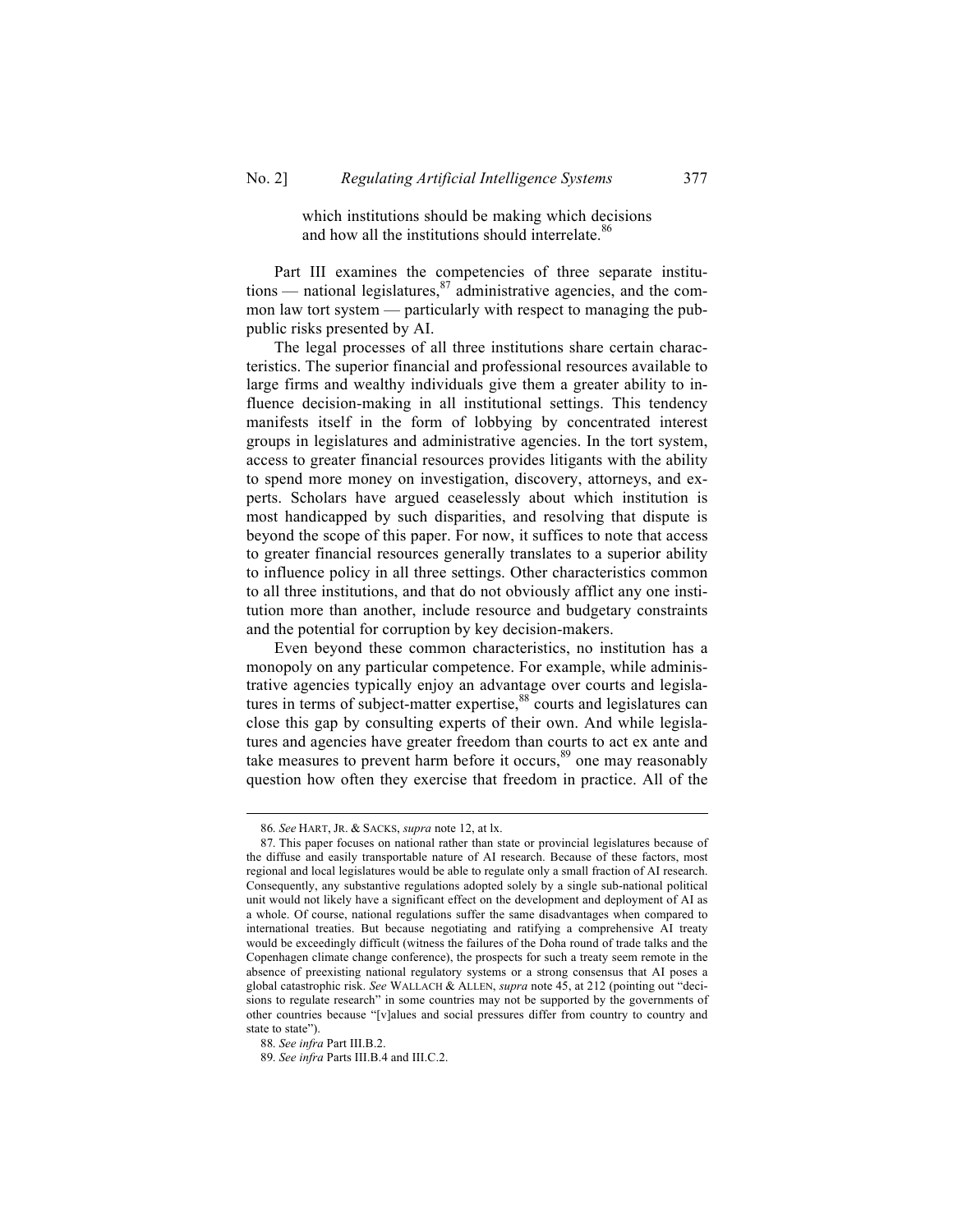> which institutions should be making which decisions and how all the institutions should interrelate.[86]

Part III examines the competencies of three separate institutions — national legislatures,[87] administrative agencies, and the common law tort system — particularly with respect to managing the pubpublic risks presented by AI.

The legal processes of all three institutions share certain characteristics. The superior financial and professional resources available to large firms and wealthy individuals give them a greater ability to influence decision-making in all institutional settings. This tendency manifests itself in the form of lobbying by concentrated interest groups in legislatures and administrative agencies. In the tort system, access to greater financial resources provides litigants with the ability to spend more money on investigation, discovery, attorneys, and experts. Scholars have argued ceaselessly about which institution is most handicapped by such disparities, and resolving that dispute is beyond the scope of this paper. For now, it suffices to note that access to greater financial resources generally translates to a superior ability to influence policy in all three settings. Other characteristics common to all three institutions, and that do not obviously afflict any one institution more than another, include resource and budgetary constraints and the potential for corruption by key decision-makers.

Even beyond these common characteristics, no institution has a monopoly on any particular competence. For example, while administrative agencies typically enjoy an advantage over courts and legislatures in terms of subject-matter expertise,[88] courts and legislatures can close this gap by consulting experts of their own. And while legislatures and agencies have greater freedom than courts to act ex ante and take measures to prevent harm before it occurs,[89] one may reasonably question how often they exercise that freedom in practice. All of the

---

86. *See* HART, JR. & SACKS, *supra* note 12, at lx.

87. This paper focuses on national rather than state or provincial legislatures because of the diffuse and easily transportable nature of AI research. Because of these factors, most regional and local legislatures would be able to regulate only a small fraction of AI research. Consequently, any substantive regulations adopted solely by a single sub-national political unit would not likely have a significant effect on the development and deployment of AI as a whole. Of course, national regulations suffer the same disadvantages when compared to international treaties. But because negotiating and ratifying a comprehensive AI treaty would be exceedingly difficult (witness the failures of the Doha round of trade talks and the Copenhagen climate change conference), the prospects for such a treaty seem remote in the absence of preexisting national regulatory systems or a strong consensus that AI poses a global catastrophic risk. *See* WALLACH & ALLEN, *supra* note 45, at 212 (pointing out "decisions to regulate research" in some countries may not be supported by the governments of other countries because "[v]alues and social pressures differ from country to country and state to state").

88. *See infra* Part III.B.2.

89. *See infra* Parts III.B.4 and III.C.2.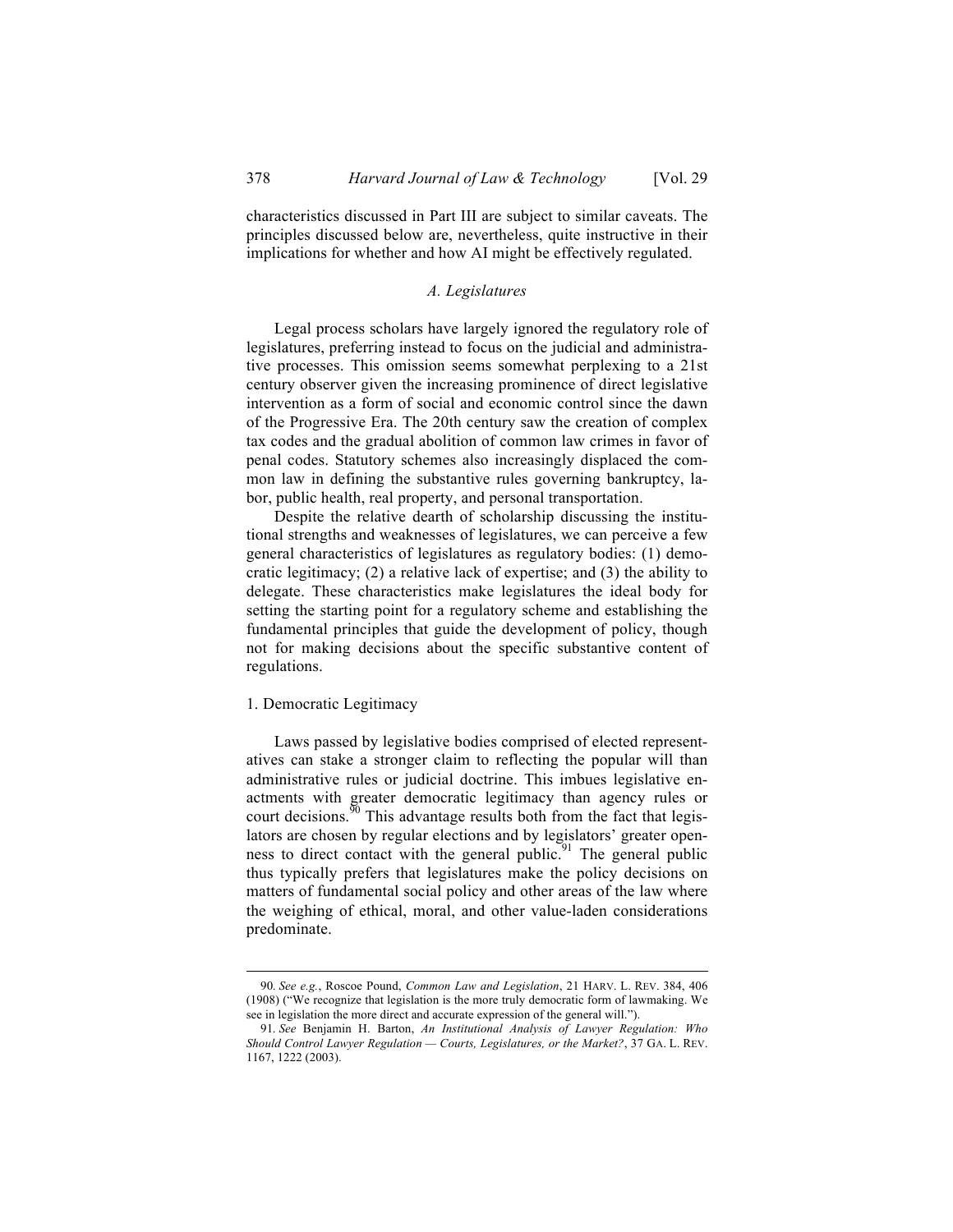characteristics discussed in Part III are subject to similar caveats. The principles discussed below are, nevertheless, quite instructive in their implications for whether and how AI might be effectively regulated.

### *A. Legislatures*

Legal process scholars have largely ignored the regulatory role of legislatures, preferring instead to focus on the judicial and administrative processes. This omission seems somewhat perplexing to a 21st century observer given the increasing prominence of direct legislative intervention as a form of social and economic control since the dawn of the Progressive Era. The 20th century saw the creation of complex tax codes and the gradual abolition of common law crimes in favor of penal codes. Statutory schemes also increasingly displaced the common law in defining the substantive rules governing bankruptcy, labor, public health, real property, and personal transportation.

Despite the relative dearth of scholarship discussing the institutional strengths and weaknesses of legislatures, we can perceive a few general characteristics of legislatures as regulatory bodies: (1) democratic legitimacy; (2) a relative lack of expertise; and (3) the ability to delegate. These characteristics make legislatures the ideal body for setting the starting point for a regulatory scheme and establishing the fundamental principles that guide the development of policy, though not for making decisions about the specific substantive content of regulations.

#### 1. Democratic Legitimacy

Laws passed by legislative bodies comprised of elected representatives can stake a stronger claim to reflecting the popular will than administrative rules or judicial doctrine. This imbues legislative enactments with greater democratic legitimacy than agency rules or court decisions.[90] This advantage results both from the fact that legislators are chosen by regular elections and by legislators' greater openness to direct contact with the general public.[91] The general public thus typically prefers that legislatures make the policy decisions on matters of fundamental social policy and other areas of the law where the weighing of ethical, moral, and other value-laden considerations predominate.

---

90. *See e.g.*, Roscoe Pound, *Common Law and Legislation*, 21 HARV. L. REV. 384, 406 (1908) ("We recognize that legislation is the more truly democratic form of lawmaking. We see in legislation the more direct and accurate expression of the general will.").

91. *See* Benjamin H. Barton, *An Institutional Analysis of Lawyer Regulation: Who Should Control Lawyer Regulation — Courts, Legislatures, or the Market?*, 37 GA. L. REV. 1167, 1222 (2003).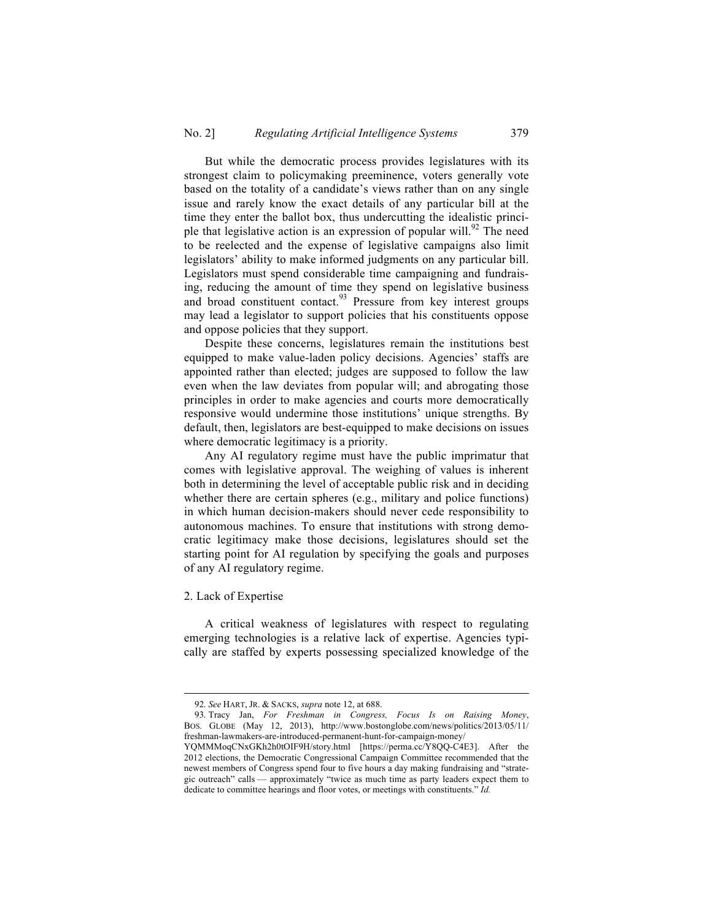But while the democratic process provides legislatures with its strongest claim to policymaking preeminence, voters generally vote based on the totality of a candidate's views rather than on any single issue and rarely know the exact details of any particular bill at the time they enter the ballot box, thus undercutting the idealistic principle that legislative action is an expression of popular will.[92] The need to be reelected and the expense of legislative campaigns also limit legislators' ability to make informed judgments on any particular bill. Legislators must spend considerable time campaigning and fundraising, reducing the amount of time they spend on legislative business and broad constituent contact.[93] Pressure from key interest groups may lead a legislator to support policies that his constituents oppose and oppose policies that they support.

Despite these concerns, legislatures remain the institutions best equipped to make value-laden policy decisions. Agencies' staffs are appointed rather than elected; judges are supposed to follow the law even when the law deviates from popular will; and abrogating those principles in order to make agencies and courts more democratically responsive would undermine those institutions' unique strengths. By default, then, legislators are best-equipped to make decisions on issues where democratic legitimacy is a priority.

Any AI regulatory regime must have the public imprimatur that comes with legislative approval. The weighing of values is inherent both in determining the level of acceptable public risk and in deciding whether there are certain spheres (e.g., military and police functions) in which human decision-makers should never cede responsibility to autonomous machines. To ensure that institutions with strong democratic legitimacy make those decisions, legislatures should set the starting point for AI regulation by specifying the goals and purposes of any AI regulatory regime.

### 2. Lack of Expertise

A critical weakness of legislatures with respect to regulating emerging technologies is a relative lack of expertise. Agencies typically are staffed by experts possessing specialized knowledge of the

---

92. *See* HART, JR. & SACKS, *supra* note 12, at 688.

93. Tracy Jan, *For Freshman in Congress, Focus Is on Raising Money*, BOS. GLOBE (May 12, 2013), http://www.bostonglobe.com/news/politics/2013/05/11/freshman-lawmakers-are-introduced-permanent-hunt-for-campaign-money/YQMMMoqCNxGKh2h0tOIF9H/story.html [https://perma.cc/Y8QQ-C4E3]. After the 2012 elections, the Democratic Congressional Campaign Committee recommended that the newest members of Congress spend four to five hours a day making fundraising and "strategic outreach" calls — approximately "twice as much time as party leaders expect them to dedicate to committee hearings and floor votes, or meetings with constituents." *Id.*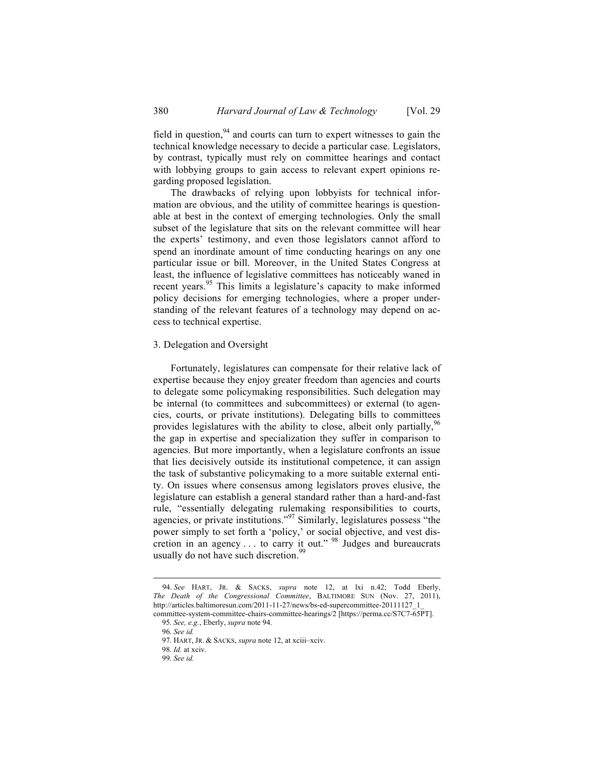field in question,[94] and courts can turn to expert witnesses to gain the technical knowledge necessary to decide a particular case. Legislators, by contrast, typically must rely on committee hearings and contact with lobbying groups to gain access to relevant expert opinions regarding proposed legislation.

The drawbacks of relying upon lobbyists for technical information are obvious, and the utility of committee hearings is questionable at best in the context of emerging technologies. Only the small subset of the legislature that sits on the relevant committee will hear the experts' testimony, and even those legislators cannot afford to spend an inordinate amount of time conducting hearings on any one particular issue or bill. Moreover, in the United States Congress at least, the influence of legislative committees has noticeably waned in recent years.[95] This limits a legislature's capacity to make informed policy decisions for emerging technologies, where a proper understanding of the relevant features of a technology may depend on access to technical expertise.

### 3. Delegation and Oversight

Fortunately, legislatures can compensate for their relative lack of expertise because they enjoy greater freedom than agencies and courts to delegate some policymaking responsibilities. Such delegation may be internal (to committees and subcommittees) or external (to agencies, courts, or private institutions). Delegating bills to committees provides legislatures with the ability to close, albeit only partially,[96] the gap in expertise and specialization they suffer in comparison to agencies. But more importantly, when a legislature confronts an issue that lies decisively outside its institutional competence, it can assign the task of substantive policymaking to a more suitable external entity. On issues where consensus among legislators proves elusive, the legislature can establish a general standard rather than a hard-and-fast rule, "essentially delegating rulemaking responsibilities to courts, agencies, or private institutions."[97] Similarly, legislatures possess "the power simply to set forth a 'policy,' or social objective, and vest discretion in an agency . . . to carry it out."[98] Judges and bureaucrats usually do not have such discretion.[99]

---

94. *See* HART, JR. & SACKS, *supra* note 12, at lxi n.42; Todd Eberly, *The Death of the Congressional Committee*, BALTIMORE SUN (Nov. 27, 2011), http://articles.baltimoresun.com/2011-11-27/news/bs-ed-supercommittee-20111127_1_committee-system-committee-chairs-committee-hearings/2 [https://perma.cc/S7C7-65PT].

95. *See, e.g.*, Eberly, *supra* note 94.

96. *See id.*

97. HART, JR. & SACKS, *supra* note 12, at xciii–xciv.

98. *Id.* at xciv.

99. *See id.*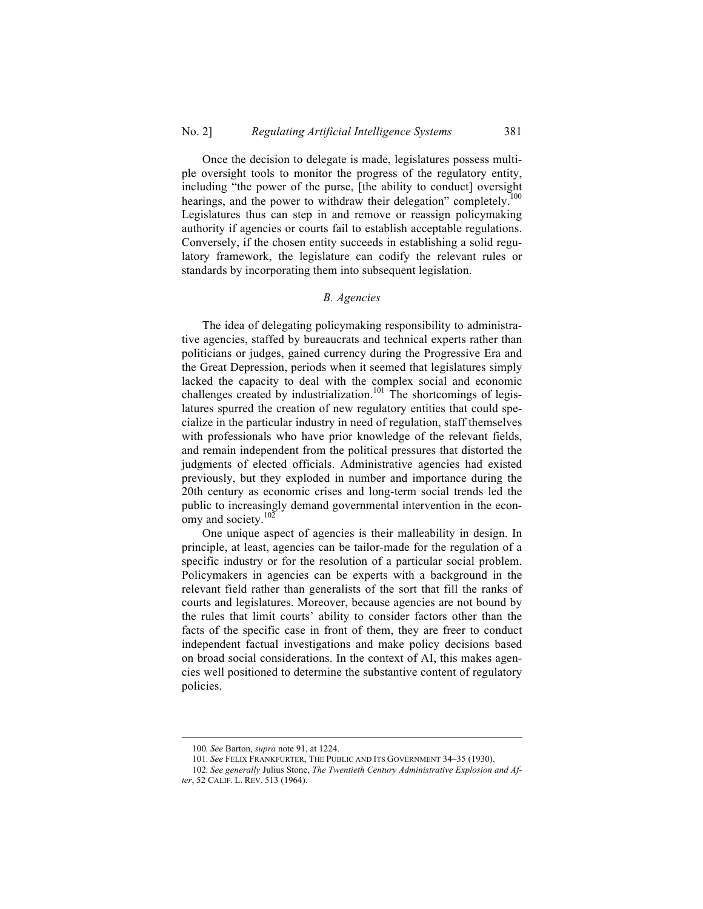Once the decision to delegate is made, legislatures possess multiple oversight tools to monitor the progress of the regulatory entity, including "the power of the purse, [the ability to conduct] oversight hearings, and the power to withdraw their delegation" completely.[100] Legislatures thus can step in and remove or reassign policymaking authority if agencies or courts fail to establish acceptable regulations. Conversely, if the chosen entity succeeds in establishing a solid regulatory framework, the legislature can codify the relevant rules or standards by incorporating them into subsequent legislation.

### *B. Agencies*

The idea of delegating policymaking responsibility to administrative agencies, staffed by bureaucrats and technical experts rather than politicians or judges, gained currency during the Progressive Era and the Great Depression, periods when it seemed that legislatures simply lacked the capacity to deal with the complex social and economic challenges created by industrialization.[101] The shortcomings of legislatures spurred the creation of new regulatory entities that could specialize in the particular industry in need of regulation, staff themselves with professionals who have prior knowledge of the relevant fields, and remain independent from the political pressures that distorted the judgments of elected officials. Administrative agencies had existed previously, but they exploded in number and importance during the 20th century as economic crises and long-term social trends led the public to increasingly demand governmental intervention in the economy and society.[102]

One unique aspect of agencies is their malleability in design. In principle, at least, agencies can be tailor-made for the regulation of a specific industry or for the resolution of a particular social problem. Policymakers in agencies can be experts with a background in the relevant field rather than generalists of the sort that fill the ranks of courts and legislatures. Moreover, because agencies are not bound by the rules that limit courts' ability to consider factors other than the facts of the specific case in front of them, they are freer to conduct independent factual investigations and make policy decisions based on broad social considerations. In the context of AI, this makes agencies well positioned to determine the substantive content of regulatory policies.

---

100. *See* Barton, *supra* note 91, at 1224.

101. *See* FELIX FRANKFURTER, THE PUBLIC AND ITS GOVERNMENT 34–35 (1930).

102. *See generally* Julius Stone, *The Twentieth Century Administrative Explosion and After*, 52 CALIF. L. REV. 513 (1964).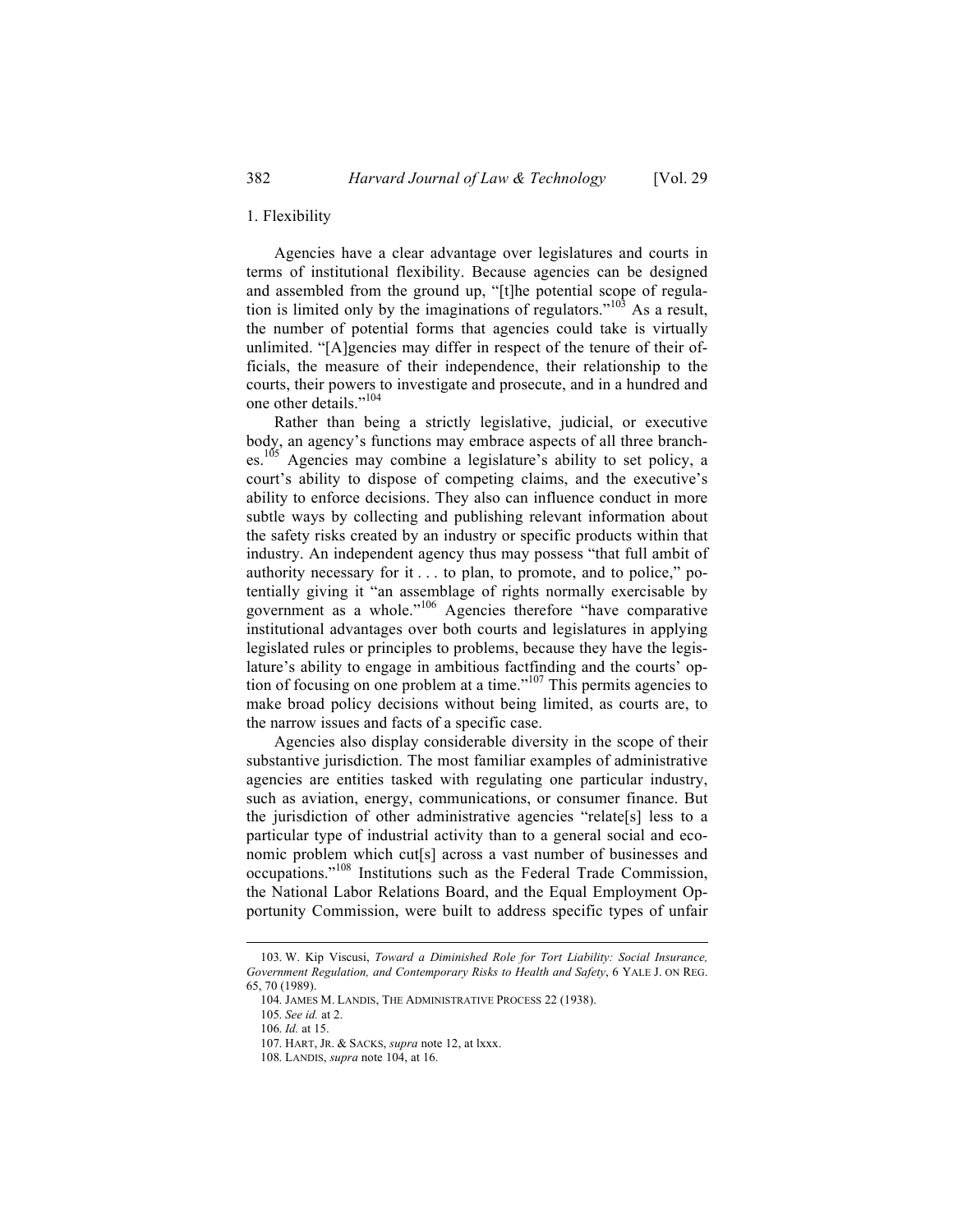### 1. Flexibility

Agencies have a clear advantage over legislatures and courts in terms of institutional flexibility. Because agencies can be designed and assembled from the ground up, "[t]he potential scope of regulation is limited only by the imaginations of regulators."[103] As a result, the number of potential forms that agencies could take is virtually unlimited. "[A]gencies may differ in respect of the tenure of their officials, the measure of their independence, their relationship to the courts, their powers to investigate and prosecute, and in a hundred and one other details."[104]

Rather than being a strictly legislative, judicial, or executive body, an agency's functions may embrace aspects of all three branches.[105] Agencies may combine a legislature's ability to set policy, a court's ability to dispose of competing claims, and the executive's ability to enforce decisions. They also can influence conduct in more subtle ways by collecting and publishing relevant information about the safety risks created by an industry or specific products within that industry. An independent agency thus may possess "that full ambit of authority necessary for it . . . to plan, to promote, and to police," potentially giving it "an assemblage of rights normally exercisable by government as a whole."[106] Agencies therefore "have comparative institutional advantages over both courts and legislatures in applying legislated rules or principles to problems, because they have the legislature's ability to engage in ambitious factfinding and the courts' option of focusing on one problem at a time."[107] This permits agencies to make broad policy decisions without being limited, as courts are, to the narrow issues and facts of a specific case.

Agencies also display considerable diversity in the scope of their substantive jurisdiction. The most familiar examples of administrative agencies are entities tasked with regulating one particular industry, such as aviation, energy, communications, or consumer finance. But the jurisdiction of other administrative agencies "relate[s] less to a particular type of industrial activity than to a general social and economic problem which cut[s] across a vast number of businesses and occupations."[108] Institutions such as the Federal Trade Commission, the National Labor Relations Board, and the Equal Employment Opportunity Commission, were built to address specific types of unfair

---

103. W. Kip Viscusi, *Toward a Diminished Role for Tort Liability: Social Insurance, Government Regulation, and Contemporary Risks to Health and Safety*, 6 YALE J. ON REG. 65, 70 (1989).

104. JAMES M. LANDIS, THE ADMINISTRATIVE PROCESS 22 (1938).

105. *See id.* at 2.

106. *Id.* at 15.

107. HART, JR. & SACKS, *supra* note 12, at lxxx.

108. LANDIS, *supra* note 104, at 16.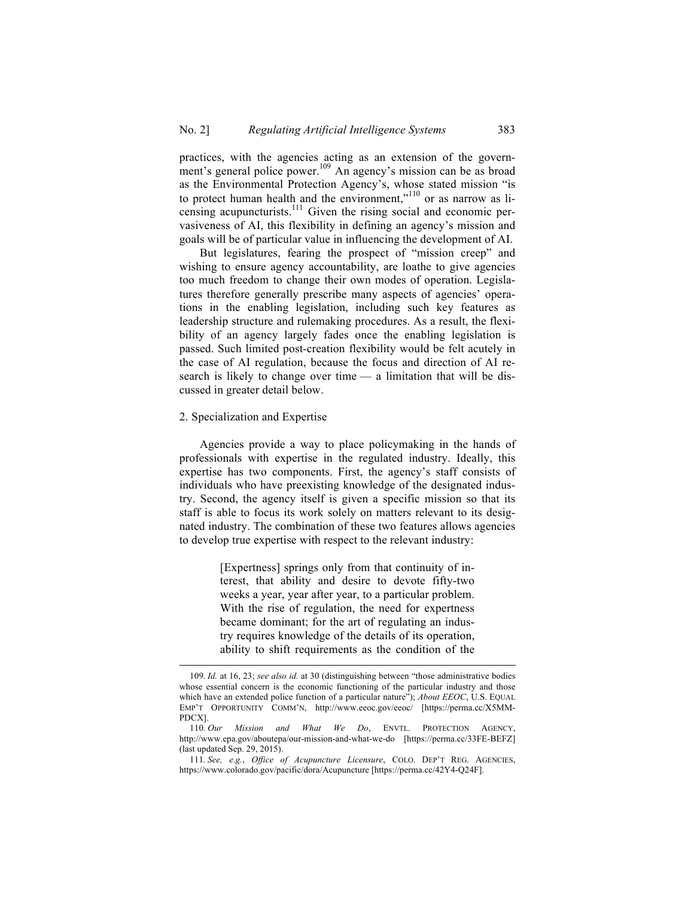practices, with the agencies acting as an extension of the government's general police power.[109] An agency's mission can be as broad as the Environmental Protection Agency's, whose stated mission "is to protect human health and the environment,"[110] or as narrow as licensing acupuncturists.[111] Given the rising social and economic pervasiveness of AI, this flexibility in defining an agency's mission and goals will be of particular value in influencing the development of AI.

But legislatures, fearing the prospect of "mission creep" and wishing to ensure agency accountability, are loathe to give agencies too much freedom to change their own modes of operation. Legislatures therefore generally prescribe many aspects of agencies' operations in the enabling legislation, including such key features as leadership structure and rulemaking procedures. As a result, the flexibility of an agency largely fades once the enabling legislation is passed. Such limited post-creation flexibility would be felt acutely in the case of AI regulation, because the focus and direction of AI research is likely to change over time — a limitation that will be discussed in greater detail below.

### 2. Specialization and Expertise

Agencies provide a way to place policymaking in the hands of professionals with expertise in the regulated industry. Ideally, this expertise has two components. First, the agency's staff consists of individuals who have preexisting knowledge of the designated industry. Second, the agency itself is given a specific mission so that its staff is able to focus its work solely on matters relevant to its designated industry. The combination of these two features allows agencies to develop true expertise with respect to the relevant industry:

> [Expertness] springs only from that continuity of interest, that ability and desire to devote fifty-two weeks a year, year after year, to a particular problem. With the rise of regulation, the need for expertness became dominant; for the art of regulating an industry requires knowledge of the details of its operation, ability to shift requirements as the condition of the

---

109. *Id.* at 16, 23; *see also id.* at 30 (distinguishing between "those administrative bodies whose essential concern is the economic functioning of the particular industry and those which have an extended police function of a particular nature"); *About EEOC*, U.S. EQUAL EMP'T OPPORTUNITY COMM'N, http://www.eeoc.gov/eeoc/ [https://perma.cc/X5MM-PDCX].

110. *Our Mission and What We Do*, ENVTL. PROTECTION AGENCY, http://www.epa.gov/aboutepa/our-mission-and-what-we-do [https://perma.cc/33FE-BEFZ] (last updated Sep. 29, 2015).

111. *See, e.g.*, *Office of Acupuncture Licensure*, COLO. DEP'T REG. AGENCIES, https://www.colorado.gov/pacific/dora/Acupuncture [https://perma.cc/42Y4-Q24F].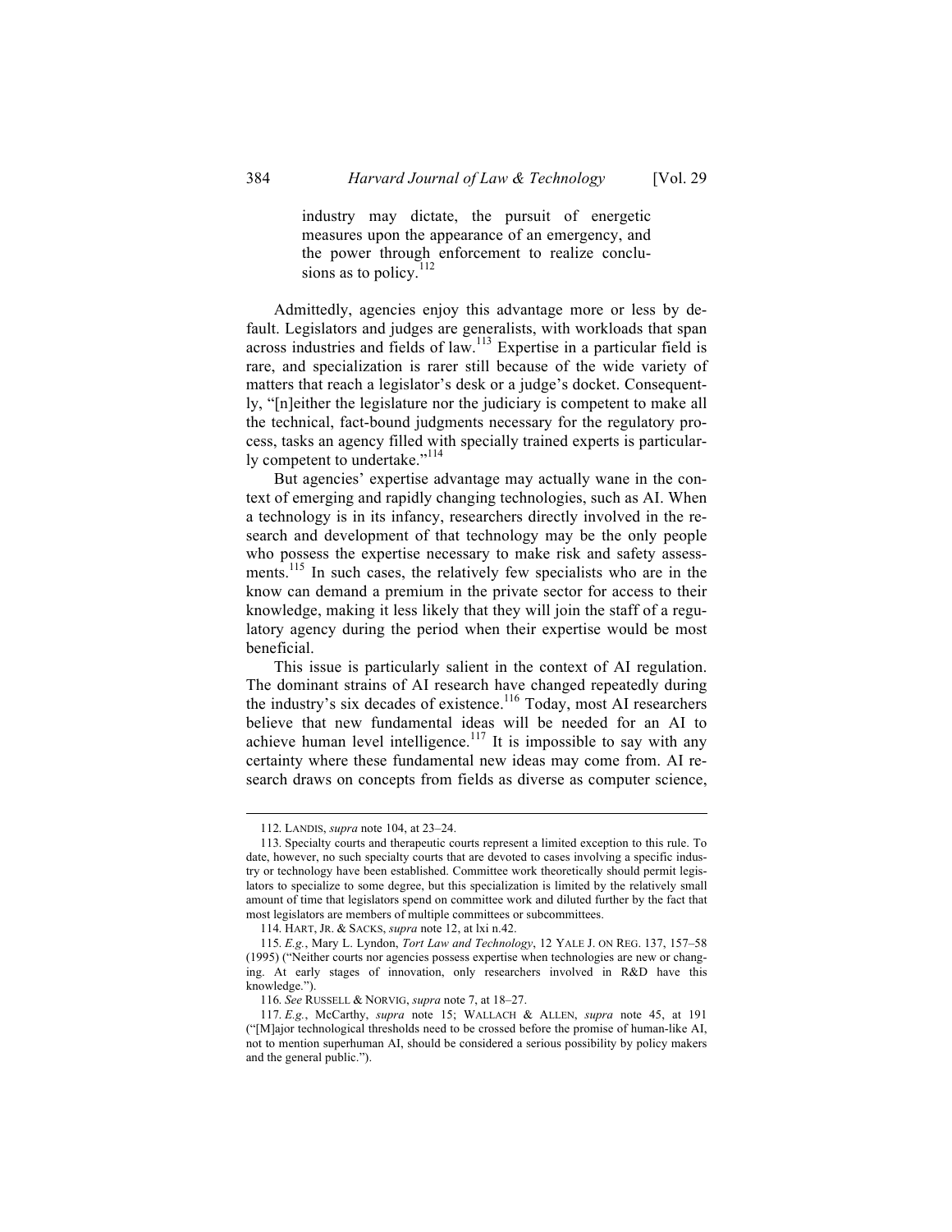> industry may dictate, the pursuit of energetic measures upon the appearance of an emergency, and the power through enforcement to realize conclusions as to policy.[112]

Admittedly, agencies enjoy this advantage more or less by default. Legislators and judges are generalists, with workloads that span across industries and fields of law.[113] Expertise in a particular field is rare, and specialization is rarer still because of the wide variety of matters that reach a legislator's desk or a judge's docket. Consequently, "[n]either the legislature nor the judiciary is competent to make all the technical, fact-bound judgments necessary for the regulatory process, tasks an agency filled with specially trained experts is particularly competent to undertake."[114]

But agencies' expertise advantage may actually wane in the context of emerging and rapidly changing technologies, such as AI. When a technology is in its infancy, researchers directly involved in the research and development of that technology may be the only people who possess the expertise necessary to make risk and safety assessments.[115] In such cases, the relatively few specialists who are in the know can demand a premium in the private sector for access to their knowledge, making it less likely that they will join the staff of a regulatory agency during the period when their expertise would be most beneficial.

This issue is particularly salient in the context of AI regulation. The dominant strains of AI research have changed repeatedly during the industry's six decades of existence.[116] Today, most AI researchers believe that new fundamental ideas will be needed for an AI to achieve human level intelligence.[117] It is impossible to say with any certainty where these fundamental new ideas may come from. AI research draws on concepts from fields as diverse as computer science,

---

112. LANDIS, *supra* note 104, at 23–24.

113. Specialty courts and therapeutic courts represent a limited exception to this rule. To date, however, no such specialty courts that are devoted to cases involving a specific industry or technology have been established. Committee work theoretically should permit legislators to specialize to some degree, but this specialization is limited by the relatively small amount of time that legislators spend on committee work and diluted further by the fact that most legislators are members of multiple committees or subcommittees.

114. HART, JR. & SACKS, *supra* note 12, at lxi n.42.

115. *E.g.*, Mary L. Lyndon, *Tort Law and Technology*, 12 YALE J. ON REG. 137, 157–58 (1995) ("Neither courts nor agencies possess expertise when technologies are new or changing. At early stages of innovation, only researchers involved in R&D have this knowledge.").

116. *See* RUSSELL & NORVIG, *supra* note 7, at 18–27.

117. *E.g.*, McCarthy, *supra* note 15; WALLACH & ALLEN, *supra* note 45, at 191 ("[M]ajor technological thresholds need to be crossed before the promise of human-like AI, not to mention superhuman AI, should be considered a serious possibility by policy makers and the general public.").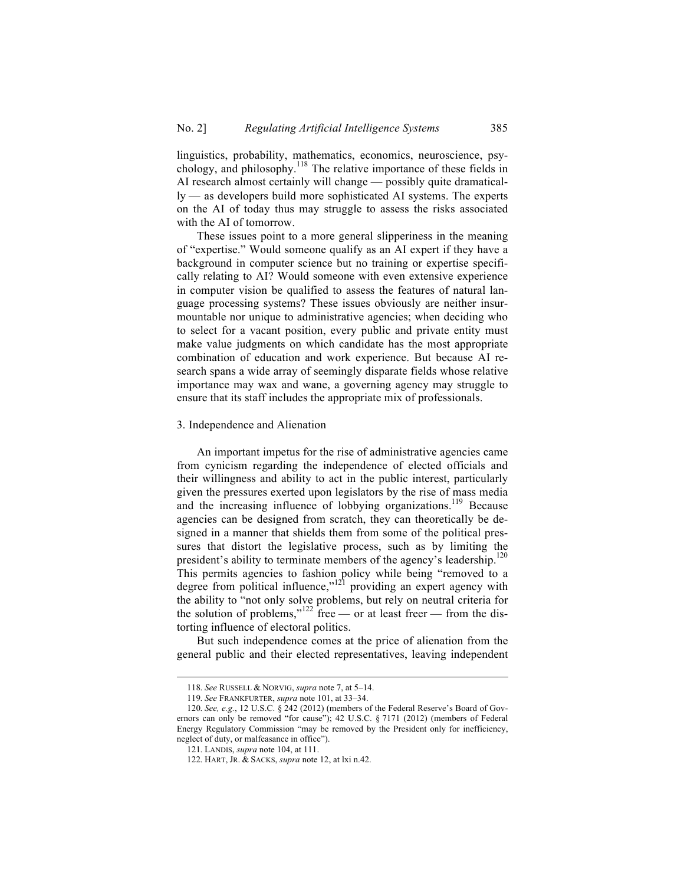linguistics, probability, mathematics, economics, neuroscience, psychology, and philosophy.[118] The relative importance of these fields in AI research almost certainly will change — possibly quite dramatically — as developers build more sophisticated AI systems. The experts on the AI of today thus may struggle to assess the risks associated with the AI of tomorrow.

These issues point to a more general slipperiness in the meaning of "expertise." Would someone qualify as an AI expert if they have a background in computer science but no training or expertise specifically relating to AI? Would someone with even extensive experience in computer vision be qualified to assess the features of natural language processing systems? These issues obviously are neither insurmountable nor unique to administrative agencies; when deciding who to select for a vacant position, every public and private entity must make value judgments on which candidate has the most appropriate combination of education and work experience. But because AI research spans a wide array of seemingly disparate fields whose relative importance may wax and wane, a governing agency may struggle to ensure that its staff includes the appropriate mix of professionals.

### 3. Independence and Alienation

An important impetus for the rise of administrative agencies came from cynicism regarding the independence of elected officials and their willingness and ability to act in the public interest, particularly given the pressures exerted upon legislators by the rise of mass media and the increasing influence of lobbying organizations.[119] Because agencies can be designed from scratch, they can theoretically be designed in a manner that shields them from some of the political pressures that distort the legislative process, such as by limiting the president's ability to terminate members of the agency's leadership.[120] This permits agencies to fashion policy while being "removed to a degree from political influence,"[121] providing an expert agency with the ability to "not only solve problems, but rely on neutral criteria for the solution of problems,"[122] free — or at least freer — from the distorting influence of electoral politics.

But such independence comes at the price of alienation from the general public and their elected representatives, leaving independent

---

118. *See* RUSSELL & NORVIG, *supra* note 7, at 5–14.

119. *See* FRANKFURTER, *supra* note 101, at 33–34.

120. *See, e.g.*, 12 U.S.C. § 242 (2012) (members of the Federal Reserve's Board of Governors can only be removed "for cause"); 42 U.S.C. § 7171 (2012) (members of Federal Energy Regulatory Commission "may be removed by the President only for inefficiency, neglect of duty, or malfeasance in office").

121. LANDIS, *supra* note 104, at 111.

122. HART, JR. & SACKS, *supra* note 12, at lxi n.42.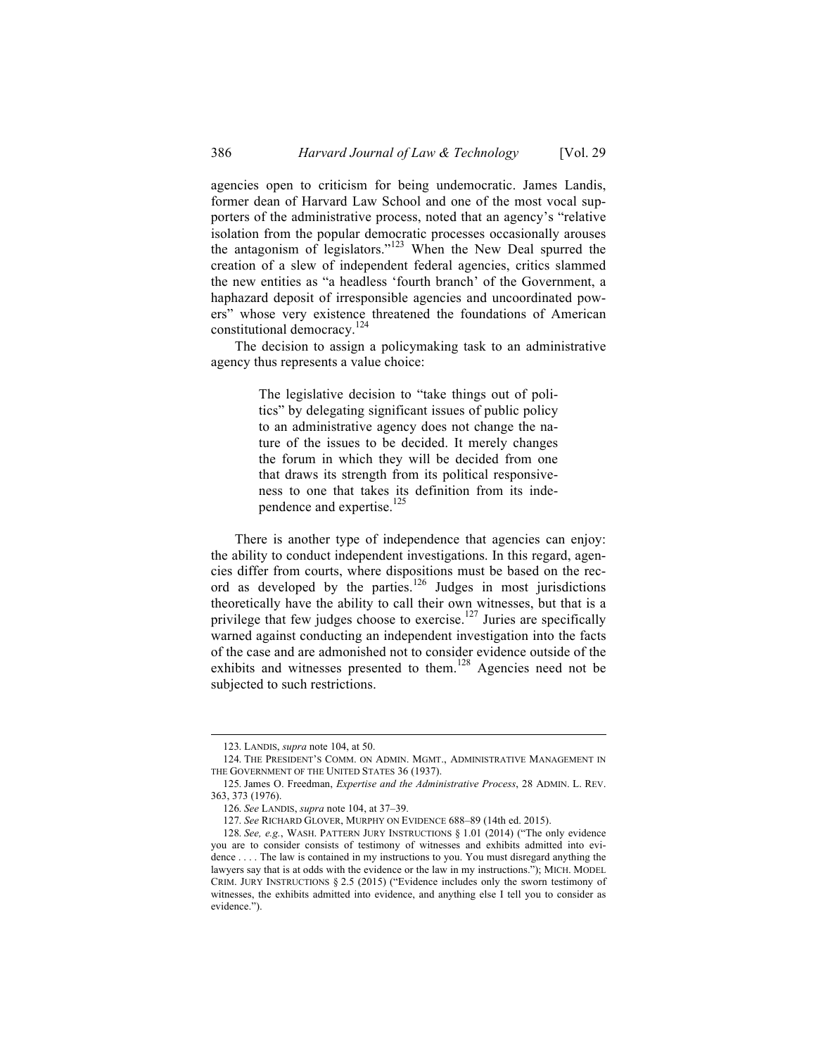agencies open to criticism for being undemocratic. James Landis, former dean of Harvard Law School and one of the most vocal supporters of the administrative process, noted that an agency's "relative isolation from the popular democratic processes occasionally arouses the antagonism of legislators."[123] When the New Deal spurred the creation of a slew of independent federal agencies, critics slammed the new entities as "a headless 'fourth branch' of the Government, a haphazard deposit of irresponsible agencies and uncoordinated powers" whose very existence threatened the foundations of American constitutional democracy.[124]

The decision to assign a policymaking task to an administrative agency thus represents a value choice:

> The legislative decision to "take things out of politics" by delegating significant issues of public policy to an administrative agency does not change the nature of the issues to be decided. It merely changes the forum in which they will be decided from one that draws its strength from its political responsiveness to one that takes its definition from its independence and expertise.[125]

There is another type of independence that agencies can enjoy: the ability to conduct independent investigations. In this regard, agencies differ from courts, where dispositions must be based on the record as developed by the parties.[126] Judges in most jurisdictions theoretically have the ability to call their own witnesses, but that is a privilege that few judges choose to exercise.[127] Juries are specifically warned against conducting an independent investigation into the facts of the case and are admonished not to consider evidence outside of the exhibits and witnesses presented to them.[128] Agencies need not be subjected to such restrictions.

---

123. LANDIS, *supra* note 104, at 50.

124. THE PRESIDENT'S COMM. ON ADMIN. MGMT., ADMINISTRATIVE MANAGEMENT IN THE GOVERNMENT OF THE UNITED STATES 36 (1937).

125. James O. Freedman, *Expertise and the Administrative Process*, 28 ADMIN. L. REV. 363, 373 (1976).

126. *See* LANDIS, *supra* note 104, at 37–39.

127. *See* RICHARD GLOVER, MURPHY ON EVIDENCE 688–89 (14th ed. 2015).

128. *See, e.g.*, WASH. PATTERN JURY INSTRUCTIONS § 1.01 (2014) ("The only evidence you are to consider consists of testimony of witnesses and exhibits admitted into evidence . . . . The law is contained in my instructions to you. You must disregard anything the lawyers say that is at odds with the evidence or the law in my instructions."); MICH. MODEL CRIM. JURY INSTRUCTIONS § 2.5 (2015) ("Evidence includes only the sworn testimony of witnesses, the exhibits admitted into evidence, and anything else I tell you to consider as evidence.").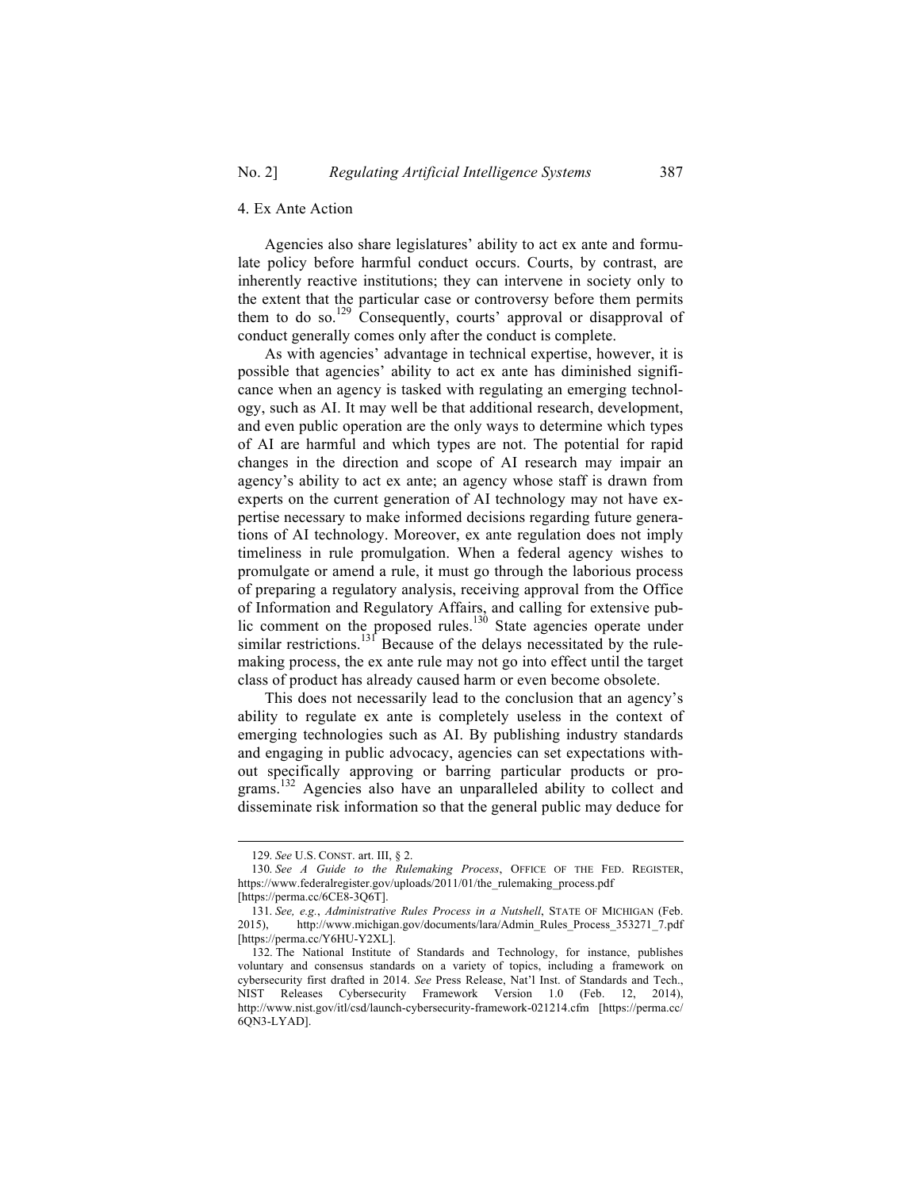#### 4. Ex Ante Action

Agencies also share legislatures' ability to act ex ante and formulate policy before harmful conduct occurs. Courts, by contrast, are inherently reactive institutions; they can intervene in society only to the extent that the particular case or controversy before them permits them to do so.[129] Consequently, courts' approval or disapproval of conduct generally comes only after the conduct is complete.

As with agencies' advantage in technical expertise, however, it is possible that agencies' ability to act ex ante has diminished significance when an agency is tasked with regulating an emerging technology, such as AI. It may well be that additional research, development, and even public operation are the only ways to determine which types of AI are harmful and which types are not. The potential for rapid changes in the direction and scope of AI research may impair an agency's ability to act ex ante; an agency whose staff is drawn from experts on the current generation of AI technology may not have expertise necessary to make informed decisions regarding future generations of AI technology. Moreover, ex ante regulation does not imply timeliness in rule promulgation. When a federal agency wishes to promulgate or amend a rule, it must go through the laborious process of preparing a regulatory analysis, receiving approval from the Office of Information and Regulatory Affairs, and calling for extensive public comment on the proposed rules.[130] State agencies operate under similar restrictions.[131] Because of the delays necessitated by the rulemaking process, the ex ante rule may not go into effect until the target class of product has already caused harm or even become obsolete.

This does not necessarily lead to the conclusion that an agency's ability to regulate ex ante is completely useless in the context of emerging technologies such as AI. By publishing industry standards and engaging in public advocacy, agencies can set expectations without specifically approving or barring particular products or programs.[132] Agencies also have an unparalleled ability to collect and disseminate risk information so that the general public may deduce for

---

129. *See* U.S. CONST. art. III, § 2.

130. *See A Guide to the Rulemaking Process*, OFFICE OF THE FED. REGISTER, https://www.federalregister.gov/uploads/2011/01/the_rulemaking_process.pdf [https://perma.cc/6CE8-3Q6T].

131. *See, e.g.*, *Administrative Rules Process in a Nutshell*, STATE OF MICHIGAN (Feb. 2015), http://www.michigan.gov/documents/lara/Admin_Rules_Process_353271_7.pdf [https://perma.cc/Y6HU-Y2XL].

132. The National Institute of Standards and Technology, for instance, publishes voluntary and consensus standards on a variety of topics, including a framework on cybersecurity first drafted in 2014. *See* Press Release, Nat'l Inst. of Standards and Tech., NIST Releases Cybersecurity Framework Version 1.0 (Feb. 12, 2014), http://www.nist.gov/itl/csd/launch-cybersecurity-framework-021214.cfm [https://perma.cc/6QN3-LYAD].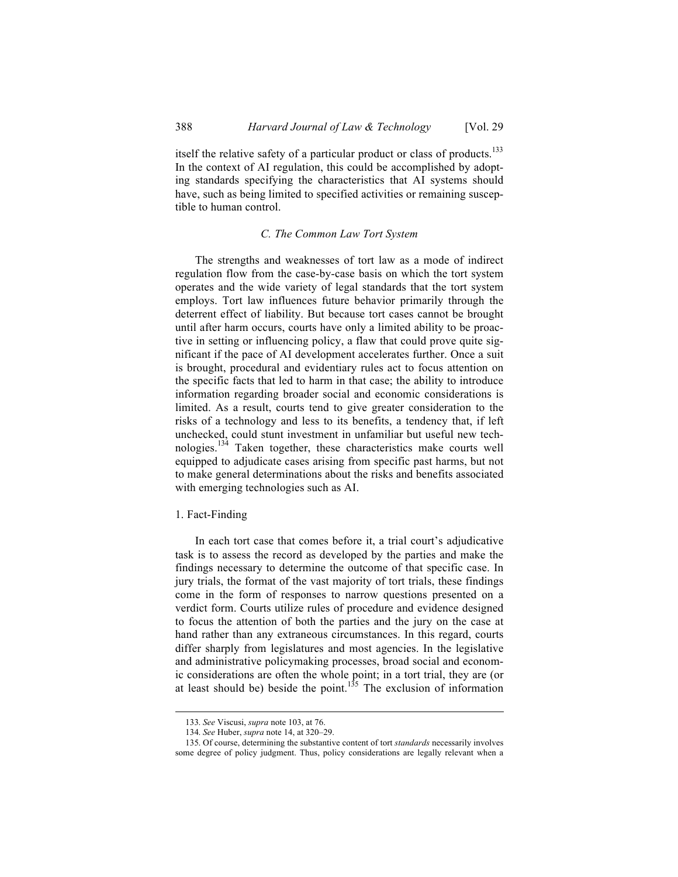itself the relative safety of a particular product or class of products.[133] In the context of AI regulation, this could be accomplished by adopting standards specifying the characteristics that AI systems should have, such as being limited to specified activities or remaining susceptible to human control.

### *C. The Common Law Tort System*

The strengths and weaknesses of tort law as a mode of indirect regulation flow from the case-by-case basis on which the tort system operates and the wide variety of legal standards that the tort system employs. Tort law influences future behavior primarily through the deterrent effect of liability. But because tort cases cannot be brought until after harm occurs, courts have only a limited ability to be proactive in setting or influencing policy, a flaw that could prove quite significant if the pace of AI development accelerates further. Once a suit is brought, procedural and evidentiary rules act to focus attention on the specific facts that led to harm in that case; the ability to introduce information regarding broader social and economic considerations is limited. As a result, courts tend to give greater consideration to the risks of a technology and less to its benefits, a tendency that, if left unchecked, could stunt investment in unfamiliar but useful new technologies.[134] Taken together, these characteristics make courts well equipped to adjudicate cases arising from specific past harms, but not to make general determinations about the risks and benefits associated with emerging technologies such as AI.

#### 1. Fact-Finding

In each tort case that comes before it, a trial court's adjudicative task is to assess the record as developed by the parties and make the findings necessary to determine the outcome of that specific case. In jury trials, the format of the vast majority of tort trials, these findings come in the form of responses to narrow questions presented on a verdict form. Courts utilize rules of procedure and evidence designed to focus the attention of both the parties and the jury on the case at hand rather than any extraneous circumstances. In this regard, courts differ sharply from legislatures and most agencies. In the legislative and administrative policymaking processes, broad social and economic considerations are often the whole point; in a tort trial, they are (or at least should be) beside the point.[135] The exclusion of information

---

133. *See* Viscusi, *supra* note 103, at 76.

134. *See* Huber, *supra* note 14, at 320–29.

135. Of course, determining the substantive content of tort *standards* necessarily involves some degree of policy judgment. Thus, policy considerations are legally relevant when a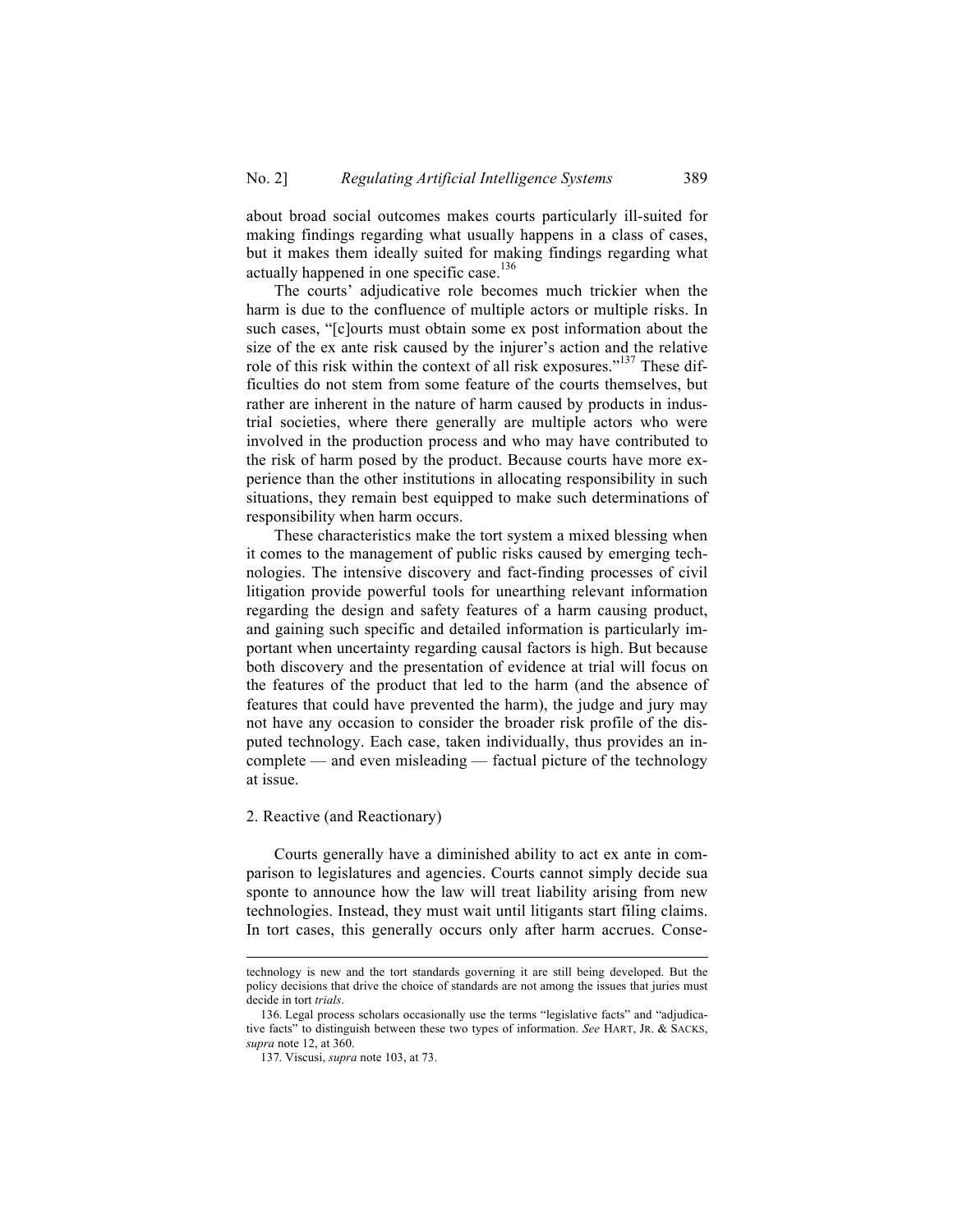about broad social outcomes makes courts particularly ill-suited for making findings regarding what usually happens in a class of cases, but it makes them ideally suited for making findings regarding what actually happened in one specific case.[136]

The courts' adjudicative role becomes much trickier when the harm is due to the confluence of multiple actors or multiple risks. In such cases, "[c]ourts must obtain some ex post information about the size of the ex ante risk caused by the injurer's action and the relative role of this risk within the context of all risk exposures."[137] These difficulties do not stem from some feature of the courts themselves, but rather are inherent in the nature of harm caused by products in industrial societies, where there generally are multiple actors who were involved in the production process and who may have contributed to the risk of harm posed by the product. Because courts have more experience than the other institutions in allocating responsibility in such situations, they remain best equipped to make such determinations of responsibility when harm occurs.

These characteristics make the tort system a mixed blessing when it comes to the management of public risks caused by emerging technologies. The intensive discovery and fact-finding processes of civil litigation provide powerful tools for unearthing relevant information regarding the design and safety features of a harm causing product, and gaining such specific and detailed information is particularly important when uncertainty regarding causal factors is high. But because both discovery and the presentation of evidence at trial will focus on the features of the product that led to the harm (and the absence of features that could have prevented the harm), the judge and jury may not have any occasion to consider the broader risk profile of the disputed technology. Each case, taken individually, thus provides an incomplete — and even misleading — factual picture of the technology at issue.

### 2. Reactive (and Reactionary)

Courts generally have a diminished ability to act ex ante in comparison to legislatures and agencies. Courts cannot simply decide sua sponte to announce how the law will treat liability arising from new technologies. Instead, they must wait until litigants start filing claims. In tort cases, this generally occurs only after harm accrues. Conse-

---

technology is new and the tort standards governing it are still being developed. But the policy decisions that drive the choice of standards are not among the issues that juries must decide in tort *trials*.

136. Legal process scholars occasionally use the terms "legislative facts" and "adjudicative facts" to distinguish between these two types of information. *See* HART, JR. & SACKS, *supra* note 12, at 360.

137. Viscusi, *supra* note 103, at 73.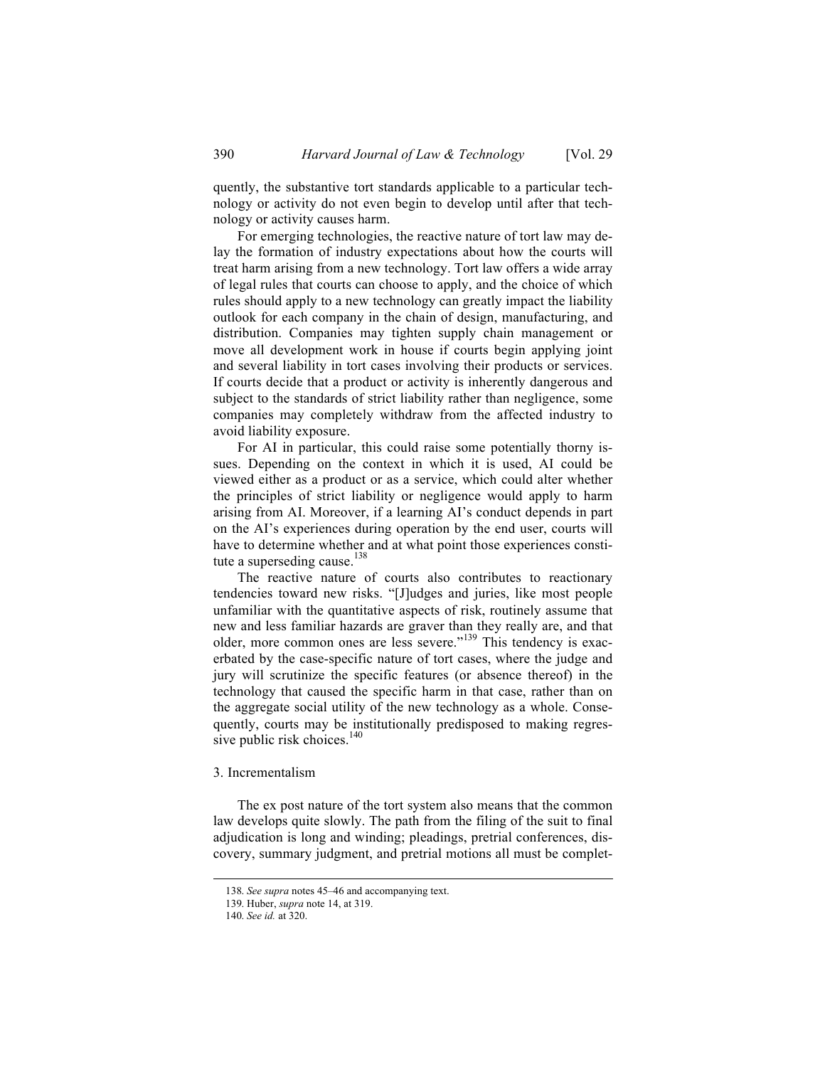quently, the substantive tort standards applicable to a particular technology or activity do not even begin to develop until after that technology or activity causes harm.

For emerging technologies, the reactive nature of tort law may delay the formation of industry expectations about how the courts will treat harm arising from a new technology. Tort law offers a wide array of legal rules that courts can choose to apply, and the choice of which rules should apply to a new technology can greatly impact the liability outlook for each company in the chain of design, manufacturing, and distribution. Companies may tighten supply chain management or move all development work in house if courts begin applying joint and several liability in tort cases involving their products or services. If courts decide that a product or activity is inherently dangerous and subject to the standards of strict liability rather than negligence, some companies may completely withdraw from the affected industry to avoid liability exposure.

For AI in particular, this could raise some potentially thorny issues. Depending on the context in which it is used, AI could be viewed either as a product or as a service, which could alter whether the principles of strict liability or negligence would apply to harm arising from AI. Moreover, if a learning AI's conduct depends in part on the AI's experiences during operation by the end user, courts will have to determine whether and at what point those experiences constitute a superseding cause.[138]

The reactive nature of courts also contributes to reactionary tendencies toward new risks. "[J]udges and juries, like most people unfamiliar with the quantitative aspects of risk, routinely assume that new and less familiar hazards are graver than they really are, and that older, more common ones are less severe."[139] This tendency is exacerbated by the case-specific nature of tort cases, where the judge and jury will scrutinize the specific features (or absence thereof) in the technology that caused the specific harm in that case, rather than on the aggregate social utility of the new technology as a whole. Consequently, courts may be institutionally predisposed to making regressive public risk choices.[140]

### 3. Incrementalism

The ex post nature of the tort system also means that the common law develops quite slowly. The path from the filing of the suit to final adjudication is long and winding; pleadings, pretrial conferences, discovery, summary judgment, and pretrial motions all must be complet-

---

138. *See supra* notes 45–46 and accompanying text.

139. Huber, *supra* note 14, at 319.

140. *See id.* at 320.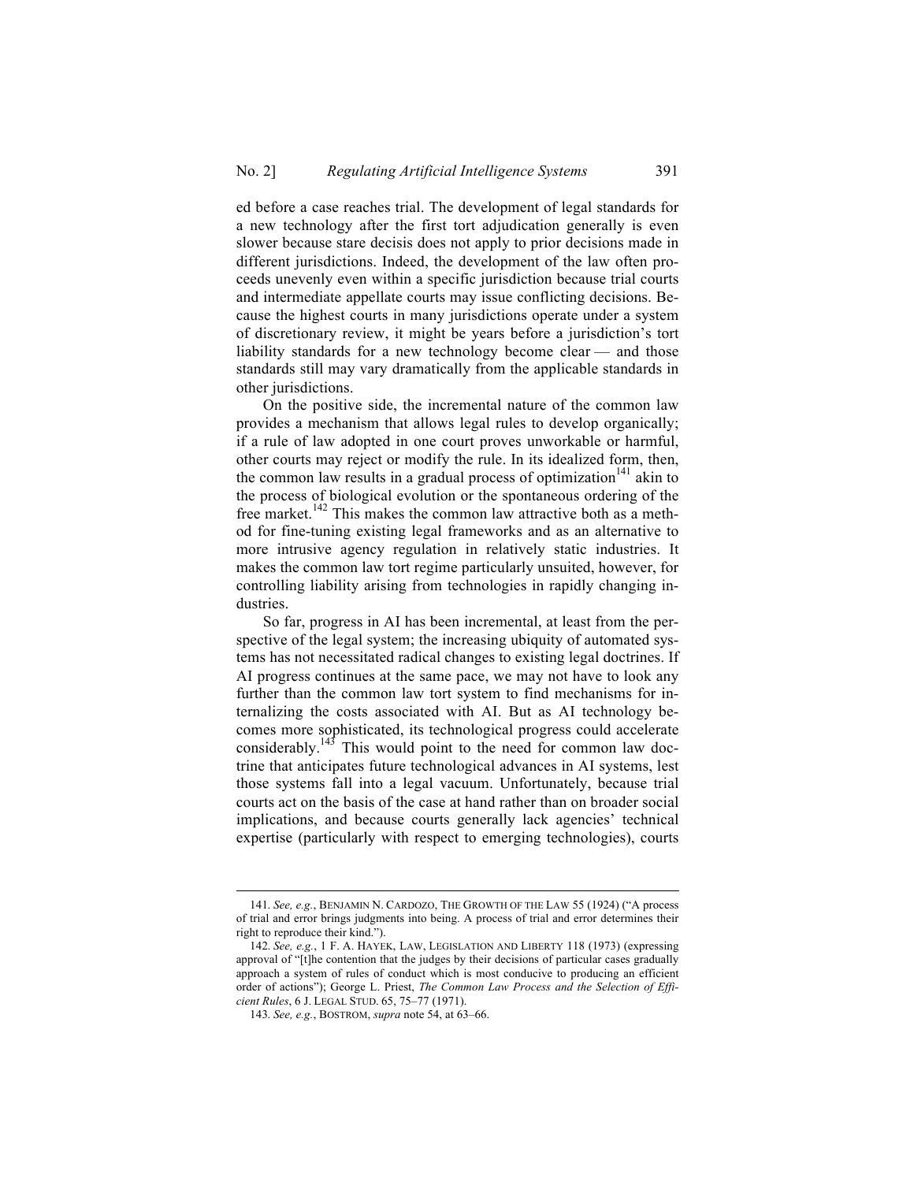ed before a case reaches trial. The development of legal standards for a new technology after the first tort adjudication generally is even slower because stare decisis does not apply to prior decisions made in different jurisdictions. Indeed, the development of the law often proceeds unevenly even within a specific jurisdiction because trial courts and intermediate appellate courts may issue conflicting decisions. Because the highest courts in many jurisdictions operate under a system of discretionary review, it might be years before a jurisdiction's tort liability standards for a new technology become clear — and those standards still may vary dramatically from the applicable standards in other jurisdictions.

On the positive side, the incremental nature of the common law provides a mechanism that allows legal rules to develop organically; if a rule of law adopted in one court proves unworkable or harmful, other courts may reject or modify the rule. In its idealized form, then, the common law results in a gradual process of optimization[141] akin to the process of biological evolution or the spontaneous ordering of the free market.[142] This makes the common law attractive both as a method for fine-tuning existing legal frameworks and as an alternative to more intrusive agency regulation in relatively static industries. It makes the common law tort regime particularly unsuited, however, for controlling liability arising from technologies in rapidly changing industries.

So far, progress in AI has been incremental, at least from the perspective of the legal system; the increasing ubiquity of automated systems has not necessitated radical changes to existing legal doctrines. If AI progress continues at the same pace, we may not have to look any further than the common law tort system to find mechanisms for internalizing the costs associated with AI. But as AI technology becomes more sophisticated, its technological progress could accelerate considerably.[143] This would point to the need for common law doctrine that anticipates future technological advances in AI systems, lest those systems fall into a legal vacuum. Unfortunately, because trial courts act on the basis of the case at hand rather than on broader social implications, and because courts generally lack agencies' technical expertise (particularly with respect to emerging technologies), courts

141. *See, e.g.*, BENJAMIN N. CARDOZO, THE GROWTH OF THE LAW 55 (1924) ("A process of trial and error brings judgments into being. A process of trial and error determines their right to reproduce their kind.").

142. *See, e.g.*, 1 F. A. HAYEK, LAW, LEGISLATION AND LIBERTY 118 (1973) (expressing approval of "[t]he contention that the judges by their decisions of particular cases gradually approach a system of rules of conduct which is most conducive to producing an efficient order of actions"); George L. Priest, *The Common Law Process and the Selection of Efficient Rules*, 6 J. LEGAL STUD. 65, 75–77 (1971).

143. *See, e.g.*, BOSTROM, *supra* note 54, at 63–66.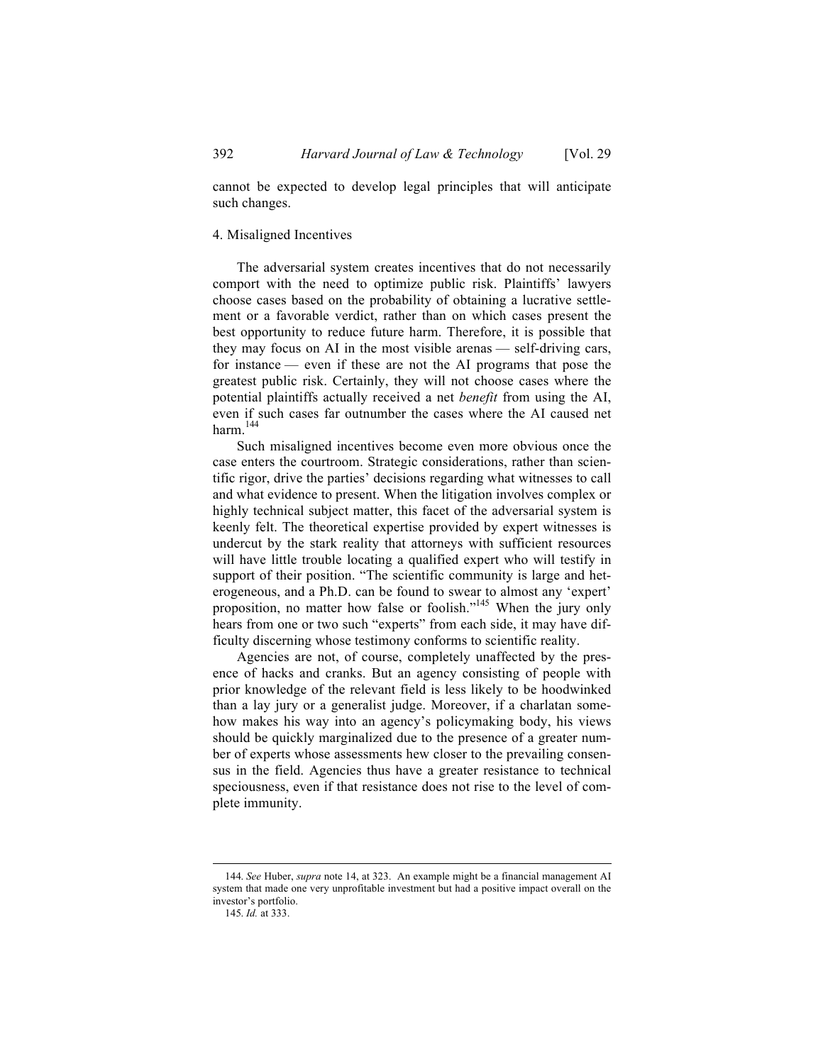cannot be expected to develop legal principles that will anticipate such changes.

#### 4. Misaligned Incentives

The adversarial system creates incentives that do not necessarily comport with the need to optimize public risk. Plaintiffs' lawyers choose cases based on the probability of obtaining a lucrative settlement or a favorable verdict, rather than on which cases present the best opportunity to reduce future harm. Therefore, it is possible that they may focus on AI in the most visible arenas — self-driving cars, for instance — even if these are not the AI programs that pose the greatest public risk. Certainly, they will not choose cases where the potential plaintiffs actually received a net *benefit* from using the AI, even if such cases far outnumber the cases where the AI caused net harm.[144]

Such misaligned incentives become even more obvious once the case enters the courtroom. Strategic considerations, rather than scientific rigor, drive the parties' decisions regarding what witnesses to call and what evidence to present. When the litigation involves complex or highly technical subject matter, this facet of the adversarial system is keenly felt. The theoretical expertise provided by expert witnesses is undercut by the stark reality that attorneys with sufficient resources will have little trouble locating a qualified expert who will testify in support of their position. "The scientific community is large and heterogeneous, and a Ph.D. can be found to swear to almost any 'expert' proposition, no matter how false or foolish."[145] When the jury only hears from one or two such "experts" from each side, it may have difficulty discerning whose testimony conforms to scientific reality.

Agencies are not, of course, completely unaffected by the presence of hacks and cranks. But an agency consisting of people with prior knowledge of the relevant field is less likely to be hoodwinked than a lay jury or a generalist judge. Moreover, if a charlatan somehow makes his way into an agency's policymaking body, his views should be quickly marginalized due to the presence of a greater number of experts whose assessments hew closer to the prevailing consensus in the field. Agencies thus have a greater resistance to technical speciousness, even if that resistance does not rise to the level of complete immunity.

---

144. *See* Huber, *supra* note 14, at 323. An example might be a financial management AI system that made one very unprofitable investment but had a positive impact overall on the investor's portfolio.

145. *Id.* at 333.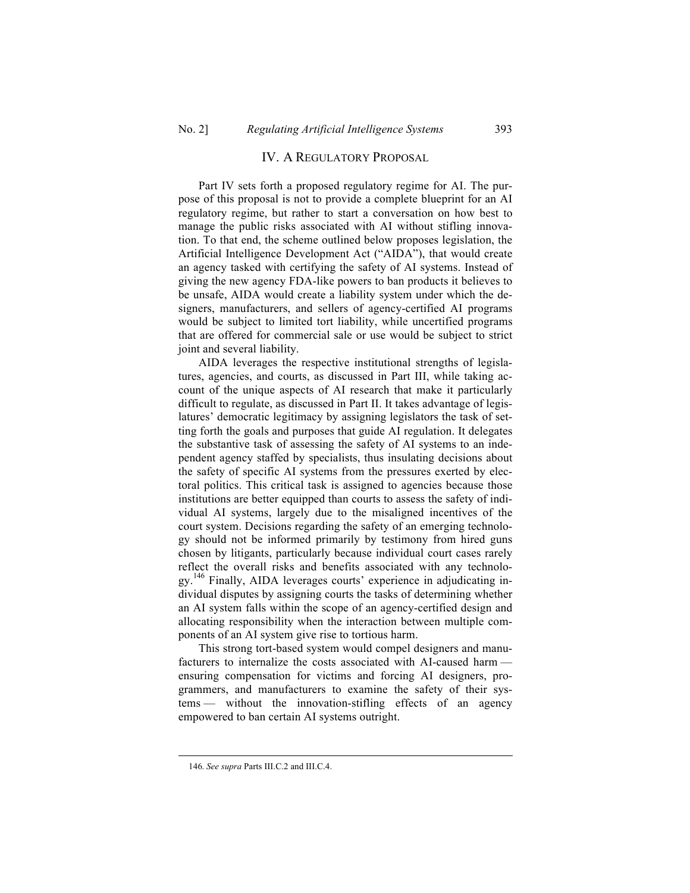## IV. A Regulatory Proposal

Part IV sets forth a proposed regulatory regime for AI. The purpose of this proposal is not to provide a complete blueprint for an AI regulatory regime, but rather to start a conversation on how best to manage the public risks associated with AI without stifling innovation. To that end, the scheme outlined below proposes legislation, the Artificial Intelligence Development Act ("AIDA"), that would create an agency tasked with certifying the safety of AI systems. Instead of giving the new agency FDA-like powers to ban products it believes to be unsafe, AIDA would create a liability system under which the designers, manufacturers, and sellers of agency-certified AI programs would be subject to limited tort liability, while uncertified programs that are offered for commercial sale or use would be subject to strict joint and several liability.

AIDA leverages the respective institutional strengths of legislatures, agencies, and courts, as discussed in Part III, while taking account of the unique aspects of AI research that make it particularly difficult to regulate, as discussed in Part II. It takes advantage of legislatures' democratic legitimacy by assigning legislators the task of setting forth the goals and purposes that guide AI regulation. It delegates the substantive task of assessing the safety of AI systems to an independent agency staffed by specialists, thus insulating decisions about the safety of specific AI systems from the pressures exerted by electoral politics. This critical task is assigned to agencies because those institutions are better equipped than courts to assess the safety of individual AI systems, largely due to the misaligned incentives of the court system. Decisions regarding the safety of an emerging technology should not be informed primarily by testimony from hired guns chosen by litigants, particularly because individual court cases rarely reflect the overall risks and benefits associated with any technology.[146] Finally, AIDA leverages courts' experience in adjudicating individual disputes by assigning courts the tasks of determining whether an AI system falls within the scope of an agency-certified design and allocating responsibility when the interaction between multiple components of an AI system give rise to tortious harm.

This strong tort-based system would compel designers and manufacturers to internalize the costs associated with AI-caused harm — ensuring compensation for victims and forcing AI designers, programmers, and manufacturers to examine the safety of their systems — without the innovation-stifling effects of an agency empowered to ban certain AI systems outright.

---

146. *See supra* Parts III.C.2 and III.C.4.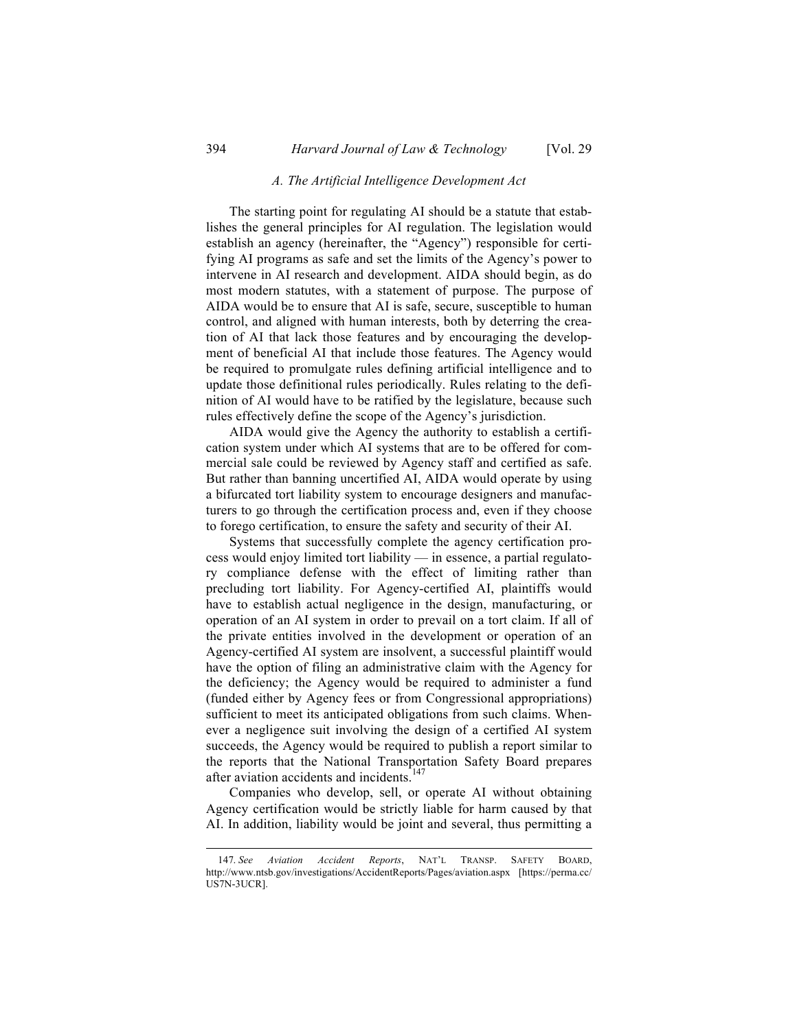### *A. The Artificial Intelligence Development Act*

The starting point for regulating AI should be a statute that establishes the general principles for AI regulation. The legislation would establish an agency (hereinafter, the "Agency") responsible for certifying AI programs as safe and set the limits of the Agency's power to intervene in AI research and development. AIDA should begin, as do most modern statutes, with a statement of purpose. The purpose of AIDA would be to ensure that AI is safe, secure, susceptible to human control, and aligned with human interests, both by deterring the creation of AI that lack those features and by encouraging the development of beneficial AI that include those features. The Agency would be required to promulgate rules defining artificial intelligence and to update those definitional rules periodically. Rules relating to the definition of AI would have to be ratified by the legislature, because such rules effectively define the scope of the Agency's jurisdiction.

AIDA would give the Agency the authority to establish a certification system under which AI systems that are to be offered for commercial sale could be reviewed by Agency staff and certified as safe. But rather than banning uncertified AI, AIDA would operate by using a bifurcated tort liability system to encourage designers and manufacturers to go through the certification process and, even if they choose to forego certification, to ensure the safety and security of their AI.

Systems that successfully complete the agency certification process would enjoy limited tort liability — in essence, a partial regulatory compliance defense with the effect of limiting rather than precluding tort liability. For Agency-certified AI, plaintiffs would have to establish actual negligence in the design, manufacturing, or operation of an AI system in order to prevail on a tort claim. If all of the private entities involved in the development or operation of an Agency-certified AI system are insolvent, a successful plaintiff would have the option of filing an administrative claim with the Agency for the deficiency; the Agency would be required to administer a fund (funded either by Agency fees or from Congressional appropriations) sufficient to meet its anticipated obligations from such claims. Whenever a negligence suit involving the design of a certified AI system succeeds, the Agency would be required to publish a report similar to the reports that the National Transportation Safety Board prepares after aviation accidents and incidents.[147]

Companies who develop, sell, or operate AI without obtaining Agency certification would be strictly liable for harm caused by that AI. In addition, liability would be joint and several, thus permitting a

---

147. *See Aviation Accident Reports*, NAT'L TRANSP. SAFETY BOARD, http://www.ntsb.gov/investigations/AccidentReports/Pages/aviation.aspx [https://perma.cc/US7N-3UCR].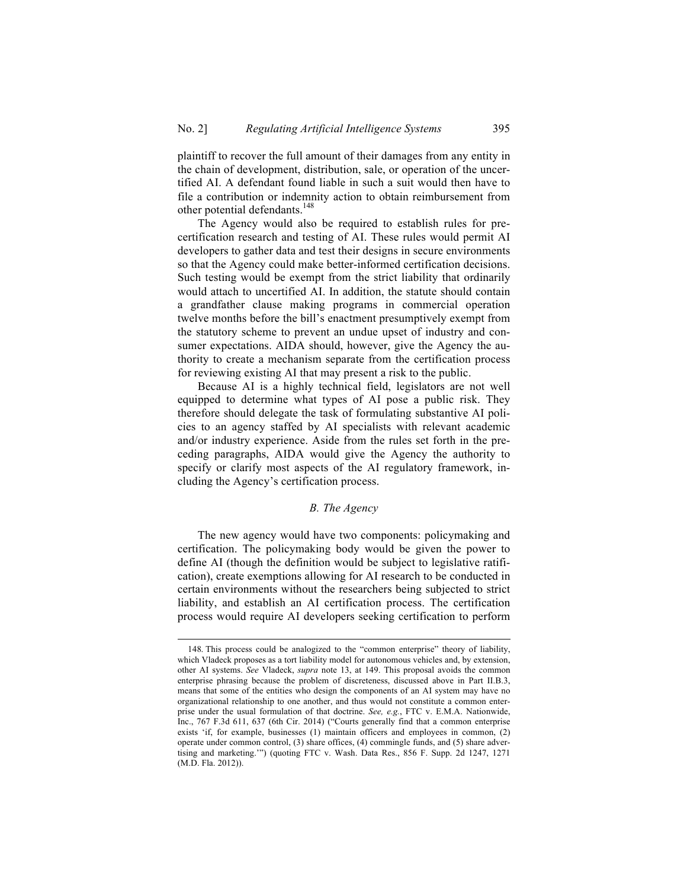plaintiff to recover the full amount of their damages from any entity in the chain of development, distribution, sale, or operation of the uncertified AI. A defendant found liable in such a suit would then have to file a contribution or indemnity action to obtain reimbursement from other potential defendants.[148]

The Agency would also be required to establish rules for pre-certification research and testing of AI. These rules would permit AI developers to gather data and test their designs in secure environments so that the Agency could make better-informed certification decisions. Such testing would be exempt from the strict liability that ordinarily would attach to uncertified AI. In addition, the statute should contain a grandfather clause making programs in commercial operation twelve months before the bill's enactment presumptively exempt from the statutory scheme to prevent an undue upset of industry and consumer expectations. AIDA should, however, give the Agency the authority to create a mechanism separate from the certification process for reviewing existing AI that may present a risk to the public.

Because AI is a highly technical field, legislators are not well equipped to determine what types of AI pose a public risk. They therefore should delegate the task of formulating substantive AI policies to an agency staffed by AI specialists with relevant academic and/or industry experience. Aside from the rules set forth in the preceding paragraphs, AIDA would give the Agency the authority to specify or clarify most aspects of the AI regulatory framework, including the Agency's certification process.

### *B. The Agency*

The new agency would have two components: policymaking and certification. The policymaking body would be given the power to define AI (though the definition would be subject to legislative ratification), create exemptions allowing for AI research to be conducted in certain environments without the researchers being subjected to strict liability, and establish an AI certification process. The certification process would require AI developers seeking certification to perform

---

148. This process could be analogized to the "common enterprise" theory of liability, which Vladeck proposes as a tort liability model for autonomous vehicles and, by extension, other AI systems. *See* Vladeck, *supra* note 13, at 149. This proposal avoids the common enterprise phrasing because the problem of discreteness, discussed above in Part II.B.3, means that some of the entities who design the components of an AI system may have no organizational relationship to one another, and thus would not constitute a common enterprise under the usual formulation of that doctrine. *See, e.g.*, FTC v. E.M.A. Nationwide, Inc., 767 F.3d 611, 637 (6th Cir. 2014) ("Courts generally find that a common enterprise exists 'if, for example, businesses (1) maintain officers and employees in common, (2) operate under common control, (3) share offices, (4) commingle funds, and (5) share advertising and marketing.'") (quoting FTC v. Wash. Data Res., 856 F. Supp. 2d 1247, 1271 (M.D. Fla. 2012)).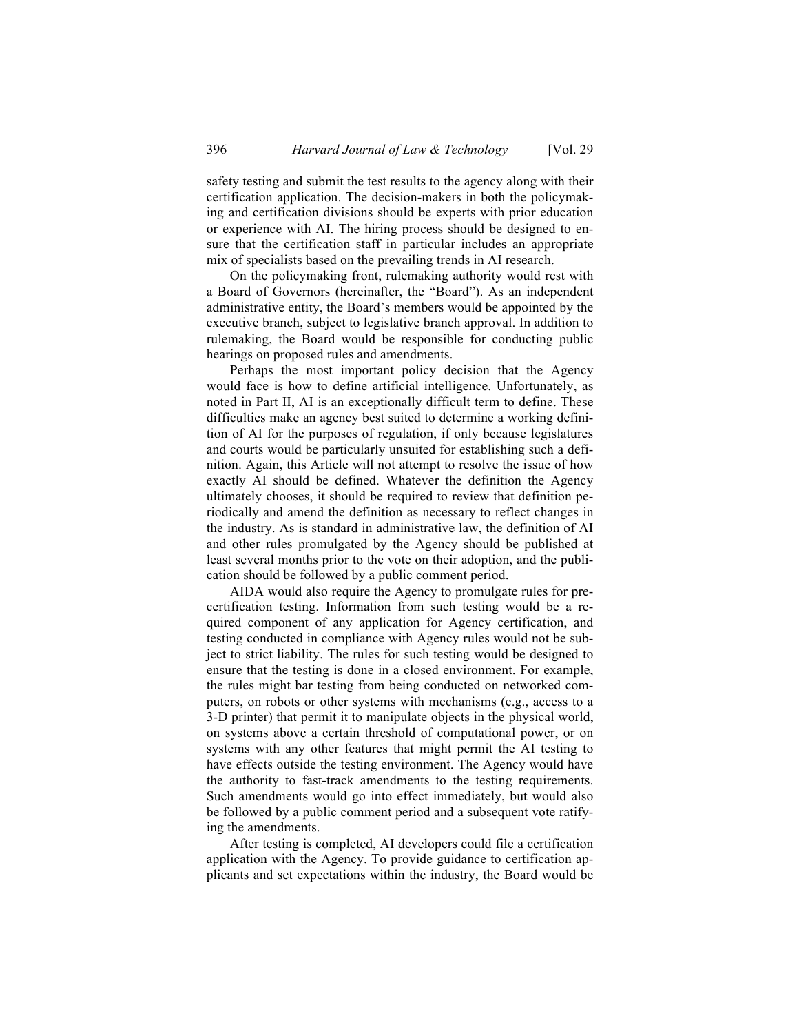safety testing and submit the test results to the agency along with their certification application. The decision-makers in both the policymaking and certification divisions should be experts with prior education or experience with AI. The hiring process should be designed to ensure that the certification staff in particular includes an appropriate mix of specialists based on the prevailing trends in AI research.

On the policymaking front, rulemaking authority would rest with a Board of Governors (hereinafter, the "Board"). As an independent administrative entity, the Board's members would be appointed by the executive branch, subject to legislative branch approval. In addition to rulemaking, the Board would be responsible for conducting public hearings on proposed rules and amendments.

Perhaps the most important policy decision that the Agency would face is how to define artificial intelligence. Unfortunately, as noted in Part II, AI is an exceptionally difficult term to define. These difficulties make an agency best suited to determine a working definition of AI for the purposes of regulation, if only because legislatures and courts would be particularly unsuited for establishing such a definition. Again, this Article will not attempt to resolve the issue of how exactly AI should be defined. Whatever the definition the Agency ultimately chooses, it should be required to review that definition periodically and amend the definition as necessary to reflect changes in the industry. As is standard in administrative law, the definition of AI and other rules promulgated by the Agency should be published at least several months prior to the vote on their adoption, and the publication should be followed by a public comment period.

AIDA would also require the Agency to promulgate rules for pre-certification testing. Information from such testing would be a required component of any application for Agency certification, and testing conducted in compliance with Agency rules would not be subject to strict liability. The rules for such testing would be designed to ensure that the testing is done in a closed environment. For example, the rules might bar testing from being conducted on networked computers, on robots or other systems with mechanisms (e.g., access to a 3-D printer) that permit it to manipulate objects in the physical world, on systems above a certain threshold of computational power, or on systems with any other features that might permit the AI testing to have effects outside the testing environment. The Agency would have the authority to fast-track amendments to the testing requirements. Such amendments would go into effect immediately, but would also be followed by a public comment period and a subsequent vote ratifying the amendments.

After testing is completed, AI developers could file a certification application with the Agency. To provide guidance to certification applicants and set expectations within the industry, the Board would be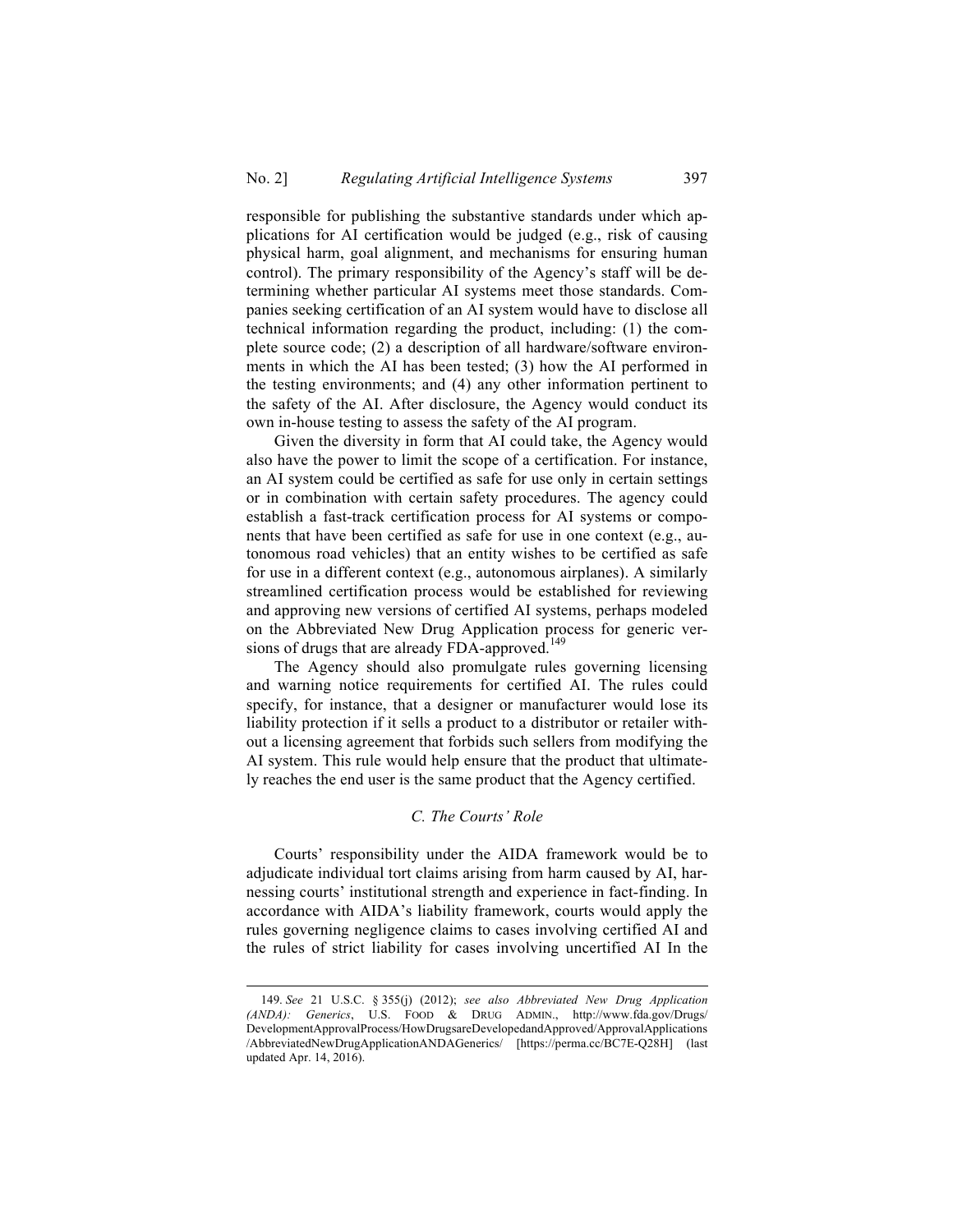responsible for publishing the substantive standards under which applications for AI certification would be judged (e.g., risk of causing physical harm, goal alignment, and mechanisms for ensuring human control). The primary responsibility of the Agency's staff will be determining whether particular AI systems meet those standards. Companies seeking certification of an AI system would have to disclose all technical information regarding the product, including: (1) the complete source code; (2) a description of all hardware/software environments in which the AI has been tested; (3) how the AI performed in the testing environments; and (4) any other information pertinent to the safety of the AI. After disclosure, the Agency would conduct its own in-house testing to assess the safety of the AI program.

Given the diversity in form that AI could take, the Agency would also have the power to limit the scope of a certification. For instance, an AI system could be certified as safe for use only in certain settings or in combination with certain safety procedures. The agency could establish a fast-track certification process for AI systems or components that have been certified as safe for use in one context (e.g., autonomous road vehicles) that an entity wishes to be certified as safe for use in a different context (e.g., autonomous airplanes). A similarly streamlined certification process would be established for reviewing and approving new versions of certified AI systems, perhaps modeled on the Abbreviated New Drug Application process for generic versions of drugs that are already FDA-approved.[149]

The Agency should also promulgate rules governing licensing and warning notice requirements for certified AI. The rules could specify, for instance, that a designer or manufacturer would lose its liability protection if it sells a product to a distributor or retailer without a licensing agreement that forbids such sellers from modifying the AI system. This rule would help ensure that the product that ultimately reaches the end user is the same product that the Agency certified.

### *C. The Courts' Role*

Courts' responsibility under the AIDA framework would be to adjudicate individual tort claims arising from harm caused by AI, harnessing courts' institutional strength and experience in fact-finding. In accordance with AIDA's liability framework, courts would apply the rules governing negligence claims to cases involving certified AI and the rules of strict liability for cases involving uncertified AI In the

149. *See* 21 U.S.C. § 355(j) (2012); *see also Abbreviated New Drug Application (ANDA): Generics*, U.S. FOOD & DRUG ADMIN., http://www.fda.gov/Drugs/DevelopmentApprovalProcess/HowDrugsareDevelopedandApproved/ApprovalApplications/AbbreviatedNewDrugApplicationANDAGenerics/ [https://perma.cc/BC7E-Q28H] (last updated Apr. 14, 2016).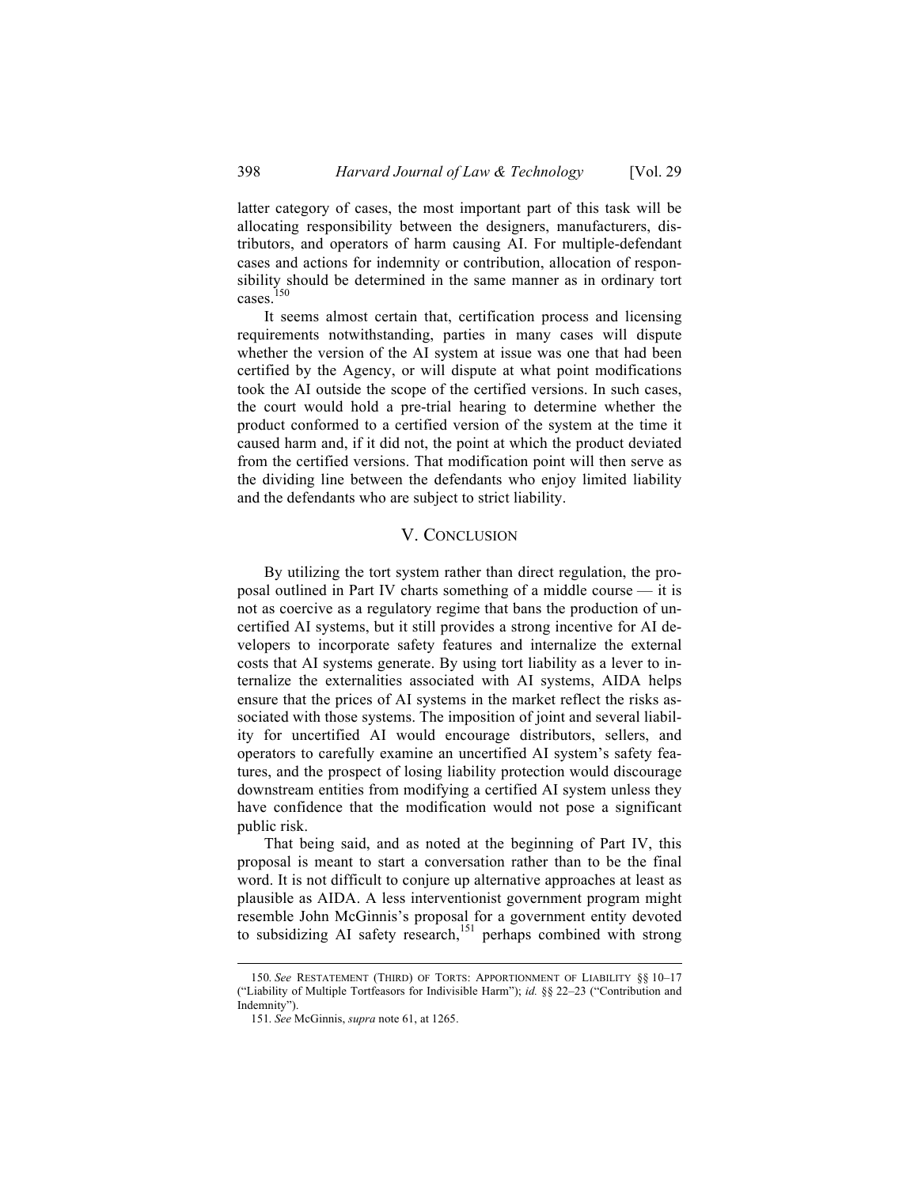latter category of cases, the most important part of this task will be allocating responsibility between the designers, manufacturers, distributors, and operators of harm causing AI. For multiple-defendant cases and actions for indemnity or contribution, allocation of responsibility should be determined in the same manner as in ordinary tort cases.[150]

It seems almost certain that, certification process and licensing requirements notwithstanding, parties in many cases will dispute whether the version of the AI system at issue was one that had been certified by the Agency, or will dispute at what point modifications took the AI outside the scope of the certified versions. In such cases, the court would hold a pre-trial hearing to determine whether the product conformed to a certified version of the system at the time it caused harm and, if it did not, the point at which the product deviated from the certified versions. That modification point will then serve as the dividing line between the defendants who enjoy limited liability and the defendants who are subject to strict liability.

## V. Conclusion

By utilizing the tort system rather than direct regulation, the proposal outlined in Part IV charts something of a middle course — it is not as coercive as a regulatory regime that bans the production of uncertified AI systems, but it still provides a strong incentive for AI developers to incorporate safety features and internalize the external costs that AI systems generate. By using tort liability as a lever to internalize the externalities associated with AI systems, AIDA helps ensure that the prices of AI systems in the market reflect the risks associated with those systems. The imposition of joint and several liability for uncertified AI would encourage distributors, sellers, and operators to carefully examine an uncertified AI system's safety features, and the prospect of losing liability protection would discourage downstream entities from modifying a certified AI system unless they have confidence that the modification would not pose a significant public risk.

That being said, and as noted at the beginning of Part IV, this proposal is meant to start a conversation rather than to be the final word. It is not difficult to conjure up alternative approaches at least as plausible as AIDA. A less interventionist government program might resemble John McGinnis's proposal for a government entity devoted to subsidizing AI safety research,[151] perhaps combined with strong

150. *See* Restatement (Third) of Torts: Apportionment of Liability §§ 10–17 ("Liability of Multiple Tortfeasors for Indivisible Harm"); *id.* §§ 22–23 ("Contribution and Indemnity").

151. *See* McGinnis, *supra* note 61, at 1265.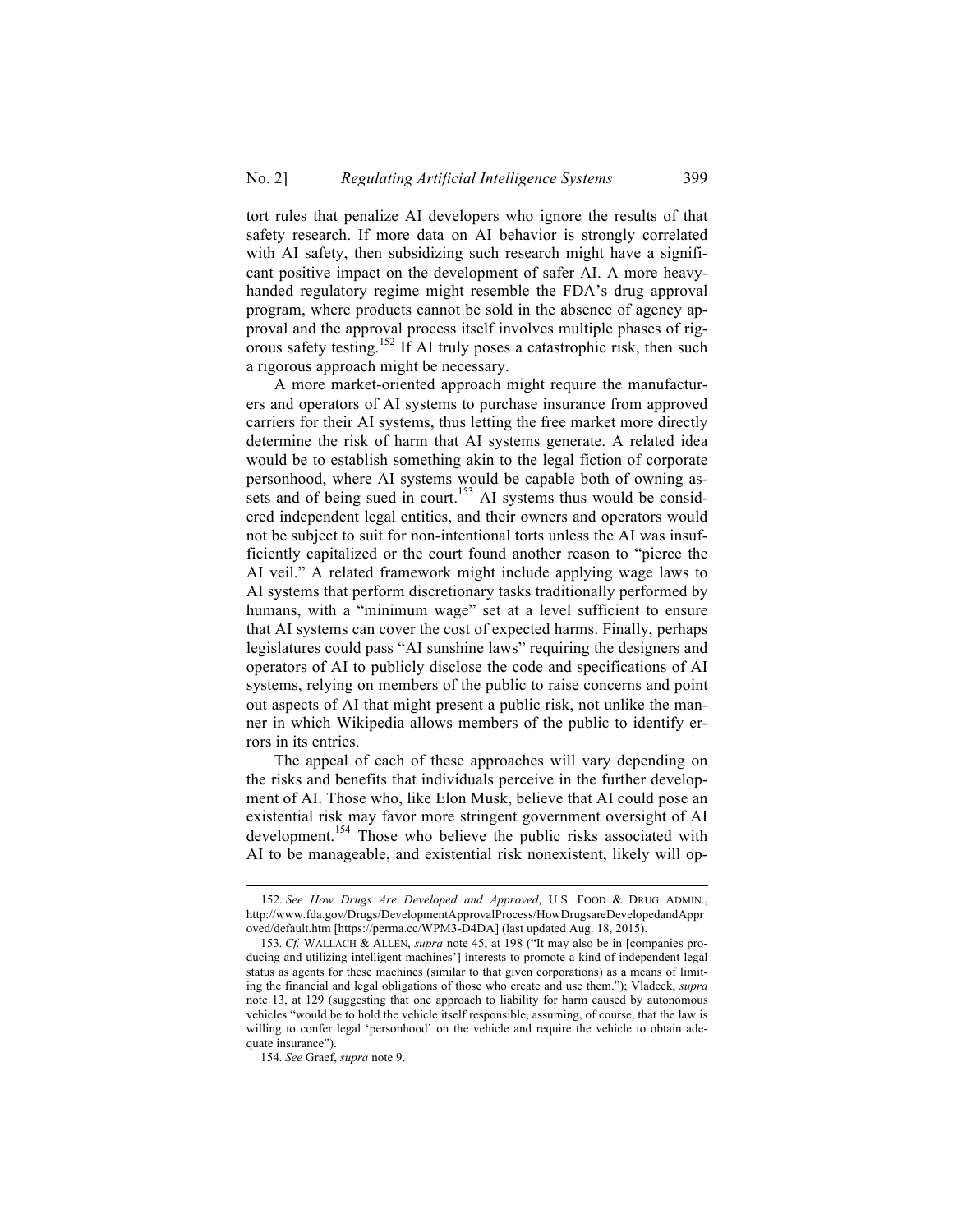tort rules that penalize AI developers who ignore the results of that safety research. If more data on AI behavior is strongly correlated with AI safety, then subsidizing such research might have a significant positive impact on the development of safer AI. A more heavy-handed regulatory regime might resemble the FDA's drug approval program, where products cannot be sold in the absence of agency approval and the approval process itself involves multiple phases of rigorous safety testing.[152] If AI truly poses a catastrophic risk, then such a rigorous approach might be necessary.

A more market-oriented approach might require the manufacturers and operators of AI systems to purchase insurance from approved carriers for their AI systems, thus letting the free market more directly determine the risk of harm that AI systems generate. A related idea would be to establish something akin to the legal fiction of corporate personhood, where AI systems would be capable both of owning assets and of being sued in court.[153] AI systems thus would be considered independent legal entities, and their owners and operators would not be subject to suit for non-intentional torts unless the AI was insufficiently capitalized or the court found another reason to "pierce the AI veil." A related framework might include applying wage laws to AI systems that perform discretionary tasks traditionally performed by humans, with a "minimum wage" set at a level sufficient to ensure that AI systems can cover the cost of expected harms. Finally, perhaps legislatures could pass "AI sunshine laws" requiring the designers and operators of AI to publicly disclose the code and specifications of AI systems, relying on members of the public to raise concerns and point out aspects of AI that might present a public risk, not unlike the manner in which Wikipedia allows members of the public to identify errors in its entries.

The appeal of each of these approaches will vary depending on the risks and benefits that individuals perceive in the further development of AI. Those who, like Elon Musk, believe that AI could pose an existential risk may favor more stringent government oversight of AI development.[154] Those who believe the public risks associated with AI to be manageable, and existential risk nonexistent, likely will op-

---

152. *See How Drugs Are Developed and Approved*, U.S. FOOD & DRUG ADMIN., http://www.fda.gov/Drugs/DevelopmentApprovalProcess/HowDrugsareDevelopedandApproved/default.htm [https://perma.cc/WPM3-D4DA] (last updated Aug. 18, 2015).

153. *Cf.* WALLACH & ALLEN, *supra* note 45, at 198 ("It may also be in [companies producing and utilizing intelligent machines'] interests to promote a kind of independent legal status as agents for these machines (similar to that given corporations) as a means of limiting the financial and legal obligations of those who create and use them."); Vladeck, *supra* note 13, at 129 (suggesting that one approach to liability for harm caused by autonomous vehicles "would be to hold the vehicle itself responsible, assuming, of course, that the law is willing to confer legal 'personhood' on the vehicle and require the vehicle to obtain adequate insurance").

154. *See* Graef, *supra* note 9.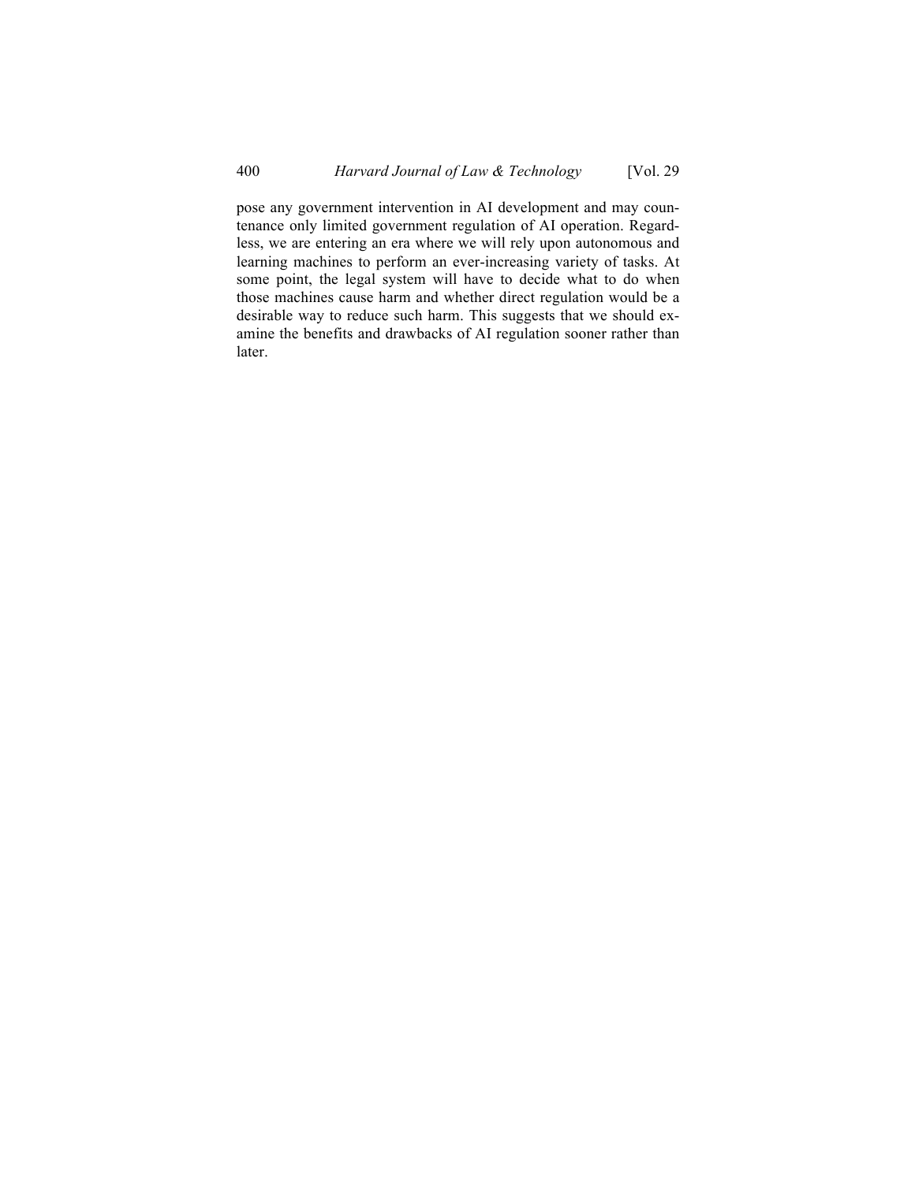pose any government intervention in AI development and may countenance only limited government regulation of AI operation. Regardless, we are entering an era where we will rely upon autonomous and learning machines to perform an ever-increasing variety of tasks. At some point, the legal system will have to decide what to do when those machines cause harm and whether direct regulation would be a desirable way to reduce such harm. This suggests that we should examine the benefits and drawbacks of AI regulation sooner rather than later.